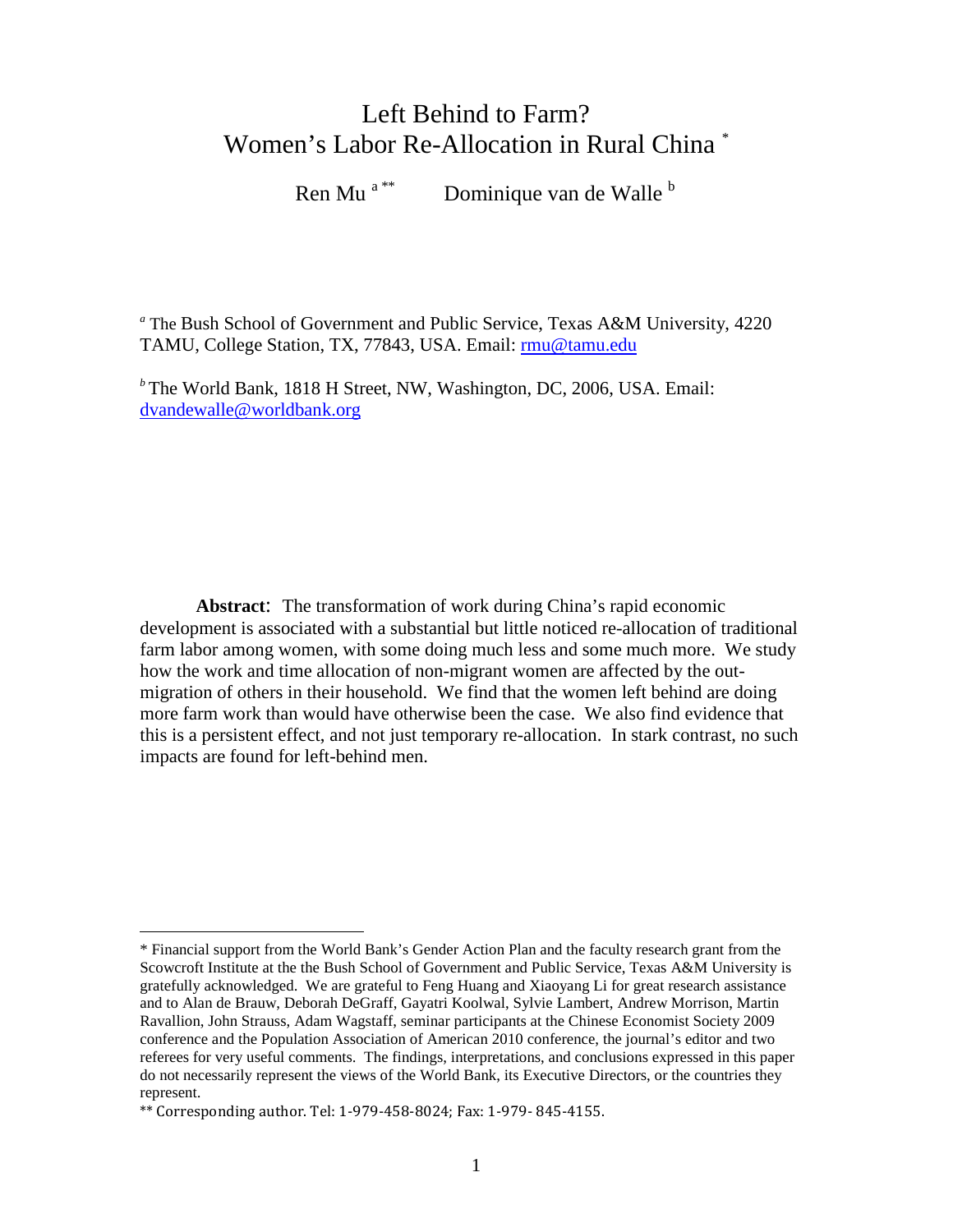# Left Behind to Farm? Women's Labor Re-Allocation in Rural China [*]

Ren Mu [a **] Dominique van de Walle [b]

[a] The Bush School of Government and Public Service, Texas A&M University, 4220 TAMU, College Station, TX, 77843, USA. Email: rmu@tamu.edu

[b] The World Bank, 1818 H Street, NW, Washington, DC, 2006, USA. Email: dvandewalle@worldbank.org

**Abstract**: The transformation of work during China's rapid economic development is associated with a substantial but little noticed re-allocation of traditional farm labor among women, with some doing much less and some much more. We study how the work and time allocation of non-migrant women are affected by the out-migration of others in their household. We find that the women left behind are doing more farm work than would have otherwise been the case. We also find evidence that this is a persistent effect, and not just temporary re-allocation. In stark contrast, no such impacts are found for left-behind men.

---

* Financial support from the World Bank's Gender Action Plan and the faculty research grant from the Scowcroft Institute at the the Bush School of Government and Public Service, Texas A&M University is gratefully acknowledged. We are grateful to Feng Huang and Xiaoyang Li for great research assistance and to Alan de Brauw, Deborah DeGraff, Gayatri Koolwal, Sylvie Lambert, Andrew Morrison, Martin Ravallion, John Strauss, Adam Wagstaff, seminar participants at the Chinese Economist Society 2009 conference and the Population Association of American 2010 conference, the journal's editor and two referees for very useful comments. The findings, interpretations, and conclusions expressed in this paper do not necessarily represent the views of the World Bank, its Executive Directors, or the countries they represent.

** Corresponding author. Tel: 1-979-458-8024; Fax: 1-979- 845-4155.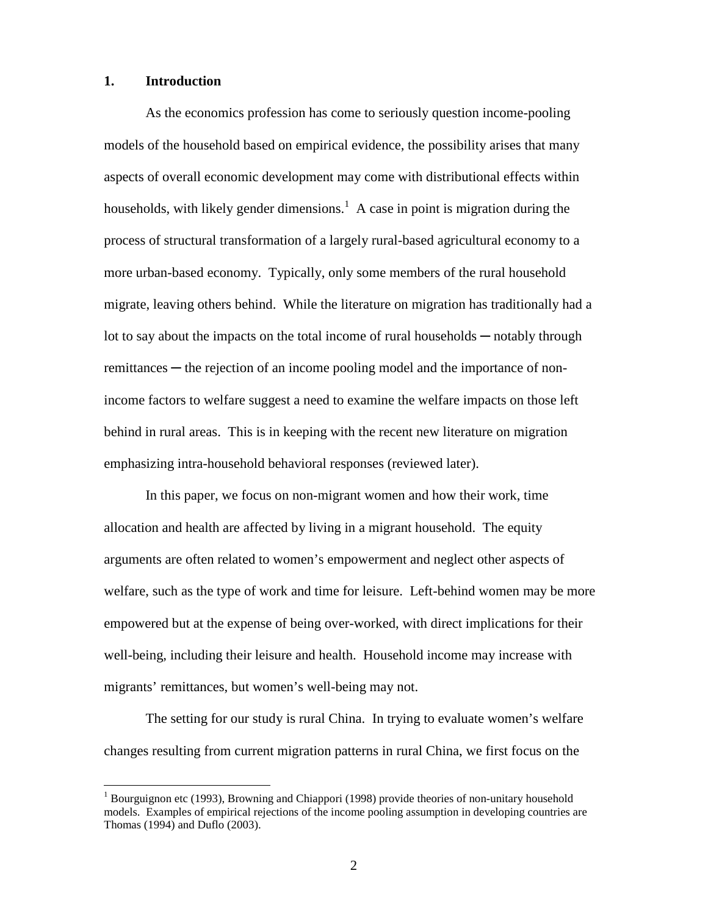## 1. Introduction

As the economics profession has come to seriously question income-pooling models of the household based on empirical evidence, the possibility arises that many aspects of overall economic development may come with distributional effects within households, with likely gender dimensions.[1] A case in point is migration during the process of structural transformation of a largely rural-based agricultural economy to a more urban-based economy. Typically, only some members of the rural household migrate, leaving others behind. While the literature on migration has traditionally had a lot to say about the impacts on the total income of rural households ─ notably through remittances ─ the rejection of an income pooling model and the importance of non-income factors to welfare suggest a need to examine the welfare impacts on those left behind in rural areas. This is in keeping with the recent new literature on migration emphasizing intra-household behavioral responses (reviewed later).

In this paper, we focus on non-migrant women and how their work, time allocation and health are affected by living in a migrant household. The equity arguments are often related to women's empowerment and neglect other aspects of welfare, such as the type of work and time for leisure. Left-behind women may be more empowered but at the expense of being over-worked, with direct implications for their well-being, including their leisure and health. Household income may increase with migrants' remittances, but women's well-being may not.

The setting for our study is rural China. In trying to evaluate women's welfare changes resulting from current migration patterns in rural China, we first focus on the

[1] Bourguignon etc (1993), Browning and Chiappori (1998) provide theories of non-unitary household models. Examples of empirical rejections of the income pooling assumption in developing countries are Thomas (1994) and Duflo (2003).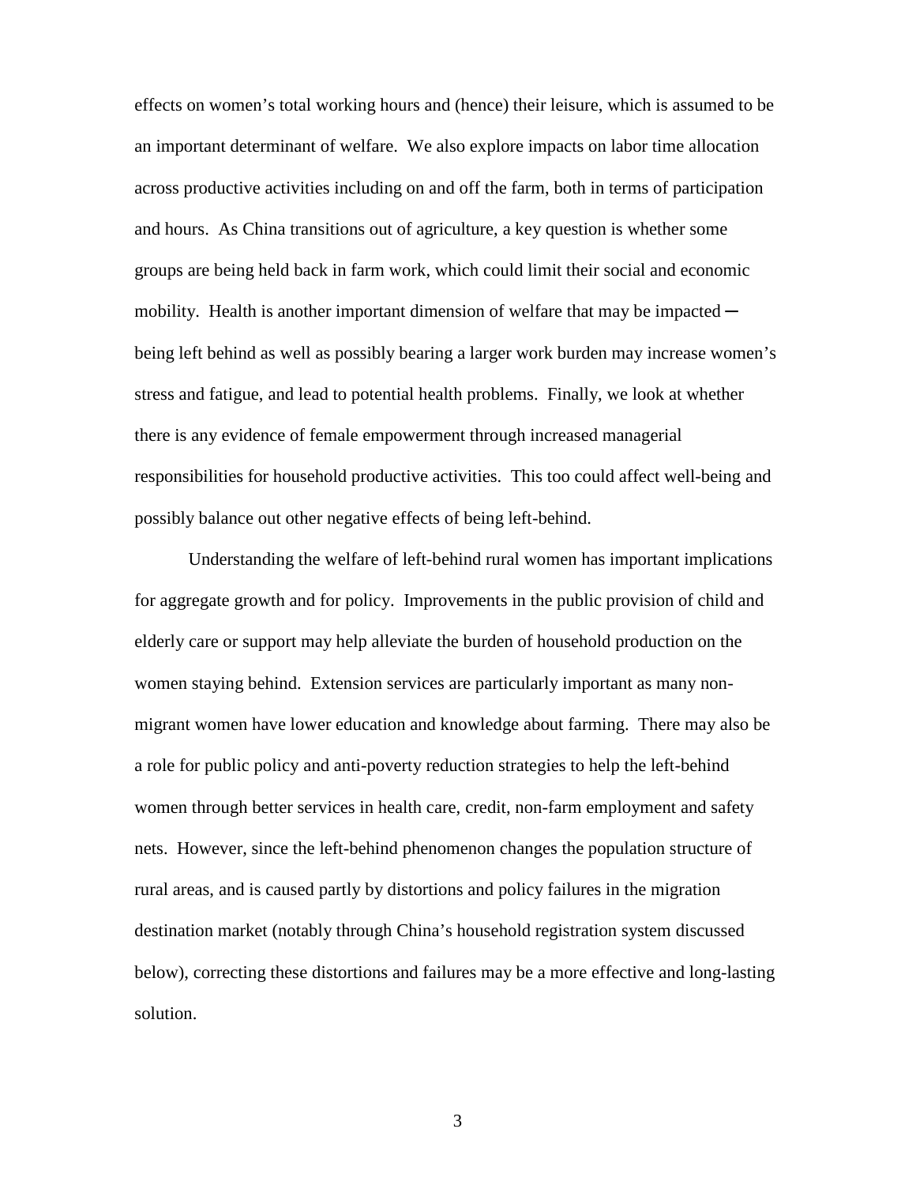effects on women's total working hours and (hence) their leisure, which is assumed to be an important determinant of welfare. We also explore impacts on labor time allocation across productive activities including on and off the farm, both in terms of participation and hours. As China transitions out of agriculture, a key question is whether some groups are being held back in farm work, which could limit their social and economic mobility. Health is another important dimension of welfare that may be impacted ─ being left behind as well as possibly bearing a larger work burden may increase women's stress and fatigue, and lead to potential health problems. Finally, we look at whether there is any evidence of female empowerment through increased managerial responsibilities for household productive activities. This too could affect well-being and possibly balance out other negative effects of being left-behind.

Understanding the welfare of left-behind rural women has important implications for aggregate growth and for policy. Improvements in the public provision of child and elderly care or support may help alleviate the burden of household production on the women staying behind. Extension services are particularly important as many non-migrant women have lower education and knowledge about farming. There may also be a role for public policy and anti-poverty reduction strategies to help the left-behind women through better services in health care, credit, non-farm employment and safety nets. However, since the left-behind phenomenon changes the population structure of rural areas, and is caused partly by distortions and policy failures in the migration destination market (notably through China's household registration system discussed below), correcting these distortions and failures may be a more effective and long-lasting solution.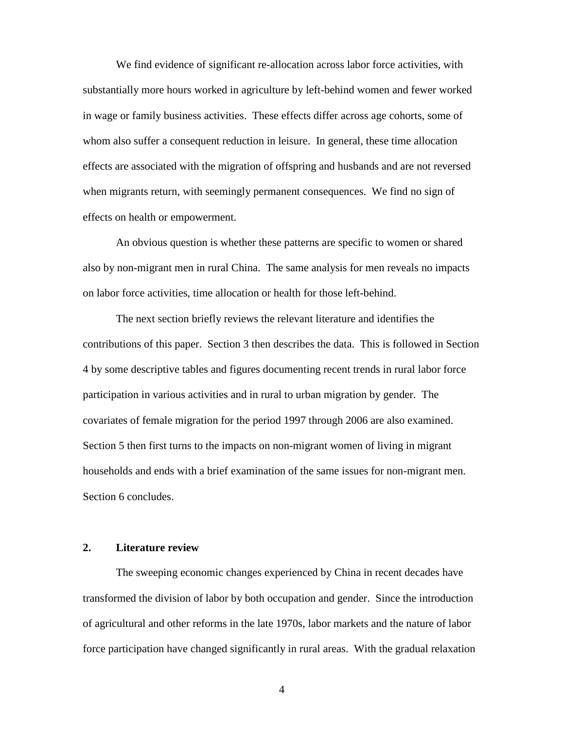We find evidence of significant re-allocation across labor force activities, with substantially more hours worked in agriculture by left-behind women and fewer worked in wage or family business activities. These effects differ across age cohorts, some of whom also suffer a consequent reduction in leisure. In general, these time allocation effects are associated with the migration of offspring and husbands and are not reversed when migrants return, with seemingly permanent consequences. We find no sign of effects on health or empowerment.

An obvious question is whether these patterns are specific to women or shared also by non-migrant men in rural China. The same analysis for men reveals no impacts on labor force activities, time allocation or health for those left-behind.

The next section briefly reviews the relevant literature and identifies the contributions of this paper. Section 3 then describes the data. This is followed in Section 4 by some descriptive tables and figures documenting recent trends in rural labor force participation in various activities and in rural to urban migration by gender. The covariates of female migration for the period 1997 through 2006 are also examined. Section 5 then first turns to the impacts on non-migrant women of living in migrant households and ends with a brief examination of the same issues for non-migrant men. Section 6 concludes.

## 2. Literature review

The sweeping economic changes experienced by China in recent decades have transformed the division of labor by both occupation and gender. Since the introduction of agricultural and other reforms in the late 1970s, labor markets and the nature of labor force participation have changed significantly in rural areas. With the gradual relaxation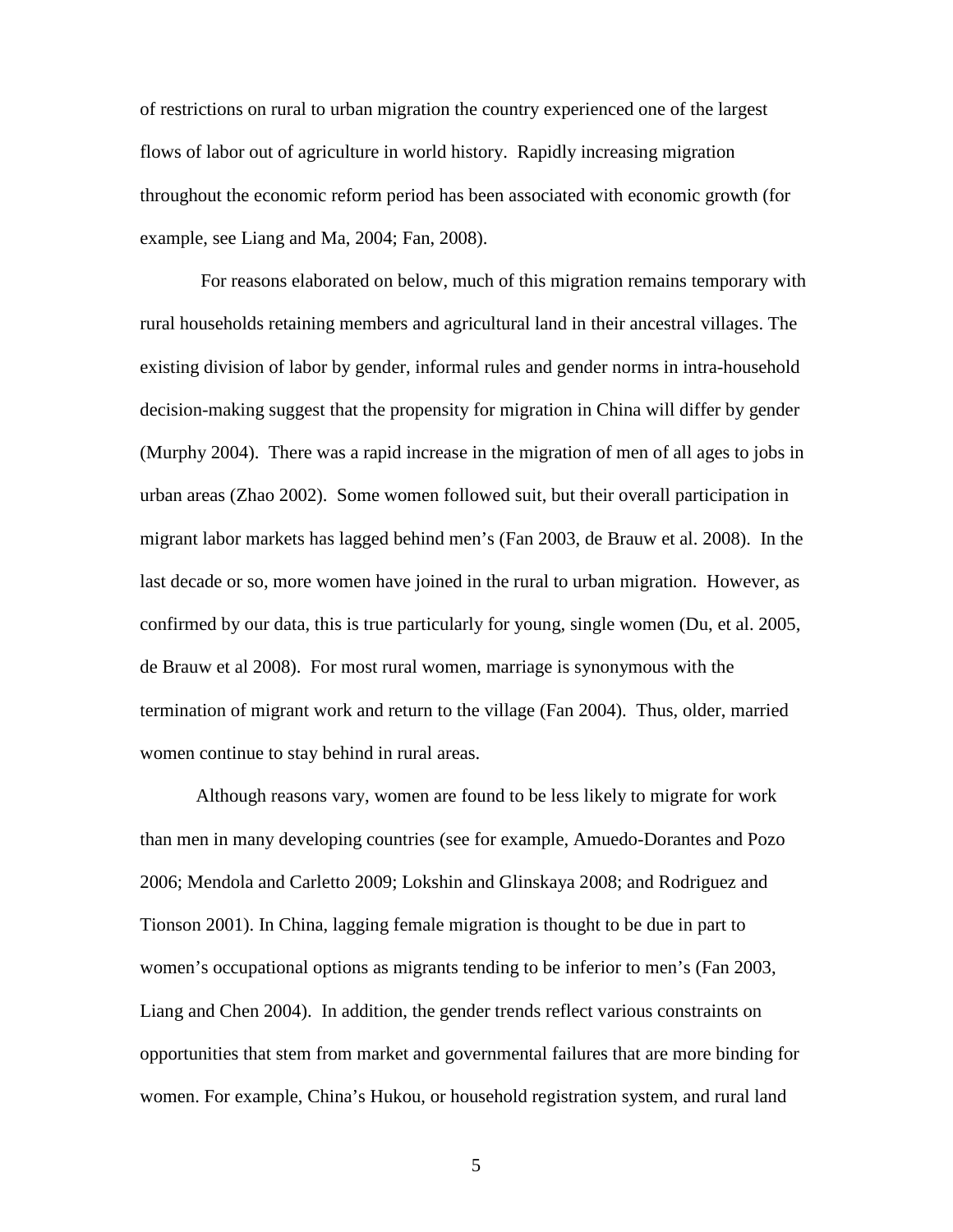of restrictions on rural to urban migration the country experienced one of the largest flows of labor out of agriculture in world history. Rapidly increasing migration throughout the economic reform period has been associated with economic growth (for example, see Liang and Ma, 2004; Fan, 2008).

For reasons elaborated on below, much of this migration remains temporary with rural households retaining members and agricultural land in their ancestral villages. The existing division of labor by gender, informal rules and gender norms in intra-household decision-making suggest that the propensity for migration in China will differ by gender (Murphy 2004). There was a rapid increase in the migration of men of all ages to jobs in urban areas (Zhao 2002). Some women followed suit, but their overall participation in migrant labor markets has lagged behind men's (Fan 2003, de Brauw et al. 2008). In the last decade or so, more women have joined in the rural to urban migration. However, as confirmed by our data, this is true particularly for young, single women (Du, et al. 2005, de Brauw et al 2008). For most rural women, marriage is synonymous with the termination of migrant work and return to the village (Fan 2004). Thus, older, married women continue to stay behind in rural areas.

Although reasons vary, women are found to be less likely to migrate for work than men in many developing countries (see for example, Amuedo-Dorantes and Pozo 2006; Mendola and Carletto 2009; Lokshin and Glinskaya 2008; and Rodriguez and Tionson 2001). In China, lagging female migration is thought to be due in part to women's occupational options as migrants tending to be inferior to men's (Fan 2003, Liang and Chen 2004). In addition, the gender trends reflect various constraints on opportunities that stem from market and governmental failures that are more binding for women. For example, China's Hukou, or household registration system, and rural land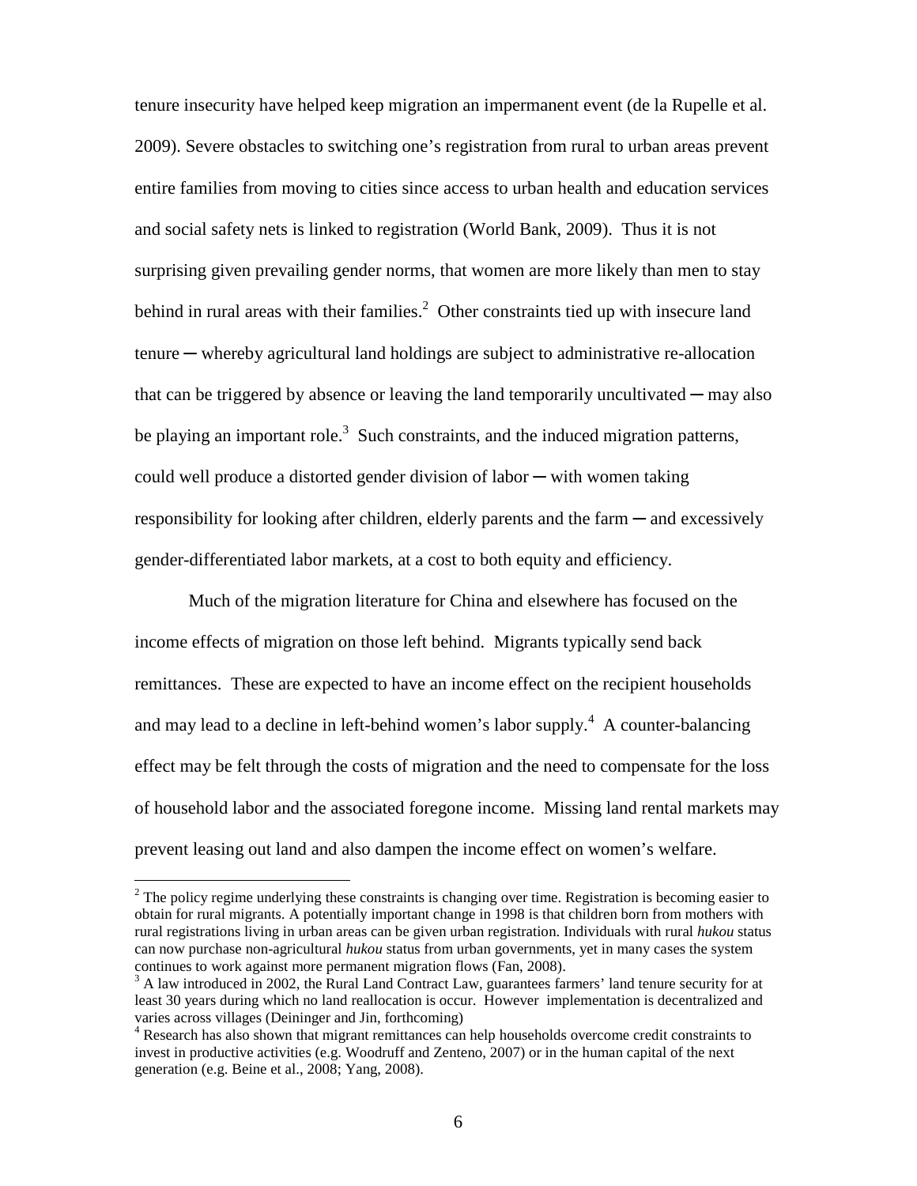tenure insecurity have helped keep migration an impermanent event (de la Rupelle et al. 2009). Severe obstacles to switching one's registration from rural to urban areas prevent entire families from moving to cities since access to urban health and education services and social safety nets is linked to registration (World Bank, 2009). Thus it is not surprising given prevailing gender norms, that women are more likely than men to stay behind in rural areas with their families.[2] Other constraints tied up with insecure land tenure ─ whereby agricultural land holdings are subject to administrative re-allocation that can be triggered by absence or leaving the land temporarily uncultivated ─ may also be playing an important role.[3] Such constraints, and the induced migration patterns, could well produce a distorted gender division of labor ─ with women taking responsibility for looking after children, elderly parents and the farm ─ and excessively gender-differentiated labor markets, at a cost to both equity and efficiency.

Much of the migration literature for China and elsewhere has focused on the income effects of migration on those left behind. Migrants typically send back remittances. These are expected to have an income effect on the recipient households and may lead to a decline in left-behind women's labor supply.[4] A counter-balancing effect may be felt through the costs of migration and the need to compensate for the loss of household labor and the associated foregone income. Missing land rental markets may prevent leasing out land and also dampen the income effect on women's welfare.

---

[2] The policy regime underlying these constraints is changing over time. Registration is becoming easier to obtain for rural migrants. A potentially important change in 1998 is that children born from mothers with rural registrations living in urban areas can be given urban registration. Individuals with rural *hukou* status can now purchase non-agricultural *hukou* status from urban governments, yet in many cases the system continues to work against more permanent migration flows (Fan, 2008).

[3] A law introduced in 2002, the Rural Land Contract Law, guarantees farmers' land tenure security for at least 30 years during which no land reallocation is occur. However implementation is decentralized and varies across villages (Deininger and Jin, forthcoming)

[4] Research has also shown that migrant remittances can help households overcome credit constraints to invest in productive activities (e.g. Woodruff and Zenteno, 2007) or in the human capital of the next generation (e.g. Beine et al., 2008; Yang, 2008).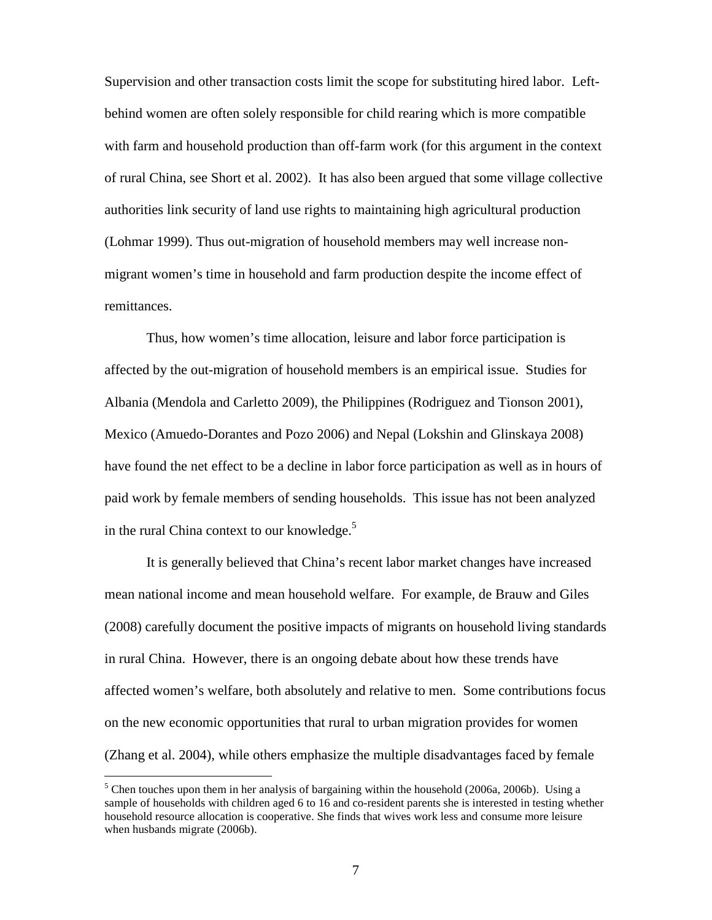Supervision and other transaction costs limit the scope for substituting hired labor. Left-behind women are often solely responsible for child rearing which is more compatible with farm and household production than off-farm work (for this argument in the context of rural China, see Short et al. 2002). It has also been argued that some village collective authorities link security of land use rights to maintaining high agricultural production (Lohmar 1999). Thus out-migration of household members may well increase non-migrant women's time in household and farm production despite the income effect of remittances.

Thus, how women's time allocation, leisure and labor force participation is affected by the out-migration of household members is an empirical issue. Studies for Albania (Mendola and Carletto 2009), the Philippines (Rodriguez and Tionson 2001), Mexico (Amuedo-Dorantes and Pozo 2006) and Nepal (Lokshin and Glinskaya 2008) have found the net effect to be a decline in labor force participation as well as in hours of paid work by female members of sending households. This issue has not been analyzed in the rural China context to our knowledge.[5]

It is generally believed that China's recent labor market changes have increased mean national income and mean household welfare. For example, de Brauw and Giles (2008) carefully document the positive impacts of migrants on household living standards in rural China. However, there is an ongoing debate about how these trends have affected women's welfare, both absolutely and relative to men. Some contributions focus on the new economic opportunities that rural to urban migration provides for women (Zhang et al. 2004), while others emphasize the multiple disadvantages faced by female

---

[5] Chen touches upon them in her analysis of bargaining within the household (2006a, 2006b). Using a sample of households with children aged 6 to 16 and co-resident parents she is interested in testing whether household resource allocation is cooperative. She finds that wives work less and consume more leisure when husbands migrate (2006b).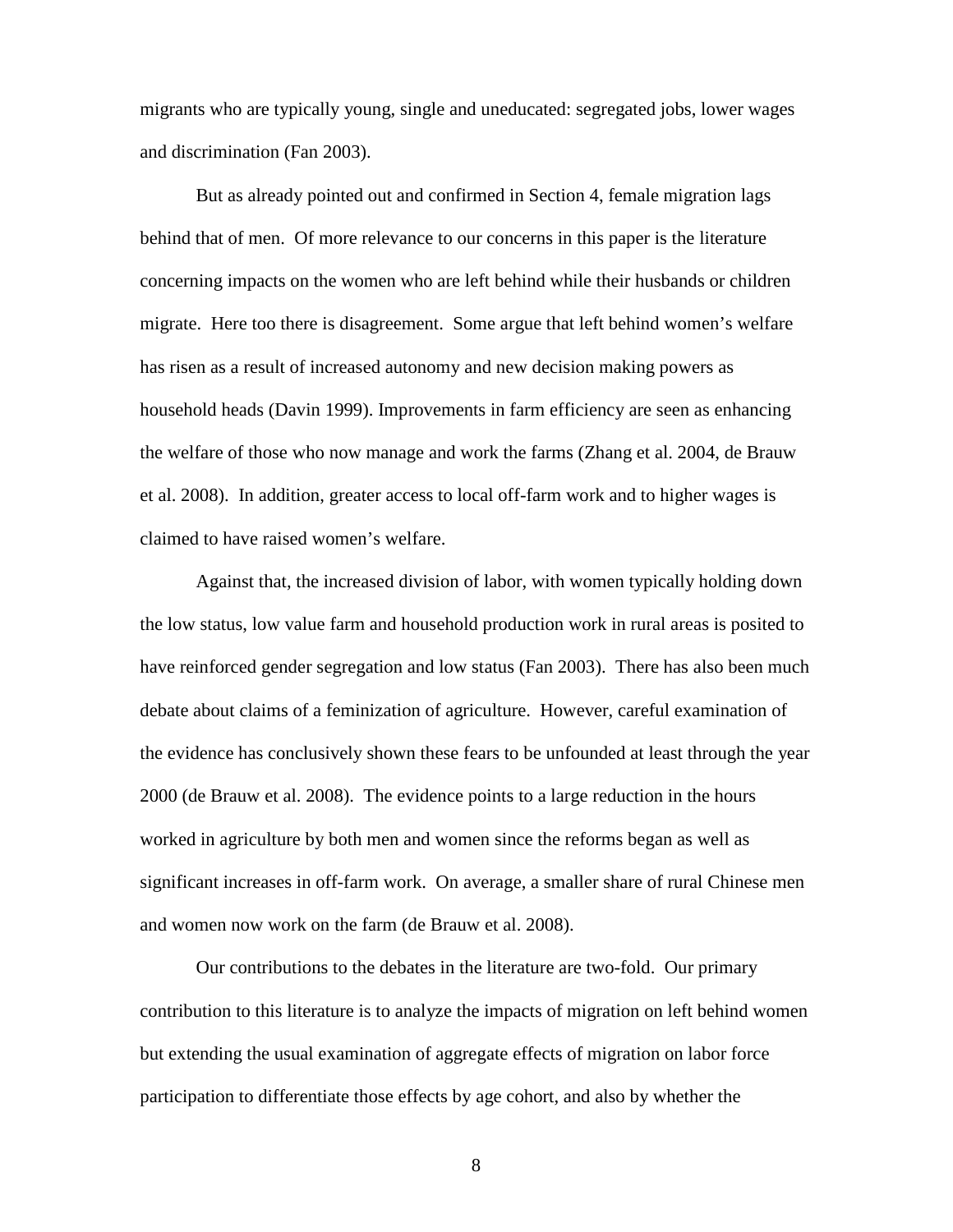migrants who are typically young, single and uneducated: segregated jobs, lower wages and discrimination (Fan 2003).

But as already pointed out and confirmed in Section 4, female migration lags behind that of men. Of more relevance to our concerns in this paper is the literature concerning impacts on the women who are left behind while their husbands or children migrate. Here too there is disagreement. Some argue that left behind women's welfare has risen as a result of increased autonomy and new decision making powers as household heads (Davin 1999). Improvements in farm efficiency are seen as enhancing the welfare of those who now manage and work the farms (Zhang et al. 2004, de Brauw et al. 2008). In addition, greater access to local off-farm work and to higher wages is claimed to have raised women's welfare.

Against that, the increased division of labor, with women typically holding down the low status, low value farm and household production work in rural areas is posited to have reinforced gender segregation and low status (Fan 2003). There has also been much debate about claims of a feminization of agriculture. However, careful examination of the evidence has conclusively shown these fears to be unfounded at least through the year 2000 (de Brauw et al. 2008). The evidence points to a large reduction in the hours worked in agriculture by both men and women since the reforms began as well as significant increases in off-farm work. On average, a smaller share of rural Chinese men and women now work on the farm (de Brauw et al. 2008).

Our contributions to the debates in the literature are two-fold. Our primary contribution to this literature is to analyze the impacts of migration on left behind women but extending the usual examination of aggregate effects of migration on labor force participation to differentiate those effects by age cohort, and also by whether the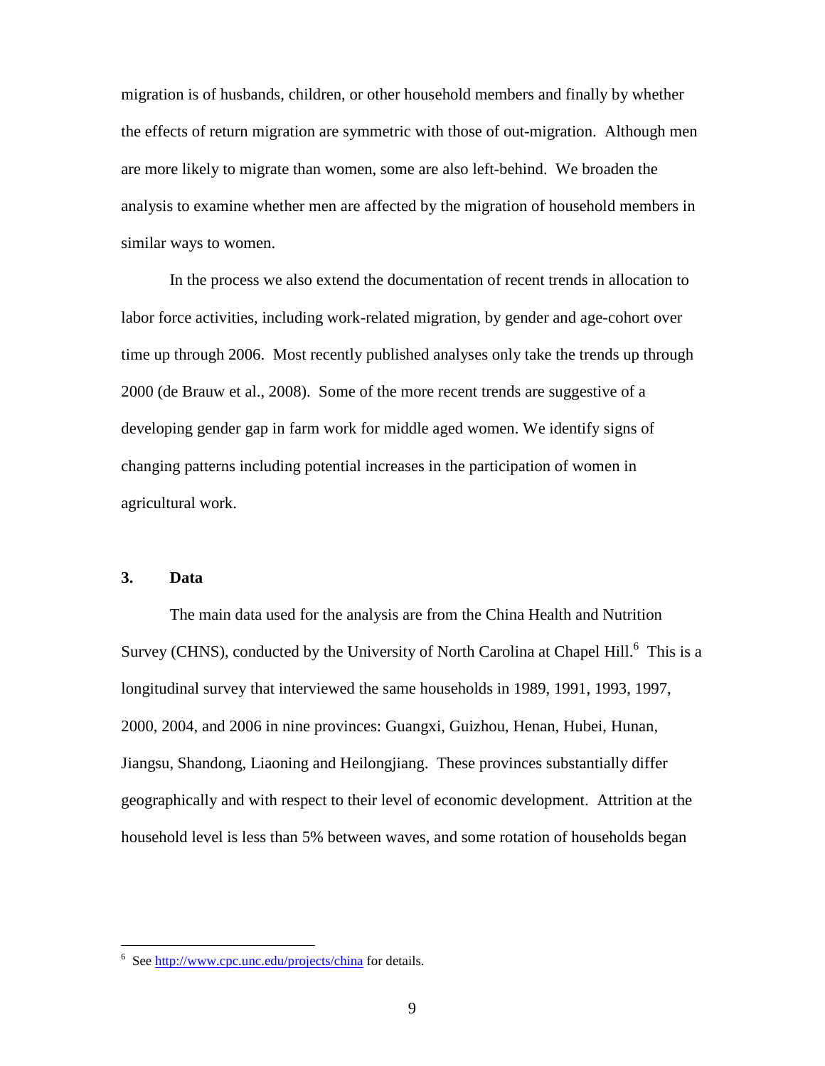migration is of husbands, children, or other household members and finally by whether the effects of return migration are symmetric with those of out-migration. Although men are more likely to migrate than women, some are also left-behind. We broaden the analysis to examine whether men are affected by the migration of household members in similar ways to women.

In the process we also extend the documentation of recent trends in allocation to labor force activities, including work-related migration, by gender and age-cohort over time up through 2006. Most recently published analyses only take the trends up through 2000 (de Brauw et al., 2008). Some of the more recent trends are suggestive of a developing gender gap in farm work for middle aged women. We identify signs of changing patterns including potential increases in the participation of women in agricultural work.

## 3. Data

The main data used for the analysis are from the China Health and Nutrition Survey (CHNS), conducted by the University of North Carolina at Chapel Hill.[6] This is a longitudinal survey that interviewed the same households in 1989, 1991, 1993, 1997, 2000, 2004, and 2006 in nine provinces: Guangxi, Guizhou, Henan, Hubei, Hunan, Jiangsu, Shandong, Liaoning and Heilongjiang. These provinces substantially differ geographically and with respect to their level of economic development. Attrition at the household level is less than 5% between waves, and some rotation of households began

---

[6] See http://www.cpc.unc.edu/projects/china for details.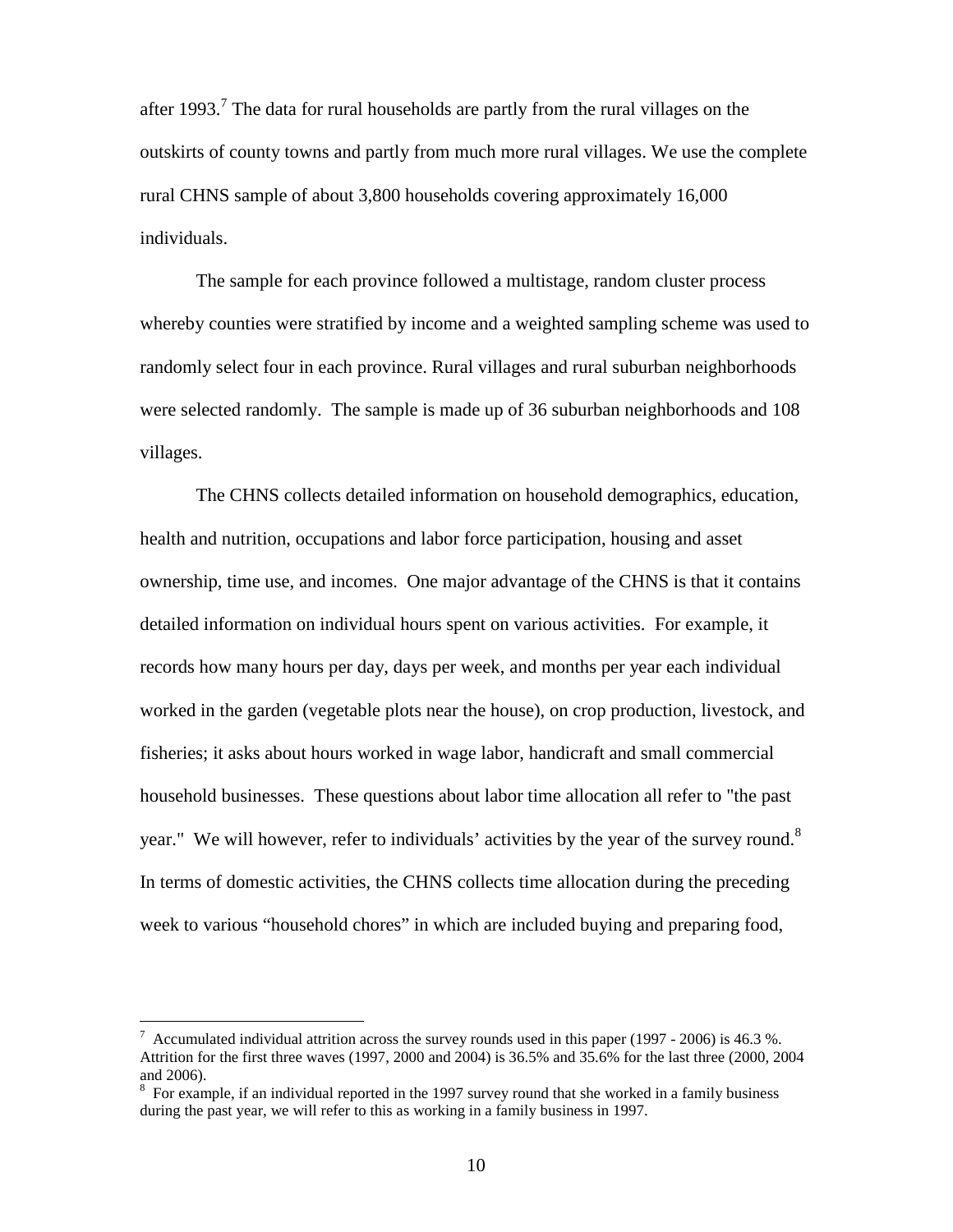after 1993.[7] The data for rural households are partly from the rural villages on the outskirts of county towns and partly from much more rural villages. We use the complete rural CHNS sample of about 3,800 households covering approximately 16,000 individuals.

The sample for each province followed a multistage, random cluster process whereby counties were stratified by income and a weighted sampling scheme was used to randomly select four in each province. Rural villages and rural suburban neighborhoods were selected randomly. The sample is made up of 36 suburban neighborhoods and 108 villages.

The CHNS collects detailed information on household demographics, education, health and nutrition, occupations and labor force participation, housing and asset ownership, time use, and incomes. One major advantage of the CHNS is that it contains detailed information on individual hours spent on various activities. For example, it records how many hours per day, days per week, and months per year each individual worked in the garden (vegetable plots near the house), on crop production, livestock, and fisheries; it asks about hours worked in wage labor, handicraft and small commercial household businesses. These questions about labor time allocation all refer to "the past year." We will however, refer to individuals' activities by the year of the survey round.[8] In terms of domestic activities, the CHNS collects time allocation during the preceding week to various "household chores" in which are included buying and preparing food,

---

[7] Accumulated individual attrition across the survey rounds used in this paper (1997 - 2006) is 46.3 %. Attrition for the first three waves (1997, 2000 and 2004) is 36.5% and 35.6% for the last three (2000, 2004 and 2006).

[8] For example, if an individual reported in the 1997 survey round that she worked in a family business during the past year, we will refer to this as working in a family business in 1997.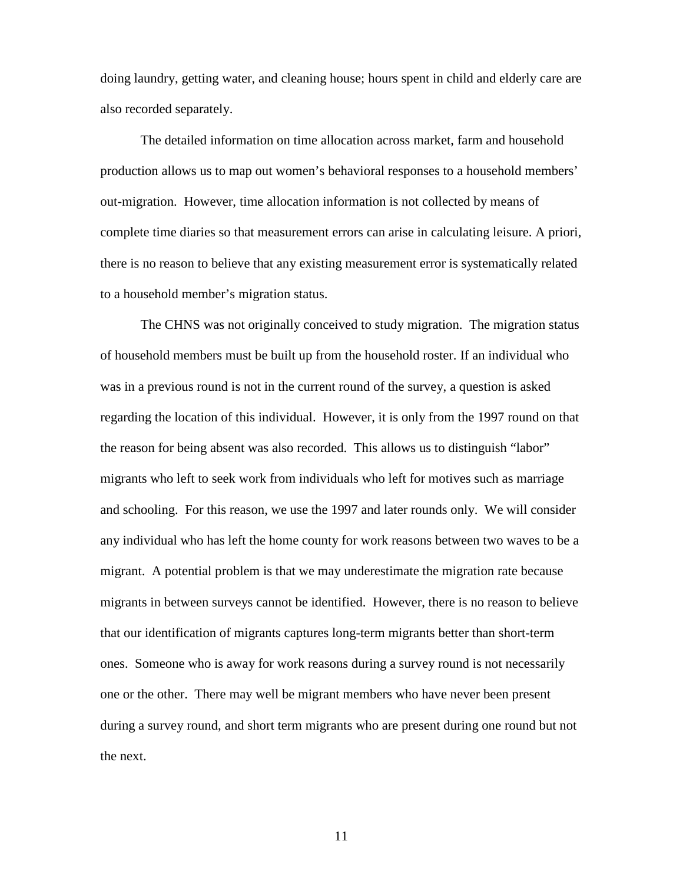doing laundry, getting water, and cleaning house; hours spent in child and elderly care are also recorded separately.

The detailed information on time allocation across market, farm and household production allows us to map out women's behavioral responses to a household members' out-migration. However, time allocation information is not collected by means of complete time diaries so that measurement errors can arise in calculating leisure. A priori, there is no reason to believe that any existing measurement error is systematically related to a household member's migration status.

The CHNS was not originally conceived to study migration. The migration status of household members must be built up from the household roster. If an individual who was in a previous round is not in the current round of the survey, a question is asked regarding the location of this individual. However, it is only from the 1997 round on that the reason for being absent was also recorded. This allows us to distinguish "labor" migrants who left to seek work from individuals who left for motives such as marriage and schooling. For this reason, we use the 1997 and later rounds only. We will consider any individual who has left the home county for work reasons between two waves to be a migrant. A potential problem is that we may underestimate the migration rate because migrants in between surveys cannot be identified. However, there is no reason to believe that our identification of migrants captures long-term migrants better than short-term ones. Someone who is away for work reasons during a survey round is not necessarily one or the other. There may well be migrant members who have never been present during a survey round, and short term migrants who are present during one round but not the next.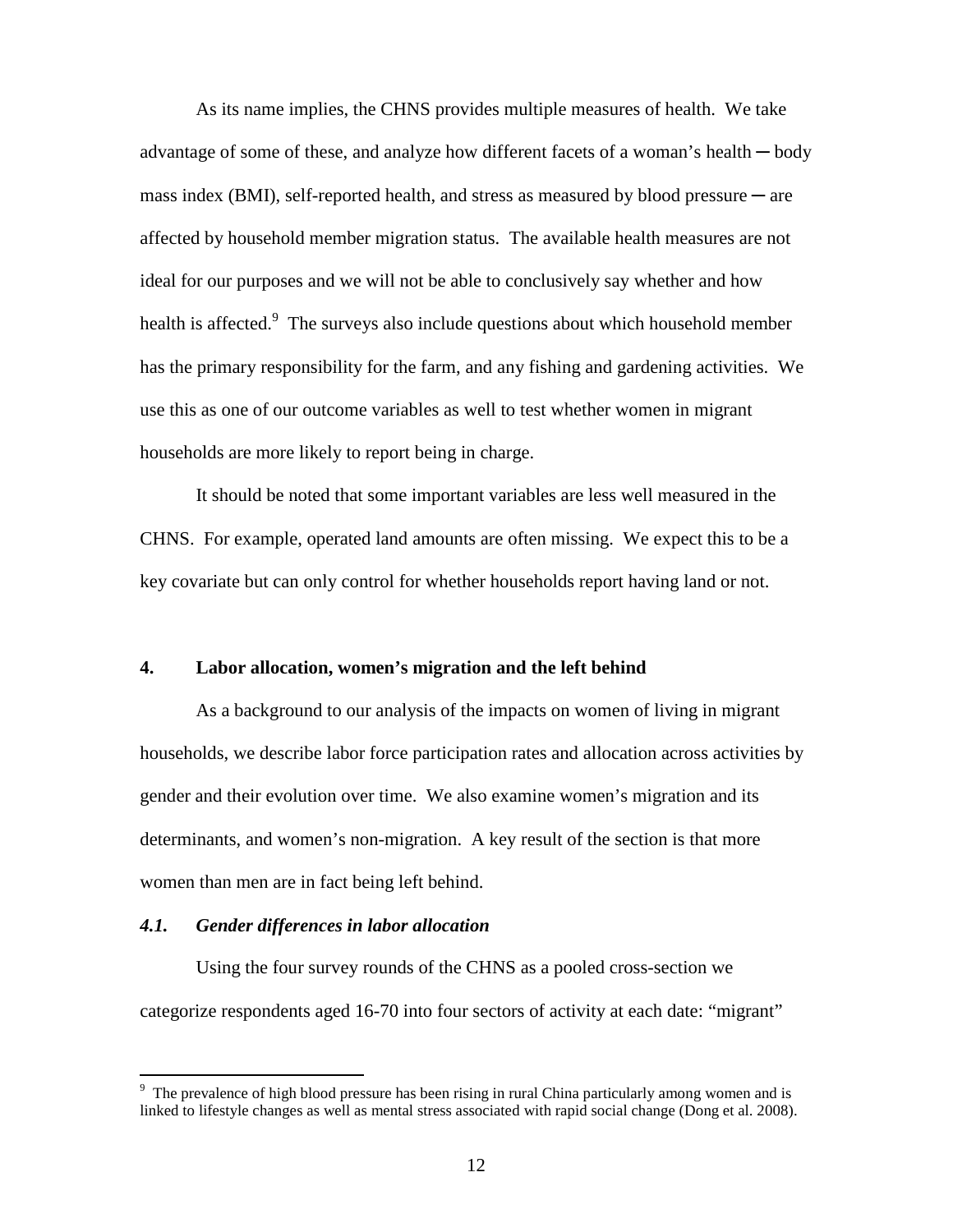As its name implies, the CHNS provides multiple measures of health. We take advantage of some of these, and analyze how different facets of a woman's health ─ body mass index (BMI), self-reported health, and stress as measured by blood pressure ─ are affected by household member migration status. The available health measures are not ideal for our purposes and we will not be able to conclusively say whether and how health is affected.[9] The surveys also include questions about which household member has the primary responsibility for the farm, and any fishing and gardening activities. We use this as one of our outcome variables as well to test whether women in migrant households are more likely to report being in charge.

It should be noted that some important variables are less well measured in the CHNS. For example, operated land amounts are often missing. We expect this to be a key covariate but can only control for whether households report having land or not.

## 4. Labor allocation, women's migration and the left behind

As a background to our analysis of the impacts on women of living in migrant households, we describe labor force participation rates and allocation across activities by gender and their evolution over time. We also examine women's migration and its determinants, and women's non-migration. A key result of the section is that more women than men are in fact being left behind.

### *4.1. Gender differences in labor allocation*

Using the four survey rounds of the CHNS as a pooled cross-section we categorize respondents aged 16-70 into four sectors of activity at each date: "migrant"

---

[9] The prevalence of high blood pressure has been rising in rural China particularly among women and is linked to lifestyle changes as well as mental stress associated with rapid social change (Dong et al. 2008).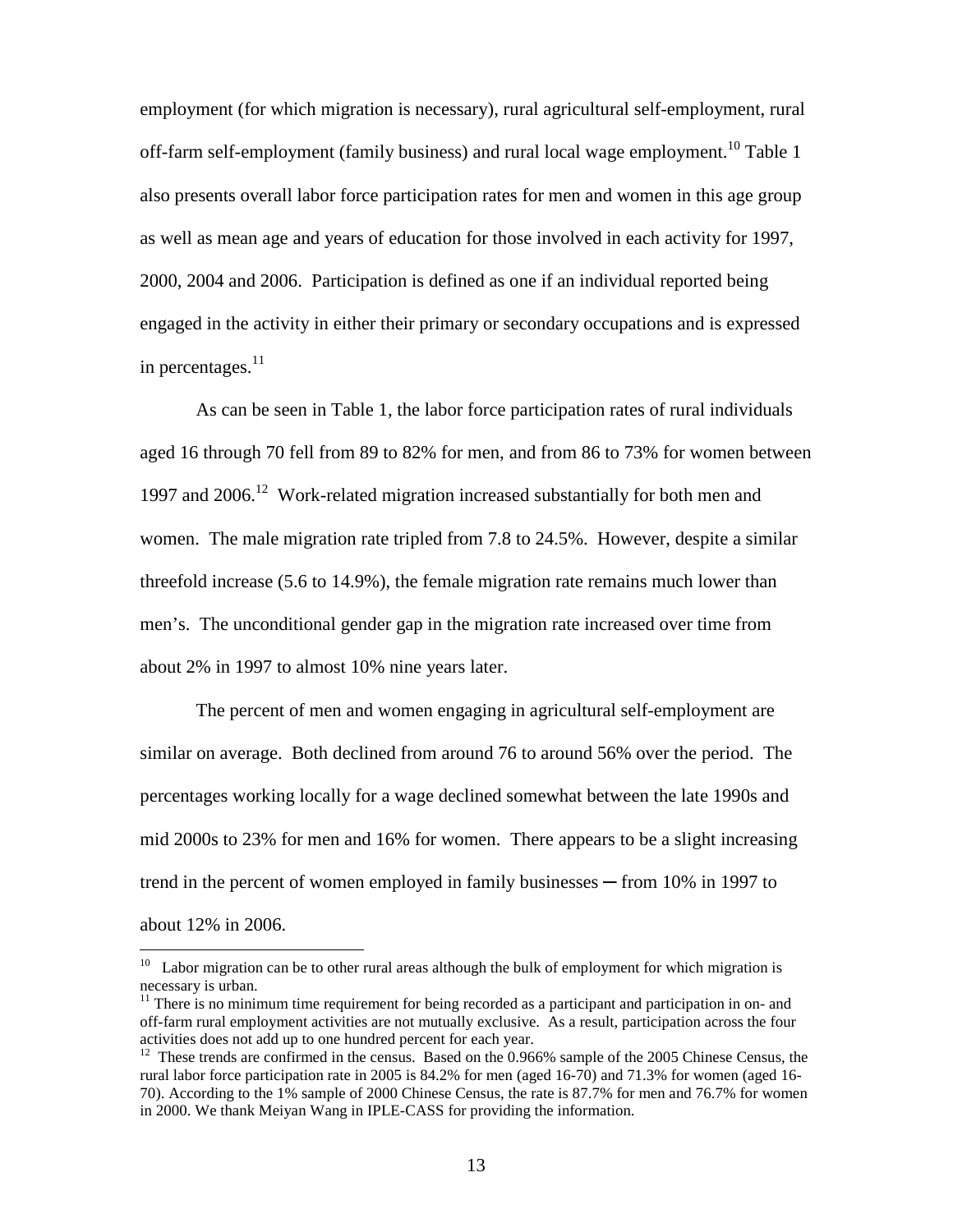employment (for which migration is necessary), rural agricultural self-employment, rural off-farm self-employment (family business) and rural local wage employment.[10] Table 1 also presents overall labor force participation rates for men and women in this age group as well as mean age and years of education for those involved in each activity for 1997, 2000, 2004 and 2006. Participation is defined as one if an individual reported being engaged in the activity in either their primary or secondary occupations and is expressed in percentages.[11]

As can be seen in Table 1, the labor force participation rates of rural individuals aged 16 through 70 fell from 89 to 82% for men, and from 86 to 73% for women between 1997 and 2006.[12] Work-related migration increased substantially for both men and women. The male migration rate tripled from 7.8 to 24.5%. However, despite a similar threefold increase (5.6 to 14.9%), the female migration rate remains much lower than men's. The unconditional gender gap in the migration rate increased over time from about 2% in 1997 to almost 10% nine years later.

The percent of men and women engaging in agricultural self-employment are similar on average. Both declined from around 76 to around 56% over the period. The percentages working locally for a wage declined somewhat between the late 1990s and mid 2000s to 23% for men and 16% for women. There appears to be a slight increasing trend in the percent of women employed in family businesses ─ from 10% in 1997 to about 12% in 2006.

---

[10] Labor migration can be to other rural areas although the bulk of employment for which migration is necessary is urban.

[11] There is no minimum time requirement for being recorded as a participant and participation in on- and off-farm rural employment activities are not mutually exclusive. As a result, participation across the four activities does not add up to one hundred percent for each year.

[12] These trends are confirmed in the census. Based on the 0.966% sample of the 2005 Chinese Census, the rural labor force participation rate in 2005 is 84.2% for men (aged 16-70) and 71.3% for women (aged 16-70). According to the 1% sample of 2000 Chinese Census, the rate is 87.7% for men and 76.7% for women in 2000. We thank Meiyan Wang in IPLE-CASS for providing the information.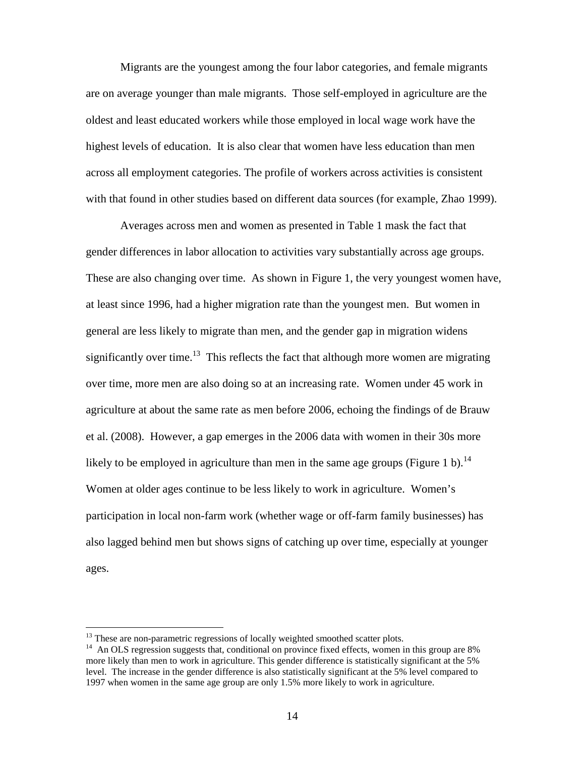Migrants are the youngest among the four labor categories, and female migrants are on average younger than male migrants. Those self-employed in agriculture are the oldest and least educated workers while those employed in local wage work have the highest levels of education. It is also clear that women have less education than men across all employment categories. The profile of workers across activities is consistent with that found in other studies based on different data sources (for example, Zhao 1999).

Averages across men and women as presented in Table 1 mask the fact that gender differences in labor allocation to activities vary substantially across age groups. These are also changing over time. As shown in Figure 1, the very youngest women have, at least since 1996, had a higher migration rate than the youngest men. But women in general are less likely to migrate than men, and the gender gap in migration widens significantly over time.[13] This reflects the fact that although more women are migrating over time, more men are also doing so at an increasing rate. Women under 45 work in agriculture at about the same rate as men before 2006, echoing the findings of de Brauw et al. (2008). However, a gap emerges in the 2006 data with women in their 30s more likely to be employed in agriculture than men in the same age groups (Figure 1 b).[14] Women at older ages continue to be less likely to work in agriculture. Women's participation in local non-farm work (whether wage or off-farm family businesses) has also lagged behind men but shows signs of catching up over time, especially at younger ages.

---

[13] These are non-parametric regressions of locally weighted smoothed scatter plots.

[14] An OLS regression suggests that, conditional on province fixed effects, women in this group are 8% more likely than men to work in agriculture. This gender difference is statistically significant at the 5% level. The increase in the gender difference is also statistically significant at the 5% level compared to 1997 when women in the same age group are only 1.5% more likely to work in agriculture.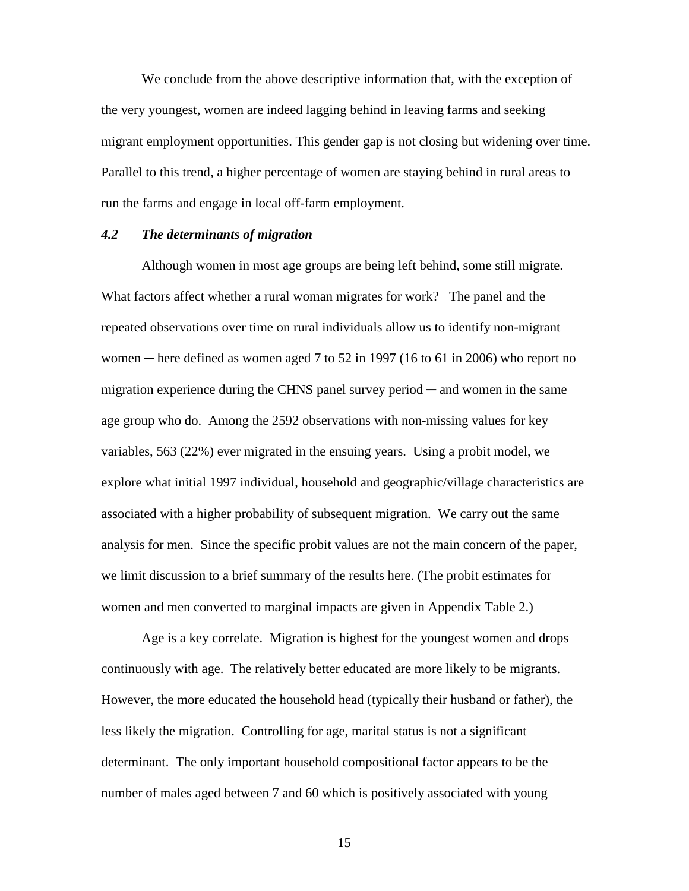We conclude from the above descriptive information that, with the exception of the very youngest, women are indeed lagging behind in leaving farms and seeking migrant employment opportunities. This gender gap is not closing but widening over time. Parallel to this trend, a higher percentage of women are staying behind in rural areas to run the farms and engage in local off-farm employment.

### *4.2 The determinants of migration*

Although women in most age groups are being left behind, some still migrate. What factors affect whether a rural woman migrates for work? The panel and the repeated observations over time on rural individuals allow us to identify non-migrant women ─ here defined as women aged 7 to 52 in 1997 (16 to 61 in 2006) who report no migration experience during the CHNS panel survey period ─ and women in the same age group who do. Among the 2592 observations with non-missing values for key variables, 563 (22%) ever migrated in the ensuing years. Using a probit model, we explore what initial 1997 individual, household and geographic/village characteristics are associated with a higher probability of subsequent migration. We carry out the same analysis for men. Since the specific probit values are not the main concern of the paper, we limit discussion to a brief summary of the results here. (The probit estimates for women and men converted to marginal impacts are given in Appendix Table 2.)

Age is a key correlate. Migration is highest for the youngest women and drops continuously with age. The relatively better educated are more likely to be migrants. However, the more educated the household head (typically their husband or father), the less likely the migration. Controlling for age, marital status is not a significant determinant. The only important household compositional factor appears to be the number of males aged between 7 and 60 which is positively associated with young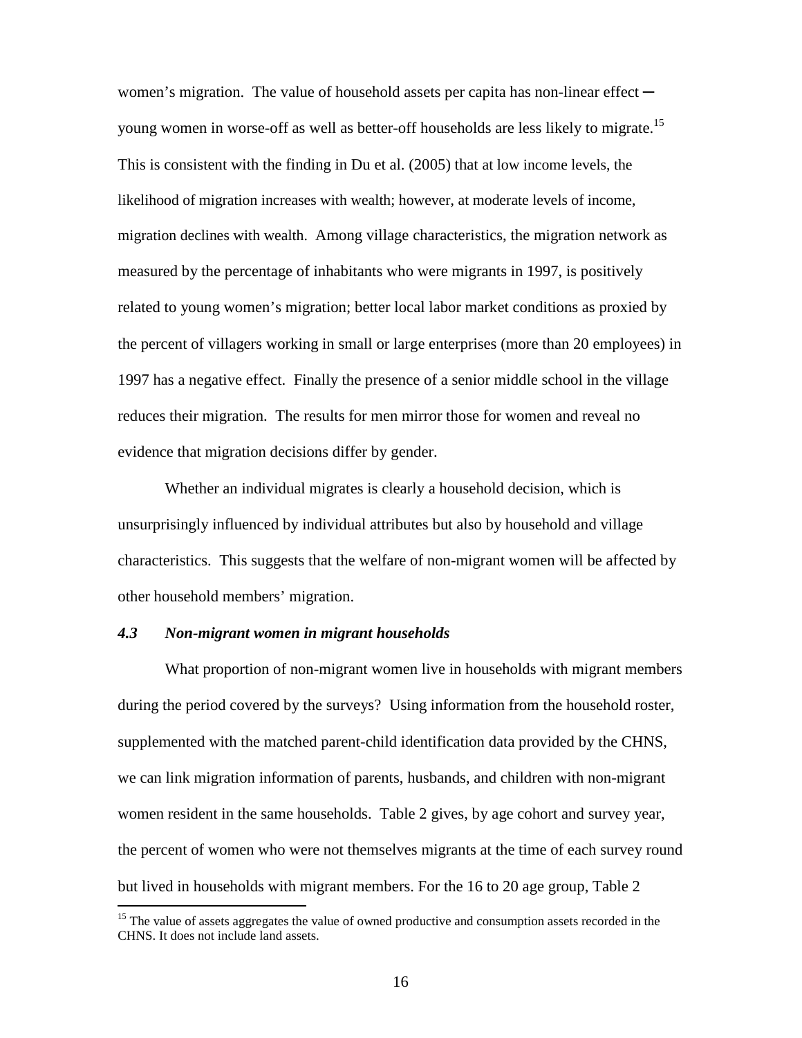women's migration. The value of household assets per capita has non-linear effect ─ young women in worse-off as well as better-off households are less likely to migrate.[15] This is consistent with the finding in Du et al. (2005) that at low income levels, the likelihood of migration increases with wealth; however, at moderate levels of income, migration declines with wealth. Among village characteristics, the migration network as measured by the percentage of inhabitants who were migrants in 1997, is positively related to young women's migration; better local labor market conditions as proxied by the percent of villagers working in small or large enterprises (more than 20 employees) in 1997 has a negative effect. Finally the presence of a senior middle school in the village reduces their migration. The results for men mirror those for women and reveal no evidence that migration decisions differ by gender.

Whether an individual migrates is clearly a household decision, which is unsurprisingly influenced by individual attributes but also by household and village characteristics. This suggests that the welfare of non-migrant women will be affected by other household members' migration.

### *4.3 Non-migrant women in migrant households*

What proportion of non-migrant women live in households with migrant members during the period covered by the surveys? Using information from the household roster, supplemented with the matched parent-child identification data provided by the CHNS, we can link migration information of parents, husbands, and children with non-migrant women resident in the same households. Table 2 gives, by age cohort and survey year, the percent of women who were not themselves migrants at the time of each survey round but lived in households with migrant members. For the 16 to 20 age group, Table 2

[15] The value of assets aggregates the value of owned productive and consumption assets recorded in the CHNS. It does not include land assets.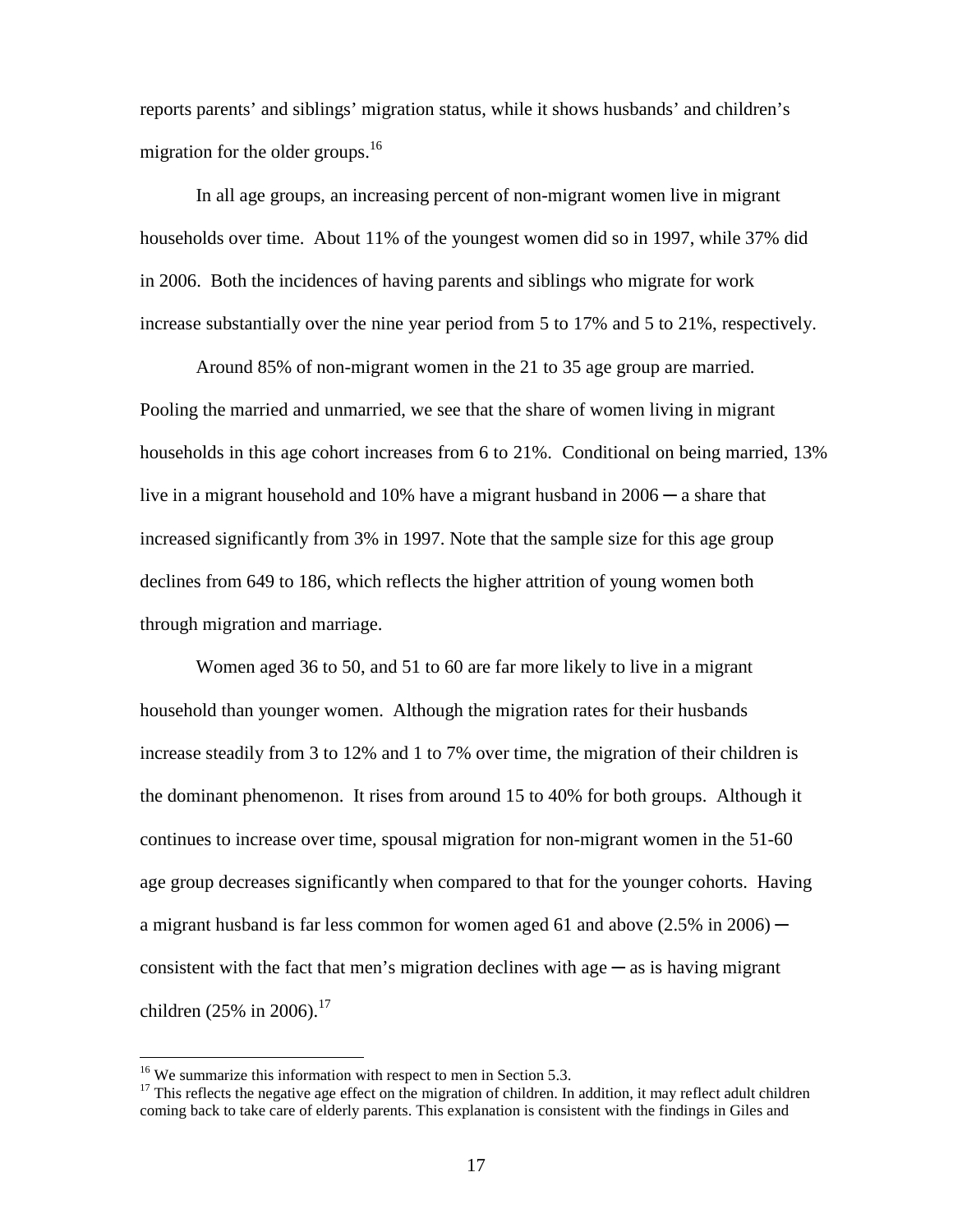reports parents' and siblings' migration status, while it shows husbands' and children's migration for the older groups.[16]

In all age groups, an increasing percent of non-migrant women live in migrant households over time. About 11% of the youngest women did so in 1997, while 37% did in 2006. Both the incidences of having parents and siblings who migrate for work increase substantially over the nine year period from 5 to 17% and 5 to 21%, respectively.

Around 85% of non-migrant women in the 21 to 35 age group are married. Pooling the married and unmarried, we see that the share of women living in migrant households in this age cohort increases from 6 to 21%. Conditional on being married, 13% live in a migrant household and 10% have a migrant husband in 2006 ─ a share that increased significantly from 3% in 1997. Note that the sample size for this age group declines from 649 to 186, which reflects the higher attrition of young women both through migration and marriage.

Women aged 36 to 50, and 51 to 60 are far more likely to live in a migrant household than younger women. Although the migration rates for their husbands increase steadily from 3 to 12% and 1 to 7% over time, the migration of their children is the dominant phenomenon. It rises from around 15 to 40% for both groups. Although it continues to increase over time, spousal migration for non-migrant women in the 51-60 age group decreases significantly when compared to that for the younger cohorts. Having a migrant husband is far less common for women aged 61 and above (2.5% in 2006) ─ consistent with the fact that men's migration declines with age ─ as is having migrant children (25% in 2006).[17]

---

[16] We summarize this information with respect to men in Section 5.3.

[17] This reflects the negative age effect on the migration of children. In addition, it may reflect adult children coming back to take care of elderly parents. This explanation is consistent with the findings in Giles and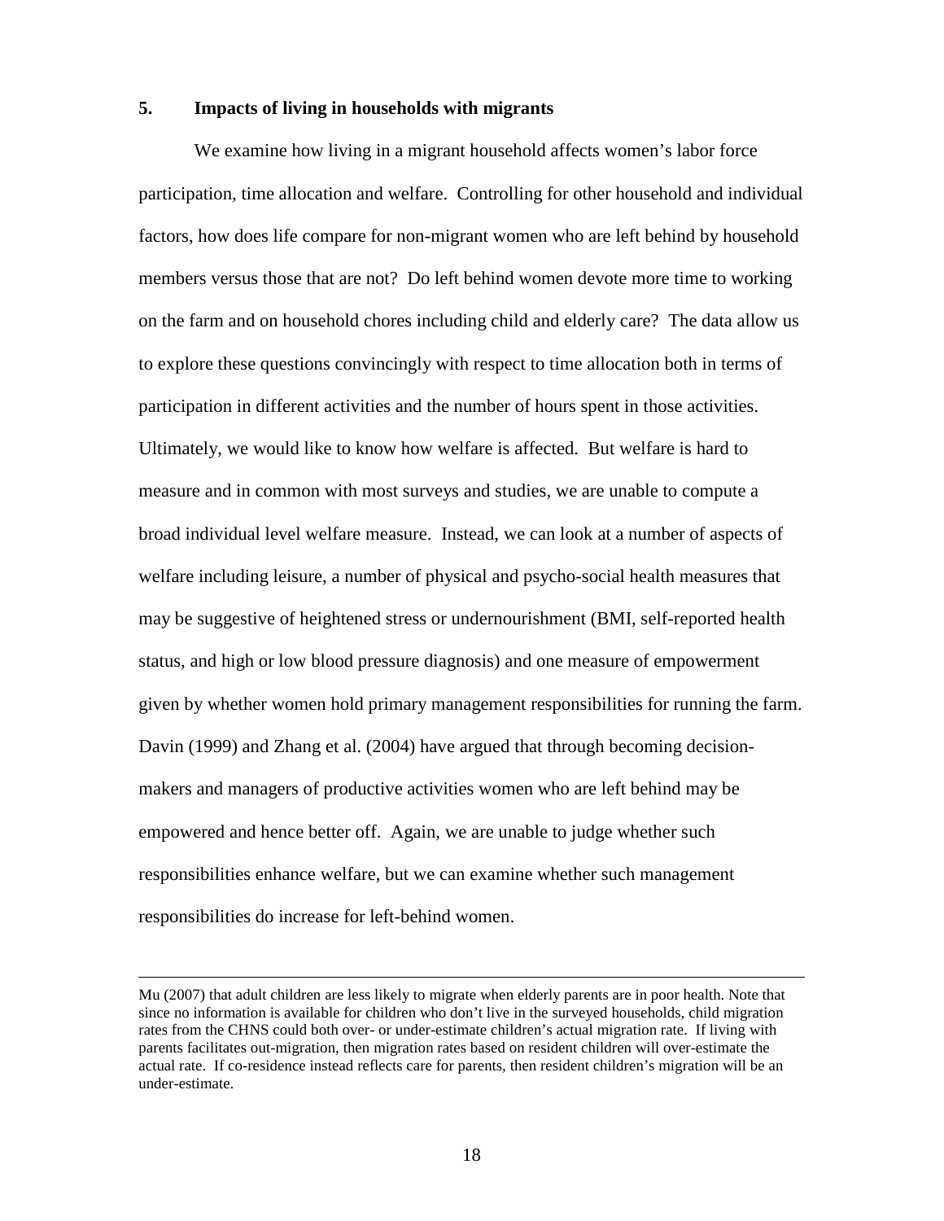## 5. Impacts of living in households with migrants

We examine how living in a migrant household affects women's labor force participation, time allocation and welfare. Controlling for other household and individual factors, how does life compare for non-migrant women who are left behind by household members versus those that are not? Do left behind women devote more time to working on the farm and on household chores including child and elderly care? The data allow us to explore these questions convincingly with respect to time allocation both in terms of participation in different activities and the number of hours spent in those activities. Ultimately, we would like to know how welfare is affected. But welfare is hard to measure and in common with most surveys and studies, we are unable to compute a broad individual level welfare measure. Instead, we can look at a number of aspects of welfare including leisure, a number of physical and psycho-social health measures that may be suggestive of heightened stress or undernourishment (BMI, self-reported health status, and high or low blood pressure diagnosis) and one measure of empowerment given by whether women hold primary management responsibilities for running the farm. Davin (1999) and Zhang et al. (2004) have argued that through becoming decision-makers and managers of productive activities women who are left behind may be empowered and hence better off. Again, we are unable to judge whether such responsibilities enhance welfare, but we can examine whether such management responsibilities do increase for left-behind women.

---

Mu (2007) that adult children are less likely to migrate when elderly parents are in poor health. Note that since no information is available for children who don't live in the surveyed households, child migration rates from the CHNS could both over- or under-estimate children's actual migration rate. If living with parents facilitates out-migration, then migration rates based on resident children will over-estimate the actual rate. If co-residence instead reflects care for parents, then resident children's migration will be an under-estimate.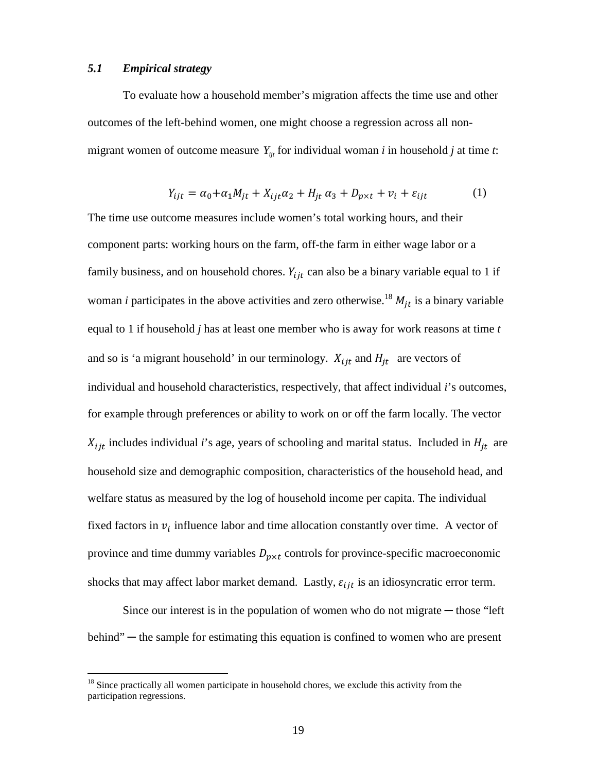### *5.1 Empirical strategy*

To evaluate how a household member's migration affects the time use and other outcomes of the left-behind women, one might choose a regression across all non-migrant women of outcome measure $Y_{ijt}$ for individual woman *i* in household *j* at time *t*:

$$Y_{ijt} = \alpha_0 + \alpha_1 M_{jt} + X_{ijt}\alpha_2 + H_{jt}\,\alpha_3 + D_{p\times t} + v_i + \varepsilon_{ijt} \qquad (1)$$

The time use outcome measures include women's total working hours, and their component parts: working hours on the farm, off-the farm in either wage labor or a family business, and on household chores. $Y_{ijt}$ can also be a binary variable equal to 1 if woman *i* participates in the above activities and zero otherwise.[18] $M_{jt}$ is a binary variable equal to 1 if household *j* has at least one member who is away for work reasons at time *t* and so is 'a migrant household' in our terminology. $X_{ijt}$ and $H_{jt}$ are vectors of individual and household characteristics, respectively, that affect individual *i*'s outcomes, for example through preferences or ability to work on or off the farm locally. The vector $X_{ijt}$ includes individual *i*'s age, years of schooling and marital status. Included in $H_{jt}$ are household size and demographic composition, characteristics of the household head, and welfare status as measured by the log of household income per capita. The individual fixed factors in $v_i$ influence labor and time allocation constantly over time. A vector of province and time dummy variables $D_{p\times t}$ controls for province-specific macroeconomic shocks that may affect labor market demand. Lastly, $\varepsilon_{ijt}$ is an idiosyncratic error term.

Since our interest is in the population of women who do not migrate ─ those "left behind" ─ the sample for estimating this equation is confined to women who are present

[18] Since practically all women participate in household chores, we exclude this activity from the participation regressions.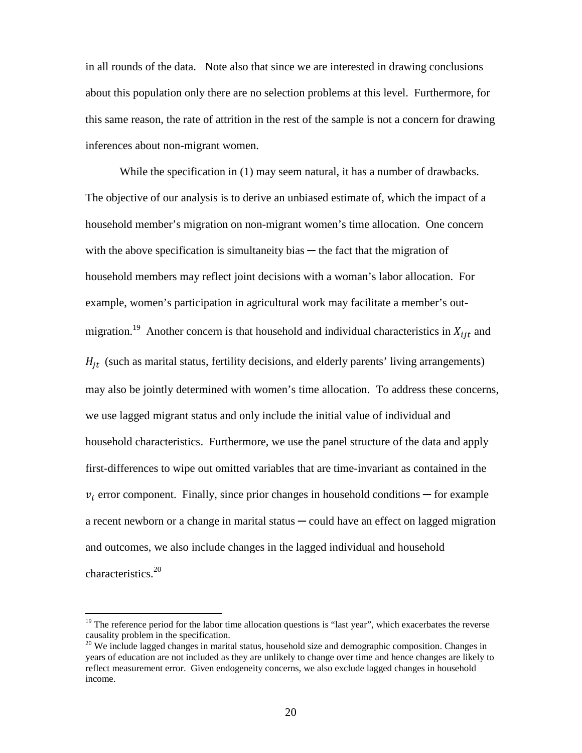in all rounds of the data. Note also that since we are interested in drawing conclusions about this population only there are no selection problems at this level. Furthermore, for this same reason, the rate of attrition in the rest of the sample is not a concern for drawing inferences about non-migrant women.

While the specification in (1) may seem natural, it has a number of drawbacks. The objective of our analysis is to derive an unbiased estimate of, which the impact of a household member's migration on non-migrant women's time allocation. One concern with the above specification is simultaneity bias ─ the fact that the migration of household members may reflect joint decisions with a woman's labor allocation. For example, women's participation in agricultural work may facilitate a member's out-migration.[19] Another concern is that household and individual characteristics in $X_{ijt}$ and $H_{jt}$ (such as marital status, fertility decisions, and elderly parents' living arrangements) may also be jointly determined with women's time allocation. To address these concerns, we use lagged migrant status and only include the initial value of individual and household characteristics. Furthermore, we use the panel structure of the data and apply first-differences to wipe out omitted variables that are time-invariant as contained in the $v_i$ error component. Finally, since prior changes in household conditions ─ for example a recent newborn or a change in marital status ─ could have an effect on lagged migration and outcomes, we also include changes in the lagged individual and household characteristics.[20]

---

[19] The reference period for the labor time allocation questions is "last year", which exacerbates the reverse causality problem in the specification.

[20] We include lagged changes in marital status, household size and demographic composition. Changes in years of education are not included as they are unlikely to change over time and hence changes are likely to reflect measurement error. Given endogeneity concerns, we also exclude lagged changes in household income.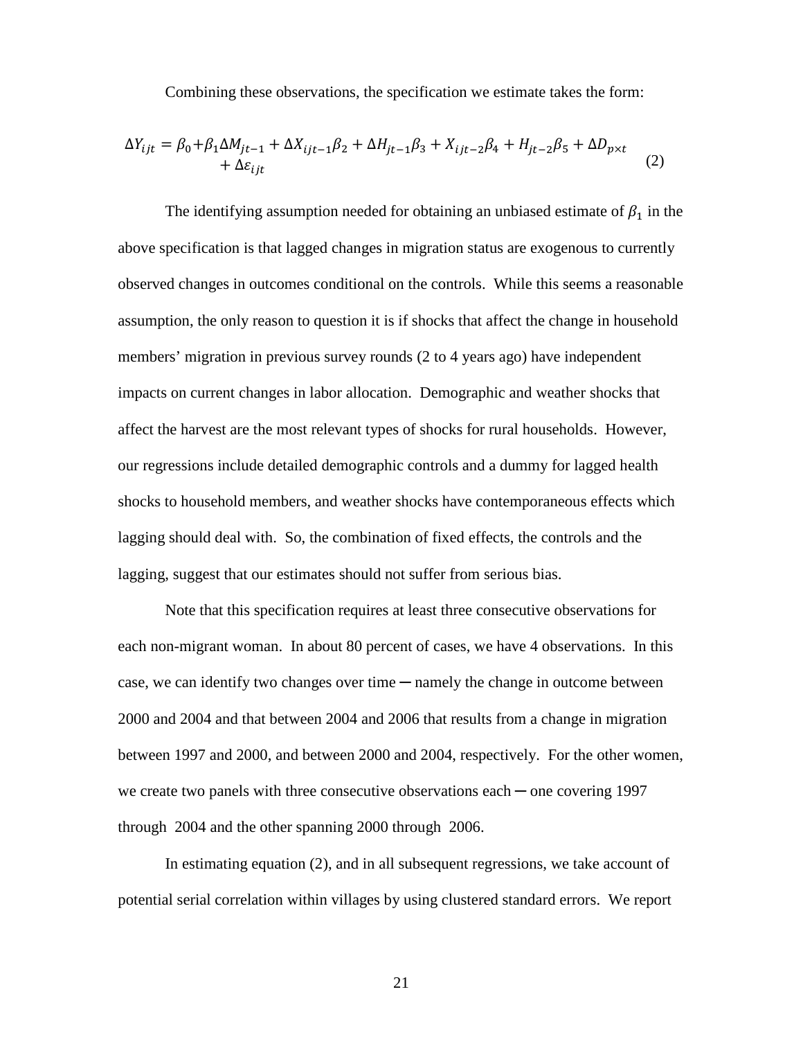Combining these observations, the specification we estimate takes the form:

$$\Delta Y_{ijt} = \beta_0 + \beta_1 \Delta M_{jt-1} + \Delta X_{ijt-1}\beta_2 + \Delta H_{jt-1}\beta_3 + X_{ijt-2}\beta_4 + H_{jt-2}\beta_5 + \Delta D_{p\times t} + \Delta \varepsilon_{ijt} \qquad (2)$$

The identifying assumption needed for obtaining an unbiased estimate of $\beta_1$ in the above specification is that lagged changes in migration status are exogenous to currently observed changes in outcomes conditional on the controls. While this seems a reasonable assumption, the only reason to question it is if shocks that affect the change in household members' migration in previous survey rounds (2 to 4 years ago) have independent impacts on current changes in labor allocation. Demographic and weather shocks that affect the harvest are the most relevant types of shocks for rural households. However, our regressions include detailed demographic controls and a dummy for lagged health shocks to household members, and weather shocks have contemporaneous effects which lagging should deal with. So, the combination of fixed effects, the controls and the lagging, suggest that our estimates should not suffer from serious bias.

Note that this specification requires at least three consecutive observations for each non-migrant woman. In about 80 percent of cases, we have 4 observations. In this case, we can identify two changes over time ─ namely the change in outcome between 2000 and 2004 and that between 2004 and 2006 that results from a change in migration between 1997 and 2000, and between 2000 and 2004, respectively. For the other women, we create two panels with three consecutive observations each ─ one covering 1997 through 2004 and the other spanning 2000 through 2006.

In estimating equation (2), and in all subsequent regressions, we take account of potential serial correlation within villages by using clustered standard errors. We report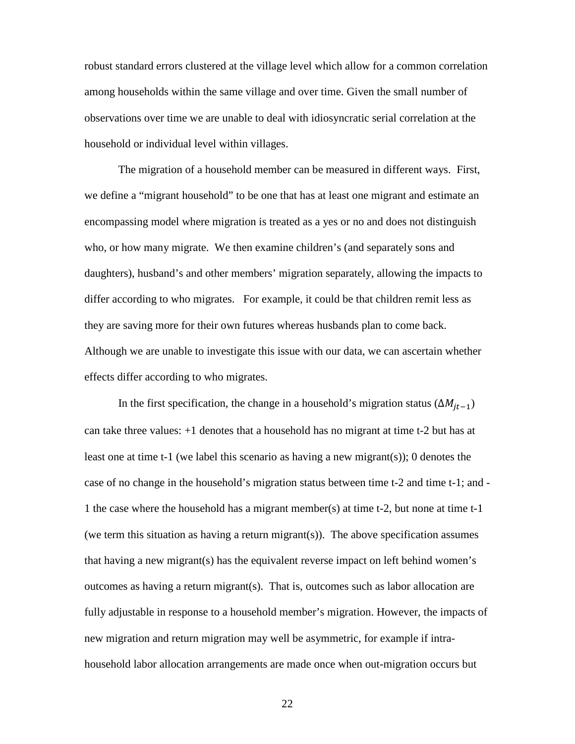robust standard errors clustered at the village level which allow for a common correlation among households within the same village and over time. Given the small number of observations over time we are unable to deal with idiosyncratic serial correlation at the household or individual level within villages.

The migration of a household member can be measured in different ways. First, we define a "migrant household" to be one that has at least one migrant and estimate an encompassing model where migration is treated as a yes or no and does not distinguish who, or how many migrate. We then examine children's (and separately sons and daughters), husband's and other members' migration separately, allowing the impacts to differ according to who migrates. For example, it could be that children remit less as they are saving more for their own futures whereas husbands plan to come back. Although we are unable to investigate this issue with our data, we can ascertain whether effects differ according to who migrates.

In the first specification, the change in a household's migration status ($\Delta M_{jt-1}$) can take three values: +1 denotes that a household has no migrant at time t-2 but has at least one at time t-1 (we label this scenario as having a new migrant(s)); 0 denotes the case of no change in the household's migration status between time t-2 and time t-1; and -1 the case where the household has a migrant member(s) at time t-2, but none at time t-1 (we term this situation as having a return migrant(s)). The above specification assumes that having a new migrant(s) has the equivalent reverse impact on left behind women's outcomes as having a return migrant(s). That is, outcomes such as labor allocation are fully adjustable in response to a household member's migration. However, the impacts of new migration and return migration may well be asymmetric, for example if intra-household labor allocation arrangements are made once when out-migration occurs but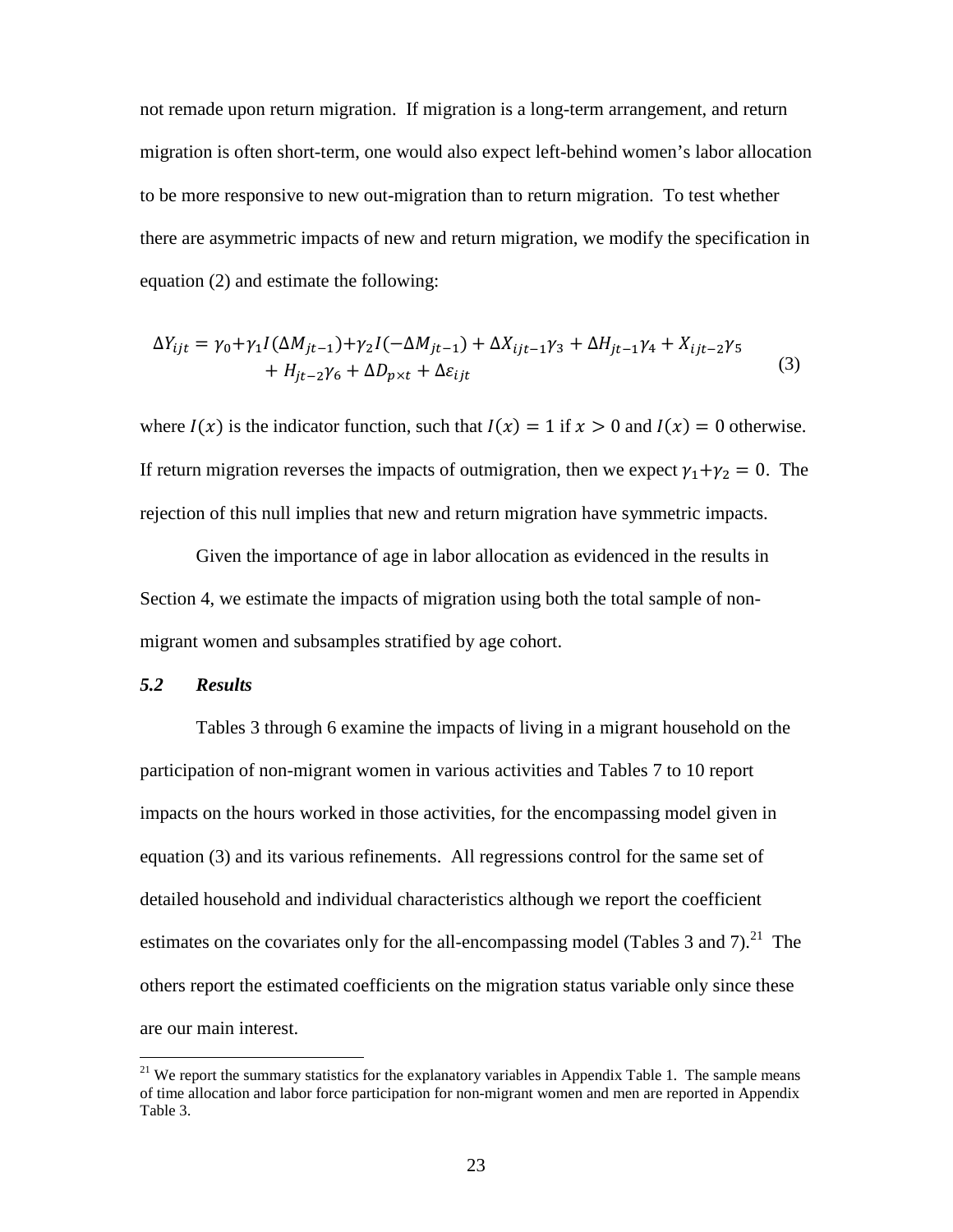not remade upon return migration. If migration is a long-term arrangement, and return migration is often short-term, one would also expect left-behind women's labor allocation to be more responsive to new out-migration than to return migration. To test whether there are asymmetric impacts of new and return migration, we modify the specification in equation (2) and estimate the following:

$$\Delta Y_{ijt} = \gamma_0 + \gamma_1 I(\Delta M_{jt-1}) + \gamma_2 I(-\Delta M_{jt-1}) + \Delta X_{ijt-1}\gamma_3 + \Delta H_{jt-1}\gamma_4 + X_{ijt-2}\gamma_5 + H_{jt-2}\gamma_6 + \Delta D_{p\times t} + \Delta\varepsilon_{ijt} \tag{3}$$

where $I(x)$ is the indicator function, such that $I(x) = 1$ if $x > 0$ and $I(x) = 0$ otherwise. If return migration reverses the impacts of outmigration, then we expect $\gamma_1 + \gamma_2 = 0$. The rejection of this null implies that new and return migration have symmetric impacts.

Given the importance of age in labor allocation as evidenced in the results in Section 4, we estimate the impacts of migration using both the total sample of non-migrant women and subsamples stratified by age cohort.

### *5.2 Results*

Tables 3 through 6 examine the impacts of living in a migrant household on the participation of non-migrant women in various activities and Tables 7 to 10 report impacts on the hours worked in those activities, for the encompassing model given in equation (3) and its various refinements. All regressions control for the same set of detailed household and individual characteristics although we report the coefficient estimates on the covariates only for the all-encompassing model (Tables 3 and 7).[21] The others report the estimated coefficients on the migration status variable only since these are our main interest.

[21] We report the summary statistics for the explanatory variables in Appendix Table 1. The sample means of time allocation and labor force participation for non-migrant women and men are reported in Appendix Table 3.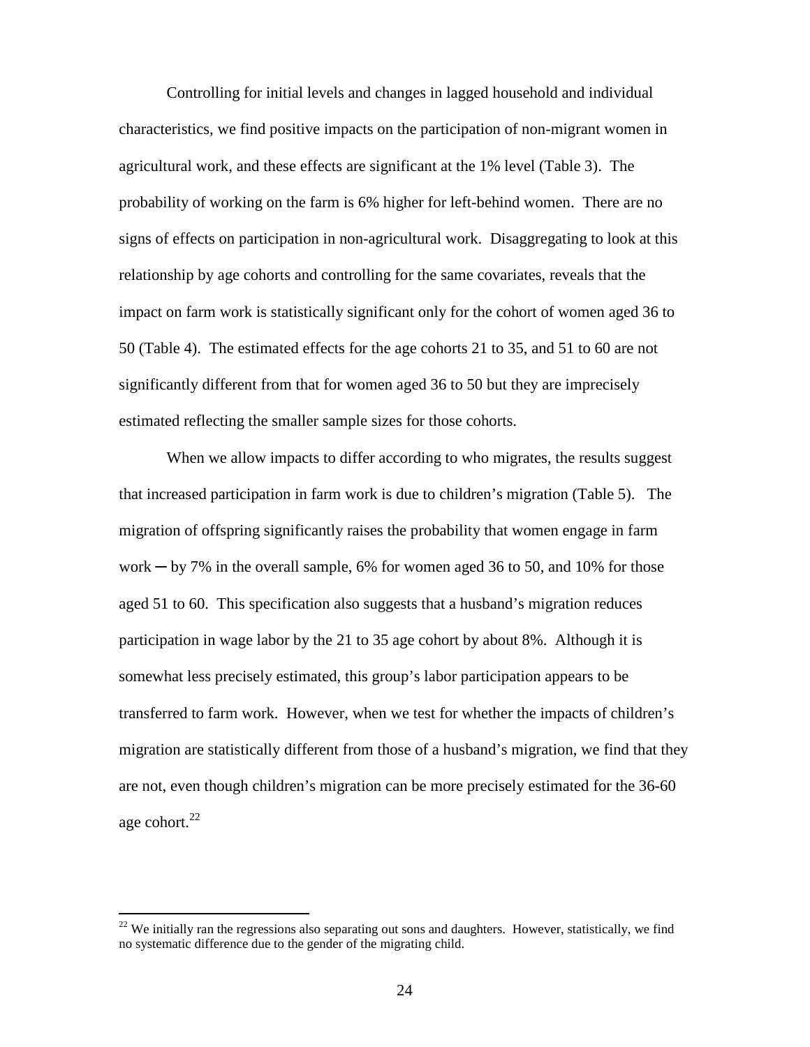Controlling for initial levels and changes in lagged household and individual characteristics, we find positive impacts on the participation of non-migrant women in agricultural work, and these effects are significant at the 1% level (Table 3). The probability of working on the farm is 6% higher for left-behind women. There are no signs of effects on participation in non-agricultural work. Disaggregating to look at this relationship by age cohorts and controlling for the same covariates, reveals that the impact on farm work is statistically significant only for the cohort of women aged 36 to 50 (Table 4). The estimated effects for the age cohorts 21 to 35, and 51 to 60 are not significantly different from that for women aged 36 to 50 but they are imprecisely estimated reflecting the smaller sample sizes for those cohorts.

When we allow impacts to differ according to who migrates, the results suggest that increased participation in farm work is due to children's migration (Table 5). The migration of offspring significantly raises the probability that women engage in farm work ─ by 7% in the overall sample, 6% for women aged 36 to 50, and 10% for those aged 51 to 60. This specification also suggests that a husband's migration reduces participation in wage labor by the 21 to 35 age cohort by about 8%. Although it is somewhat less precisely estimated, this group's labor participation appears to be transferred to farm work. However, when we test for whether the impacts of children's migration are statistically different from those of a husband's migration, we find that they are not, even though children's migration can be more precisely estimated for the 36-60 age cohort.[22]

[22] We initially ran the regressions also separating out sons and daughters. However, statistically, we find no systematic difference due to the gender of the migrating child.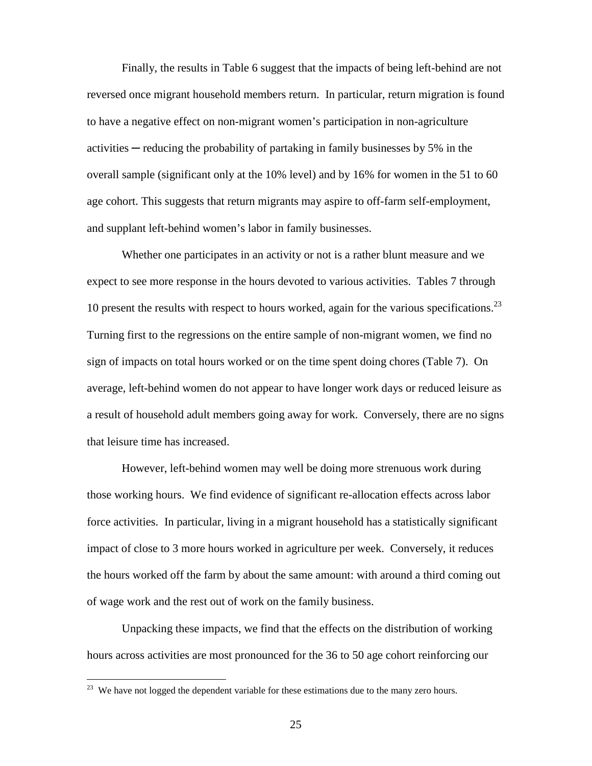Finally, the results in Table 6 suggest that the impacts of being left-behind are not reversed once migrant household members return. In particular, return migration is found to have a negative effect on non-migrant women's participation in non-agriculture activities ─ reducing the probability of partaking in family businesses by 5% in the overall sample (significant only at the 10% level) and by 16% for women in the 51 to 60 age cohort. This suggests that return migrants may aspire to off-farm self-employment, and supplant left-behind women's labor in family businesses.

Whether one participates in an activity or not is a rather blunt measure and we expect to see more response in the hours devoted to various activities. Tables 7 through 10 present the results with respect to hours worked, again for the various specifications.[23] Turning first to the regressions on the entire sample of non-migrant women, we find no sign of impacts on total hours worked or on the time spent doing chores (Table 7). On average, left-behind women do not appear to have longer work days or reduced leisure as a result of household adult members going away for work. Conversely, there are no signs that leisure time has increased.

However, left-behind women may well be doing more strenuous work during those working hours. We find evidence of significant re-allocation effects across labor force activities. In particular, living in a migrant household has a statistically significant impact of close to 3 more hours worked in agriculture per week. Conversely, it reduces the hours worked off the farm by about the same amount: with around a third coming out of wage work and the rest out of work on the family business.

Unpacking these impacts, we find that the effects on the distribution of working hours across activities are most pronounced for the 36 to 50 age cohort reinforcing our

[23] We have not logged the dependent variable for these estimations due to the many zero hours.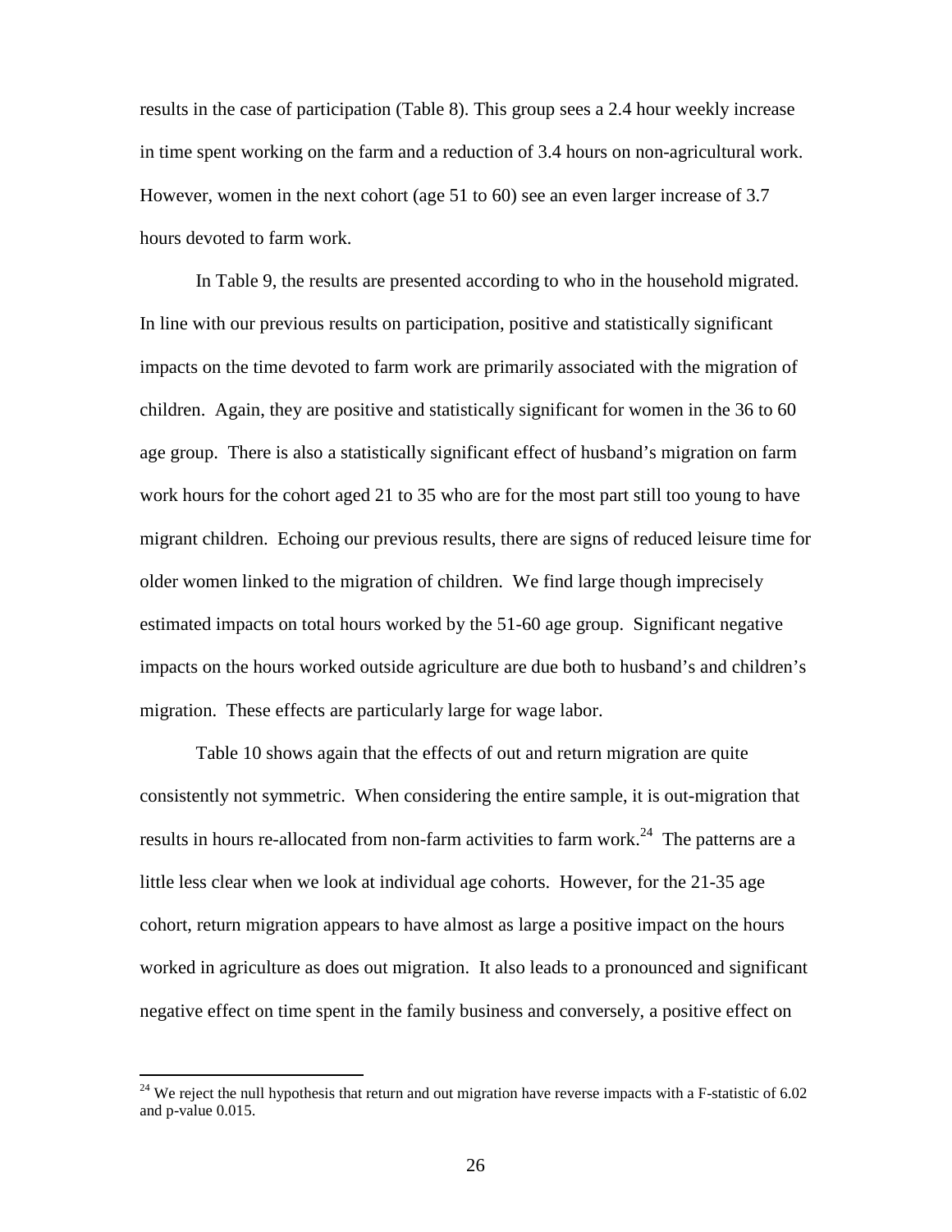results in the case of participation (Table 8). This group sees a 2.4 hour weekly increase in time spent working on the farm and a reduction of 3.4 hours on non-agricultural work. However, women in the next cohort (age 51 to 60) see an even larger increase of 3.7 hours devoted to farm work.

In Table 9, the results are presented according to who in the household migrated. In line with our previous results on participation, positive and statistically significant impacts on the time devoted to farm work are primarily associated with the migration of children. Again, they are positive and statistically significant for women in the 36 to 60 age group. There is also a statistically significant effect of husband's migration on farm work hours for the cohort aged 21 to 35 who are for the most part still too young to have migrant children. Echoing our previous results, there are signs of reduced leisure time for older women linked to the migration of children. We find large though imprecisely estimated impacts on total hours worked by the 51-60 age group. Significant negative impacts on the hours worked outside agriculture are due both to husband's and children's migration. These effects are particularly large for wage labor.

Table 10 shows again that the effects of out and return migration are quite consistently not symmetric. When considering the entire sample, it is out-migration that results in hours re-allocated from non-farm activities to farm work.[24] The patterns are a little less clear when we look at individual age cohorts. However, for the 21-35 age cohort, return migration appears to have almost as large a positive impact on the hours worked in agriculture as does out migration. It also leads to a pronounced and significant negative effect on time spent in the family business and conversely, a positive effect on

[24] We reject the null hypothesis that return and out migration have reverse impacts with a F-statistic of 6.02 and p-value 0.015.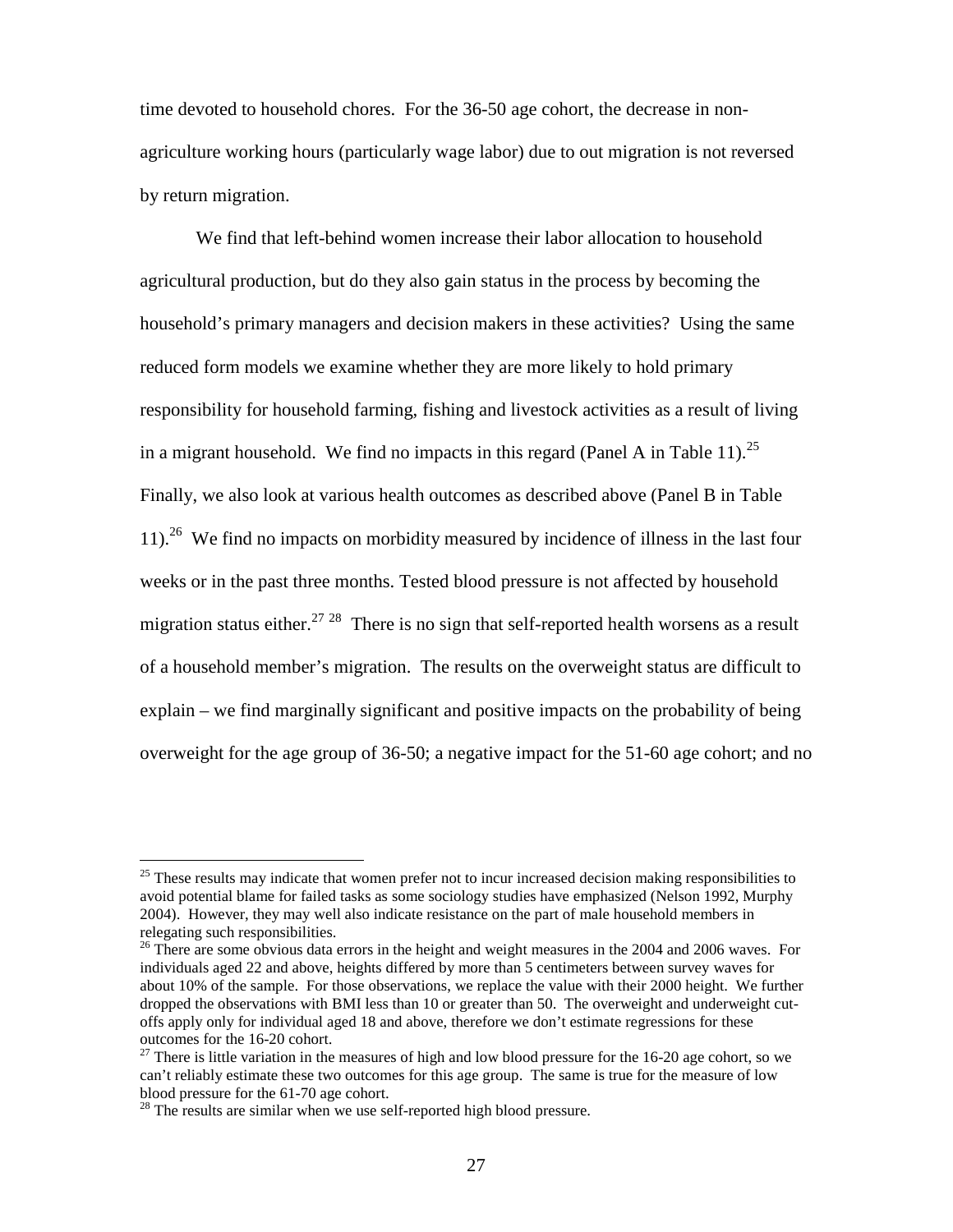time devoted to household chores. For the 36-50 age cohort, the decrease in non-agriculture working hours (particularly wage labor) due to out migration is not reversed by return migration.

We find that left-behind women increase their labor allocation to household agricultural production, but do they also gain status in the process by becoming the household's primary managers and decision makers in these activities? Using the same reduced form models we examine whether they are more likely to hold primary responsibility for household farming, fishing and livestock activities as a result of living in a migrant household. We find no impacts in this regard (Panel A in Table 11).[25] Finally, we also look at various health outcomes as described above (Panel B in Table 11).[26] We find no impacts on morbidity measured by incidence of illness in the last four weeks or in the past three months. Tested blood pressure is not affected by household migration status either.[27] [28] There is no sign that self-reported health worsens as a result of a household member's migration. The results on the overweight status are difficult to explain – we find marginally significant and positive impacts on the probability of being overweight for the age group of 36-50; a negative impact for the 51-60 age cohort; and no

---

[25] These results may indicate that women prefer not to incur increased decision making responsibilities to avoid potential blame for failed tasks as some sociology studies have emphasized (Nelson 1992, Murphy 2004). However, they may well also indicate resistance on the part of male household members in relegating such responsibilities.

[26] There are some obvious data errors in the height and weight measures in the 2004 and 2006 waves. For individuals aged 22 and above, heights differed by more than 5 centimeters between survey waves for about 10% of the sample. For those observations, we replace the value with their 2000 height. We further dropped the observations with BMI less than 10 or greater than 50. The overweight and underweight cut-offs apply only for individual aged 18 and above, therefore we don't estimate regressions for these outcomes for the 16-20 cohort.

[27] There is little variation in the measures of high and low blood pressure for the 16-20 age cohort, so we can't reliably estimate these two outcomes for this age group. The same is true for the measure of low blood pressure for the 61-70 age cohort.

[28] The results are similar when we use self-reported high blood pressure.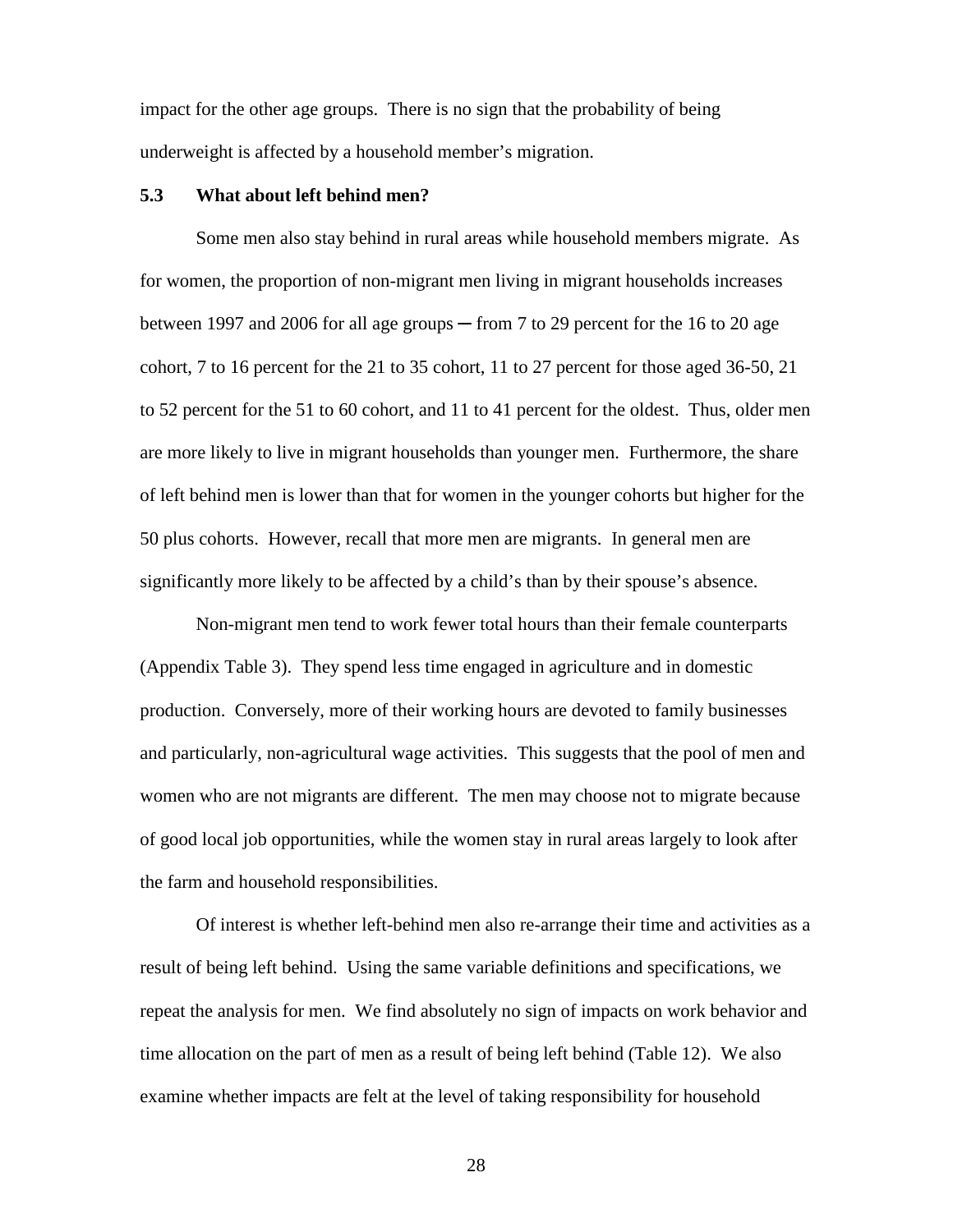impact for the other age groups. There is no sign that the probability of being underweight is affected by a household member's migration.

### 5.3 What about left behind men?

Some men also stay behind in rural areas while household members migrate. As for women, the proportion of non-migrant men living in migrant households increases between 1997 and 2006 for all age groups ─ from 7 to 29 percent for the 16 to 20 age cohort, 7 to 16 percent for the 21 to 35 cohort, 11 to 27 percent for those aged 36-50, 21 to 52 percent for the 51 to 60 cohort, and 11 to 41 percent for the oldest. Thus, older men are more likely to live in migrant households than younger men. Furthermore, the share of left behind men is lower than that for women in the younger cohorts but higher for the 50 plus cohorts. However, recall that more men are migrants. In general men are significantly more likely to be affected by a child's than by their spouse's absence.

Non-migrant men tend to work fewer total hours than their female counterparts (Appendix Table 3). They spend less time engaged in agriculture and in domestic production. Conversely, more of their working hours are devoted to family businesses and particularly, non-agricultural wage activities. This suggests that the pool of men and women who are not migrants are different. The men may choose not to migrate because of good local job opportunities, while the women stay in rural areas largely to look after the farm and household responsibilities.

Of interest is whether left-behind men also re-arrange their time and activities as a result of being left behind. Using the same variable definitions and specifications, we repeat the analysis for men. We find absolutely no sign of impacts on work behavior and time allocation on the part of men as a result of being left behind (Table 12). We also examine whether impacts are felt at the level of taking responsibility for household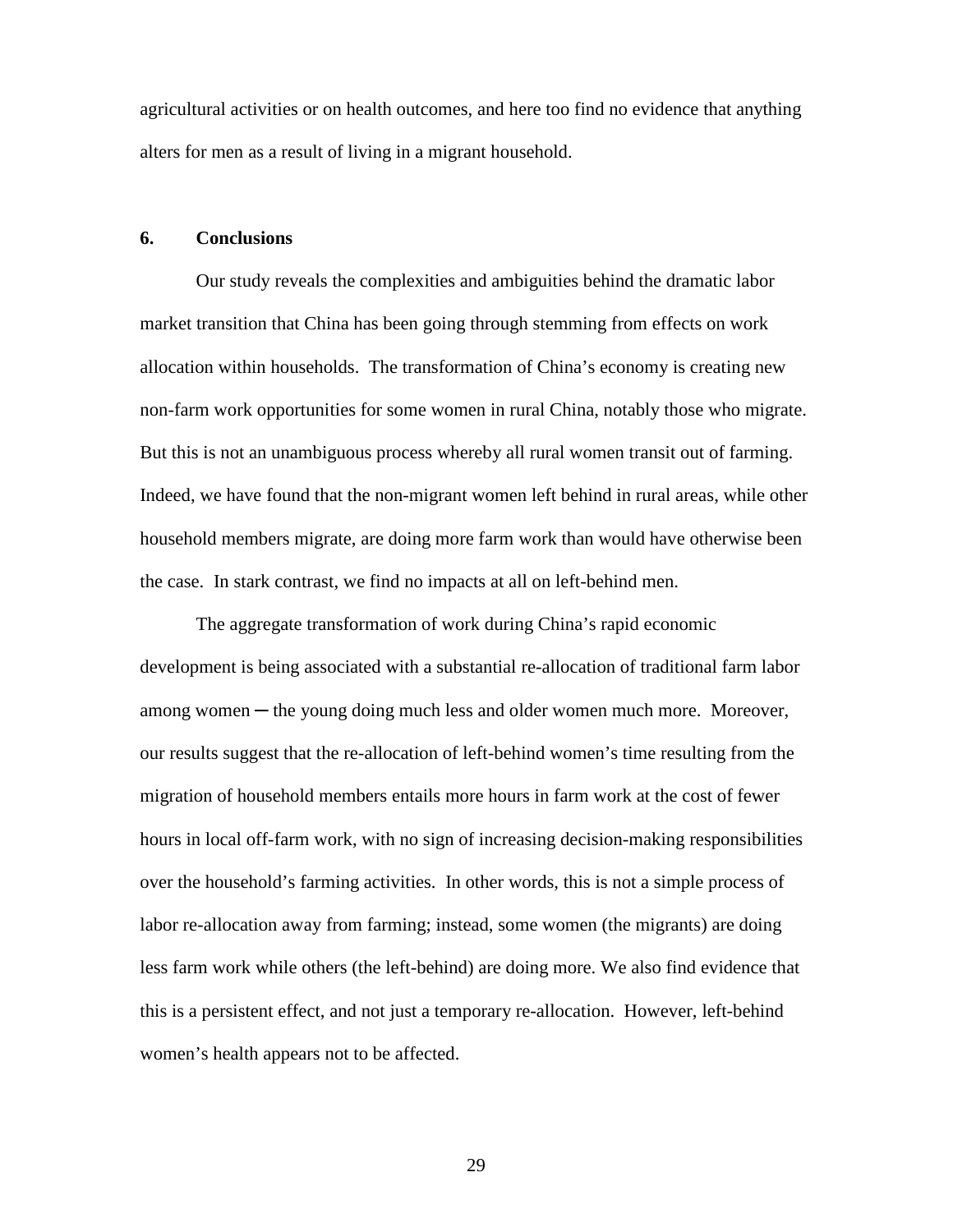agricultural activities or on health outcomes, and here too find no evidence that anything alters for men as a result of living in a migrant household.

## 6. Conclusions

Our study reveals the complexities and ambiguities behind the dramatic labor market transition that China has been going through stemming from effects on work allocation within households. The transformation of China's economy is creating new non-farm work opportunities for some women in rural China, notably those who migrate. But this is not an unambiguous process whereby all rural women transit out of farming. Indeed, we have found that the non-migrant women left behind in rural areas, while other household members migrate, are doing more farm work than would have otherwise been the case. In stark contrast, we find no impacts at all on left-behind men.

The aggregate transformation of work during China's rapid economic development is being associated with a substantial re-allocation of traditional farm labor among women ─ the young doing much less and older women much more. Moreover, our results suggest that the re-allocation of left-behind women's time resulting from the migration of household members entails more hours in farm work at the cost of fewer hours in local off-farm work, with no sign of increasing decision-making responsibilities over the household's farming activities. In other words, this is not a simple process of labor re-allocation away from farming; instead, some women (the migrants) are doing less farm work while others (the left-behind) are doing more. We also find evidence that this is a persistent effect, and not just a temporary re-allocation. However, left-behind women's health appears not to be affected.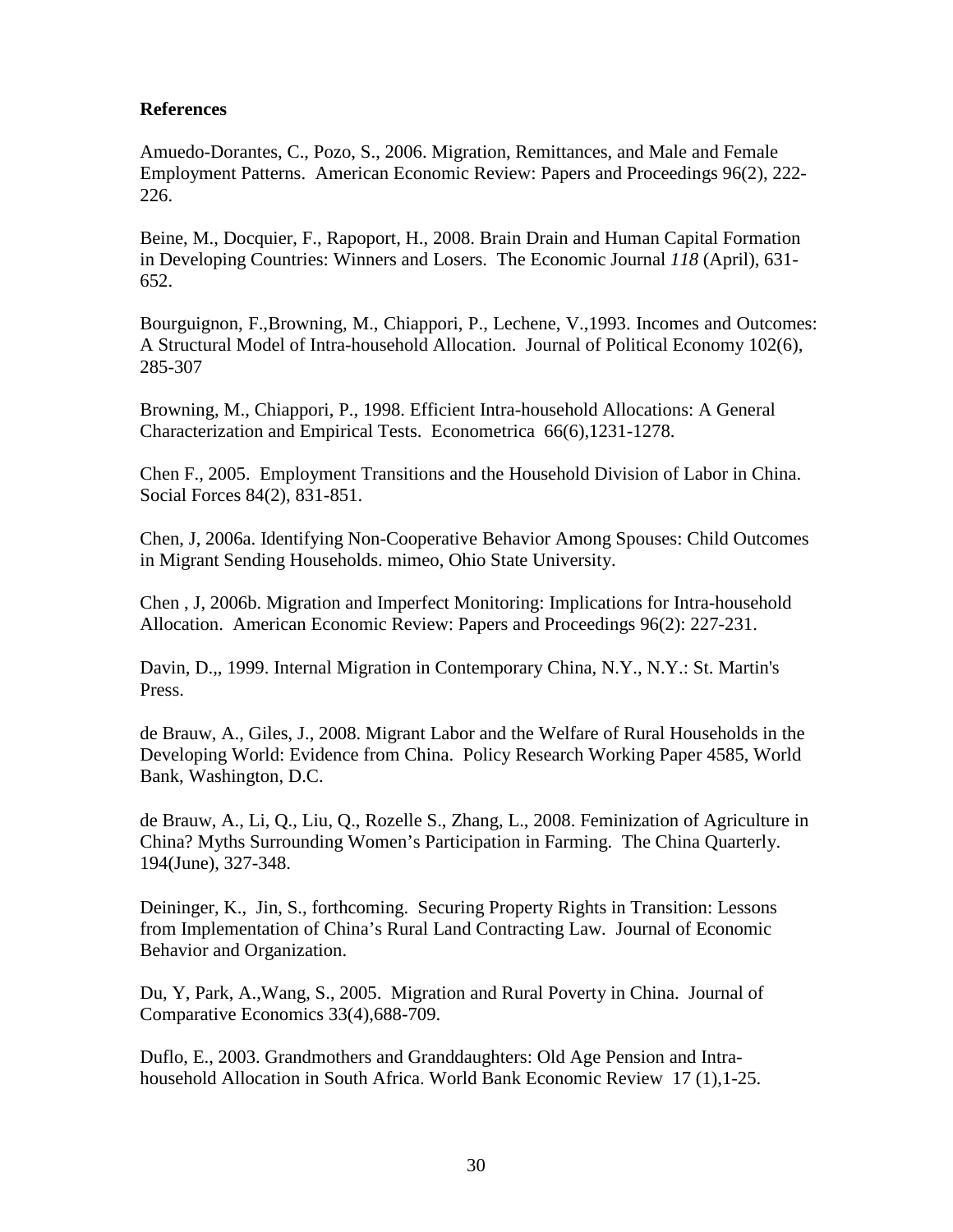**References**

Amuedo-Dorantes, C., Pozo, S., 2006. Migration, Remittances, and Male and Female Employment Patterns. American Economic Review: Papers and Proceedings 96(2), 222-226.

Beine, M., Docquier, F., Rapoport, H., 2008. Brain Drain and Human Capital Formation in Developing Countries: Winners and Losers. The Economic Journal *118* (April), 631-652.

Bourguignon, F.,Browning, M., Chiappori, P., Lechene, V.,1993. Incomes and Outcomes: A Structural Model of Intra-household Allocation. Journal of Political Economy 102(6), 285-307

Browning, M., Chiappori, P., 1998. Efficient Intra-household Allocations: A General Characterization and Empirical Tests. Econometrica 66(6),1231-1278.

Chen F., 2005. Employment Transitions and the Household Division of Labor in China. Social Forces 84(2), 831-851.

Chen, J, 2006a. Identifying Non-Cooperative Behavior Among Spouses: Child Outcomes in Migrant Sending Households. mimeo, Ohio State University.

Chen , J, 2006b. Migration and Imperfect Monitoring: Implications for Intra-household Allocation. American Economic Review: Papers and Proceedings 96(2): 227-231.

Davin, D.,, 1999. Internal Migration in Contemporary China, N.Y., N.Y.: St. Martin's Press.

de Brauw, A., Giles, J., 2008. Migrant Labor and the Welfare of Rural Households in the Developing World: Evidence from China. Policy Research Working Paper 4585, World Bank, Washington, D.C.

de Brauw, A., Li, Q., Liu, Q., Rozelle S., Zhang, L., 2008. Feminization of Agriculture in China? Myths Surrounding Women's Participation in Farming. The China Quarterly. 194(June), 327-348.

Deininger, K., Jin, S., forthcoming. Securing Property Rights in Transition: Lessons from Implementation of China's Rural Land Contracting Law. Journal of Economic Behavior and Organization.

Du, Y, Park, A.,Wang, S., 2005. Migration and Rural Poverty in China. Journal of Comparative Economics 33(4),688-709.

Duflo, E., 2003. Grandmothers and Granddaughters: Old Age Pension and Intra-household Allocation in South Africa. World Bank Economic Review 17 (1),1-25.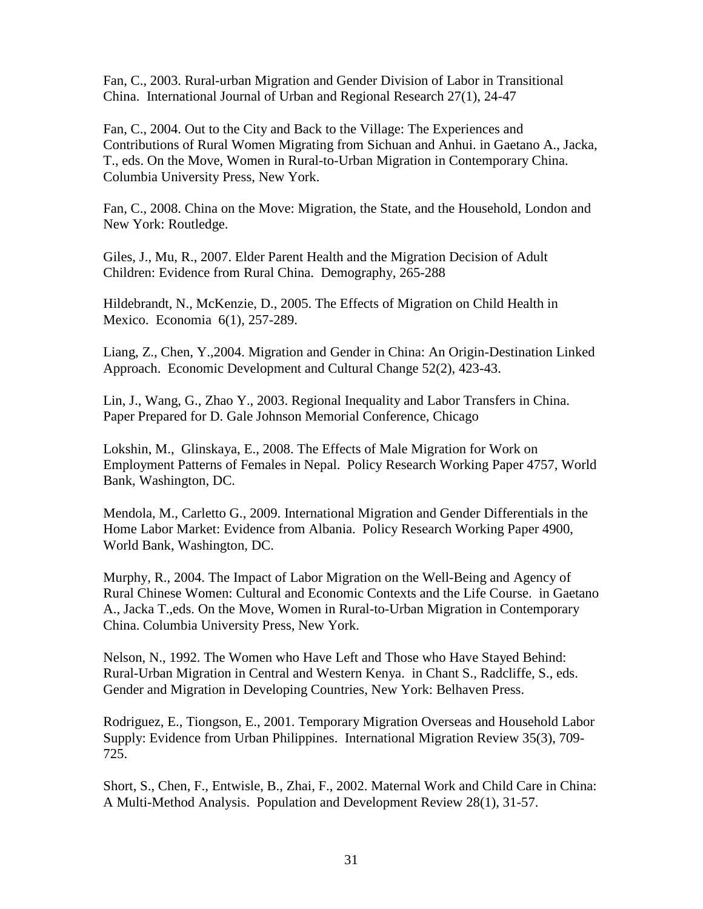Fan, C., 2003. Rural-urban Migration and Gender Division of Labor in Transitional China. International Journal of Urban and Regional Research 27(1), 24-47

Fan, C., 2004. Out to the City and Back to the Village: The Experiences and Contributions of Rural Women Migrating from Sichuan and Anhui. in Gaetano A., Jacka, T., eds. On the Move, Women in Rural-to-Urban Migration in Contemporary China. Columbia University Press, New York.

Fan, C., 2008. China on the Move: Migration, the State, and the Household, London and New York: Routledge.

Giles, J., Mu, R., 2007. Elder Parent Health and the Migration Decision of Adult Children: Evidence from Rural China. Demography, 265-288

Hildebrandt, N., McKenzie, D., 2005. The Effects of Migration on Child Health in Mexico. Economia 6(1), 257-289.

Liang, Z., Chen, Y.,2004. Migration and Gender in China: An Origin-Destination Linked Approach. Economic Development and Cultural Change 52(2), 423-43.

Lin, J., Wang, G., Zhao Y., 2003. Regional Inequality and Labor Transfers in China. Paper Prepared for D. Gale Johnson Memorial Conference, Chicago

Lokshin, M., Glinskaya, E., 2008. The Effects of Male Migration for Work on Employment Patterns of Females in Nepal. Policy Research Working Paper 4757, World Bank, Washington, DC.

Mendola, M., Carletto G., 2009. International Migration and Gender Differentials in the Home Labor Market: Evidence from Albania. Policy Research Working Paper 4900, World Bank, Washington, DC.

Murphy, R., 2004. The Impact of Labor Migration on the Well-Being and Agency of Rural Chinese Women: Cultural and Economic Contexts and the Life Course. in Gaetano A., Jacka T.,eds. On the Move, Women in Rural-to-Urban Migration in Contemporary China. Columbia University Press, New York.

Nelson, N., 1992. The Women who Have Left and Those who Have Stayed Behind: Rural-Urban Migration in Central and Western Kenya. in Chant S., Radcliffe, S., eds. Gender and Migration in Developing Countries, New York: Belhaven Press.

Rodriguez, E., Tiongson, E., 2001. Temporary Migration Overseas and Household Labor Supply: Evidence from Urban Philippines. International Migration Review 35(3), 709-725.

Short, S., Chen, F., Entwisle, B., Zhai, F., 2002. Maternal Work and Child Care in China: A Multi-Method Analysis. Population and Development Review 28(1), 31-57.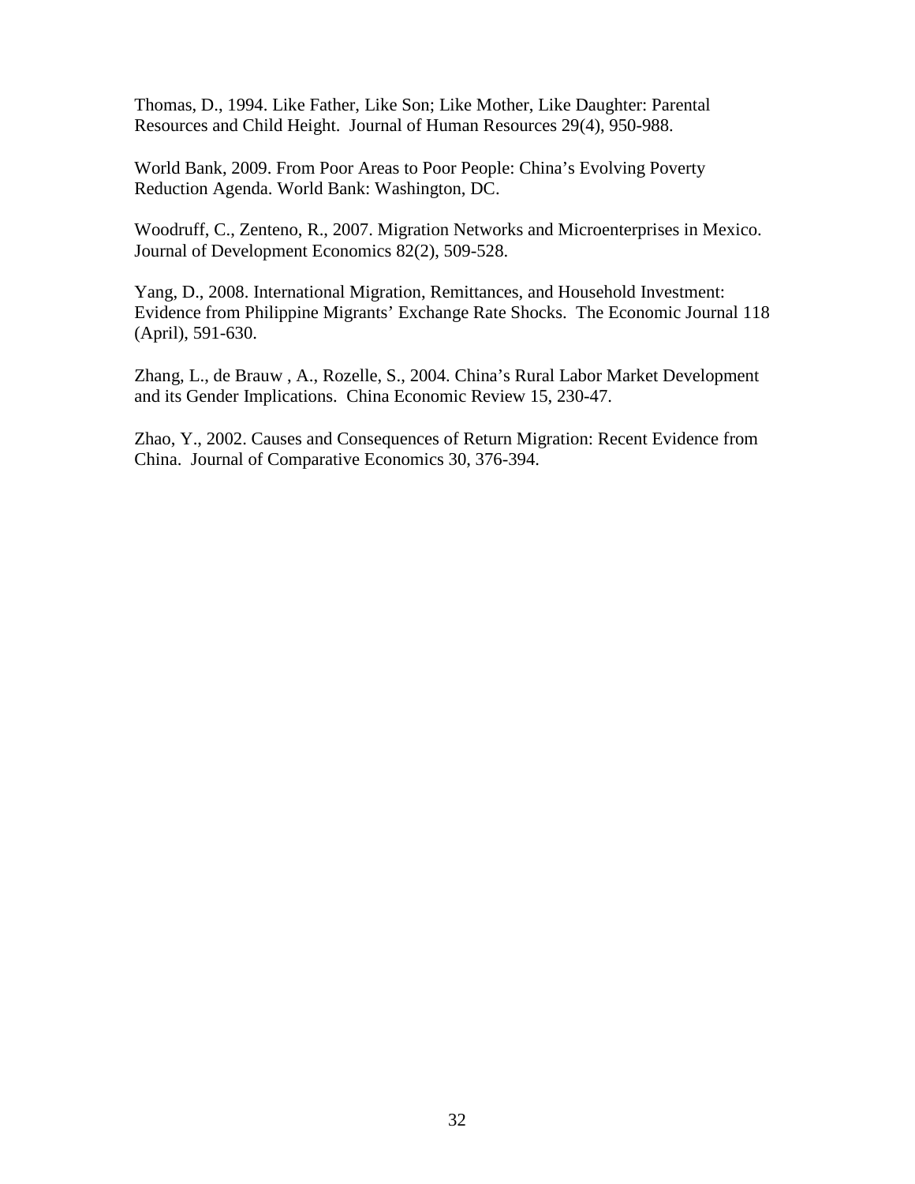Thomas, D., 1994. Like Father, Like Son; Like Mother, Like Daughter: Parental Resources and Child Height. Journal of Human Resources 29(4), 950-988.

World Bank, 2009. From Poor Areas to Poor People: China's Evolving Poverty Reduction Agenda. World Bank: Washington, DC.

Woodruff, C., Zenteno, R., 2007. Migration Networks and Microenterprises in Mexico. Journal of Development Economics 82(2), 509-528.

Yang, D., 2008. International Migration, Remittances, and Household Investment: Evidence from Philippine Migrants' Exchange Rate Shocks. The Economic Journal 118 (April), 591-630.

Zhang, L., de Brauw , A., Rozelle, S., 2004. China's Rural Labor Market Development and its Gender Implications. China Economic Review 15, 230-47.

Zhao, Y., 2002. Causes and Consequences of Return Migration: Recent Evidence from China. Journal of Comparative Economics 30, 376-394.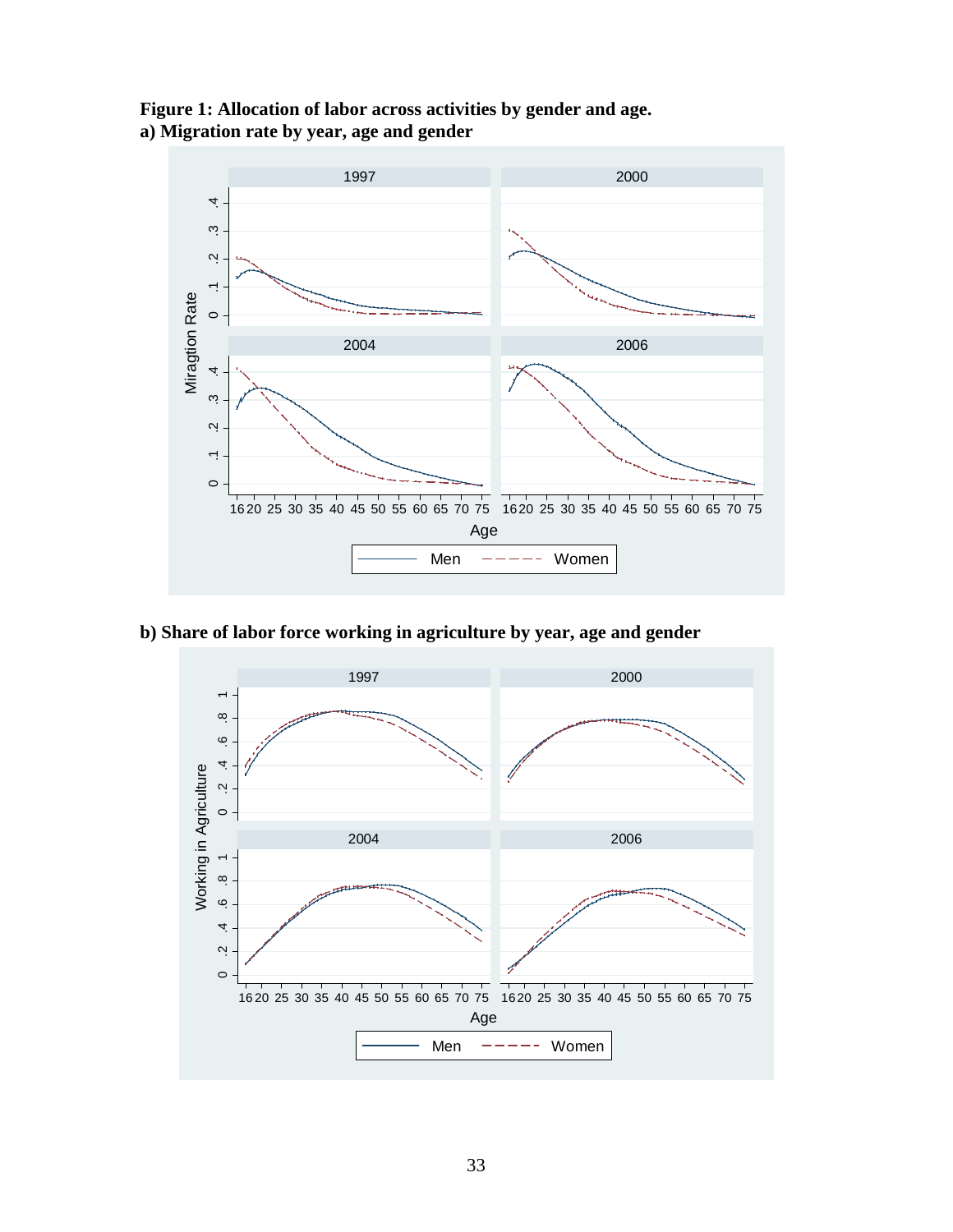**Figure 1: Allocation of labor across activities by gender and age.**

**a) Migration rate by year, age and gender**

**b) Share of labor force working in agriculture by year, age and gender**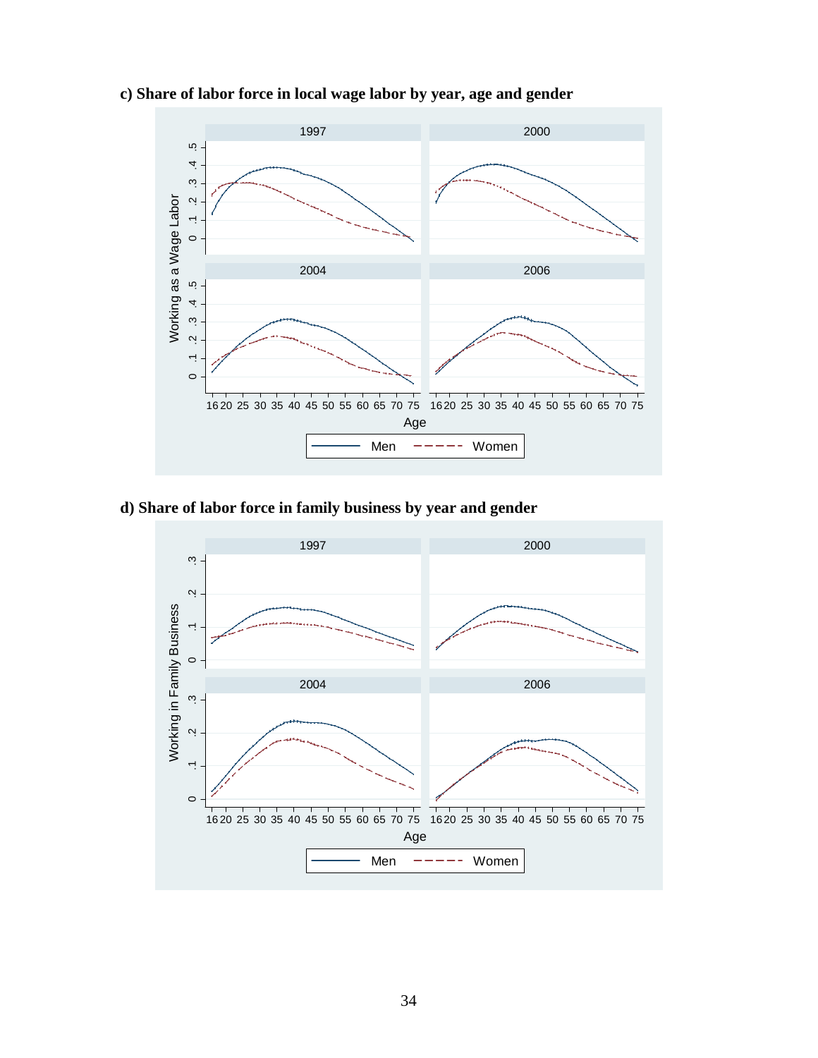**c) Share of labor force in local wage labor by year, age and gender**

**d) Share of labor force in family business by year and gender**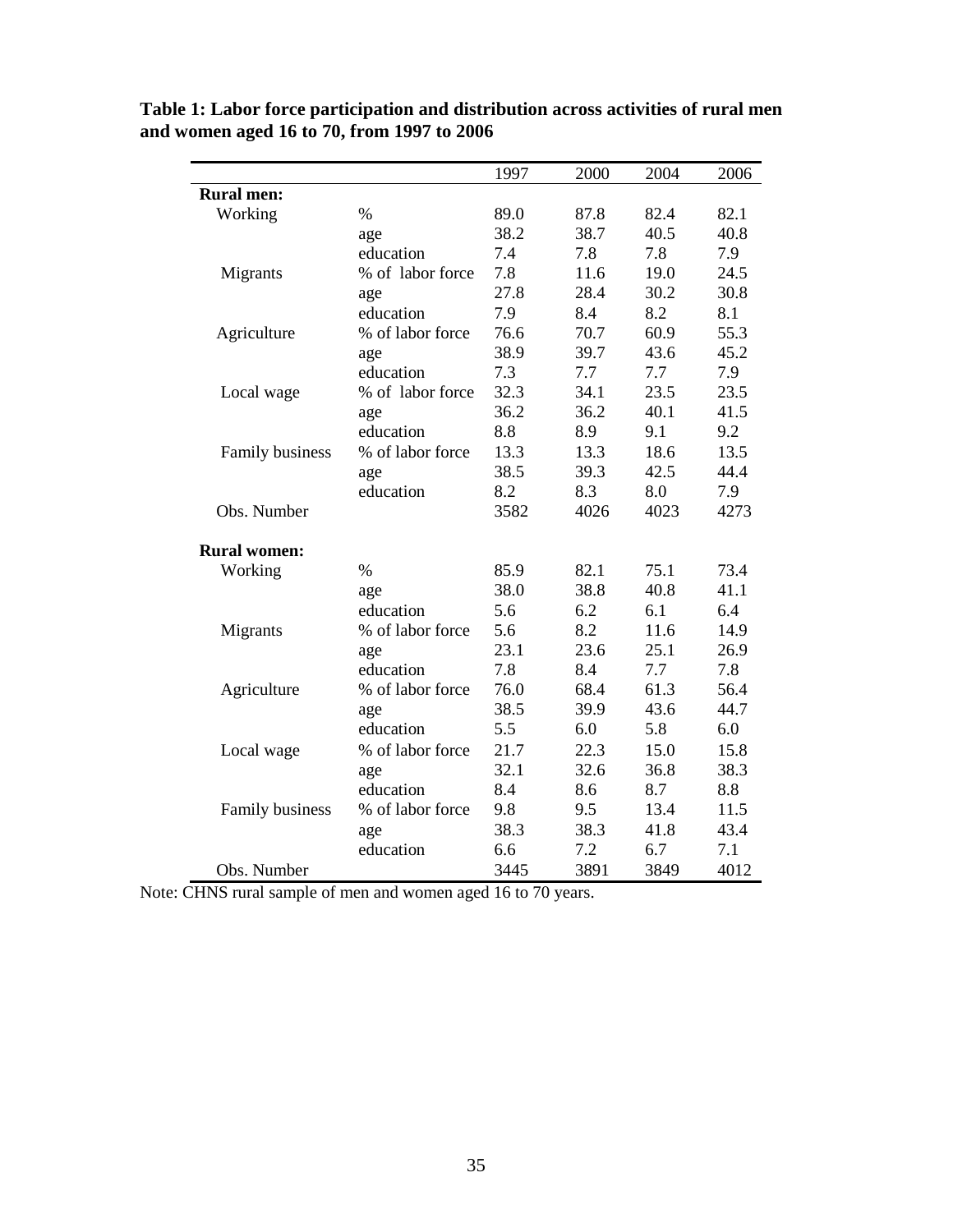**Table 1: Labor force participation and distribution across activities of rural men and women aged 16 to 70, from 1997 to 2006**

| | | 1997 | 2000 | 2004 | 2006 |
|---|---|---|---|---|---|
| **Rural men:** | | | | | |
| Working | % | 89.0 | 87.8 | 82.4 | 82.1 |
| | age | 38.2 | 38.7 | 40.5 | 40.8 |
| | education | 7.4 | 7.8 | 7.8 | 7.9 |
| Migrants | % of labor force | 7.8 | 11.6 | 19.0 | 24.5 |
| | age | 27.8 | 28.4 | 30.2 | 30.8 |
| | education | 7.9 | 8.4 | 8.2 | 8.1 |
| Agriculture | % of labor force | 76.6 | 70.7 | 60.9 | 55.3 |
| | age | 38.9 | 39.7 | 43.6 | 45.2 |
| | education | 7.3 | 7.7 | 7.7 | 7.9 |
| Local wage | % of labor force | 32.3 | 34.1 | 23.5 | 23.5 |
| | age | 36.2 | 36.2 | 40.1 | 41.5 |
| | education | 8.8 | 8.9 | 9.1 | 9.2 |
| Family business | % of labor force | 13.3 | 13.3 | 18.6 | 13.5 |
| | age | 38.5 | 39.3 | 42.5 | 44.4 |
| | education | 8.2 | 8.3 | 8.0 | 7.9 |
| Obs. Number | | 3582 | 4026 | 4023 | 4273 |
| **Rural women:** | | | | | |
| Working | % | 85.9 | 82.1 | 75.1 | 73.4 |
| | age | 38.0 | 38.8 | 40.8 | 41.1 |
| | education | 5.6 | 6.2 | 6.1 | 6.4 |
| Migrants | % of labor force | 5.6 | 8.2 | 11.6 | 14.9 |
| | age | 23.1 | 23.6 | 25.1 | 26.9 |
| | education | 7.8 | 8.4 | 7.7 | 7.8 |
| Agriculture | % of labor force | 76.0 | 68.4 | 61.3 | 56.4 |
| | age | 38.5 | 39.9 | 43.6 | 44.7 |
| | education | 5.5 | 6.0 | 5.8 | 6.0 |
| Local wage | % of labor force | 21.7 | 22.3 | 15.0 | 15.8 |
| | age | 32.1 | 32.6 | 36.8 | 38.3 |
| | education | 8.4 | 8.6 | 8.7 | 8.8 |
| Family business | % of labor force | 9.8 | 9.5 | 13.4 | 11.5 |
| | age | 38.3 | 38.3 | 41.8 | 43.4 |
| | education | 6.6 | 7.2 | 6.7 | 7.1 |
| Obs. Number | | 3445 | 3891 | 3849 | 4012 |

Note: CHNS rural sample of men and women aged 16 to 70 years.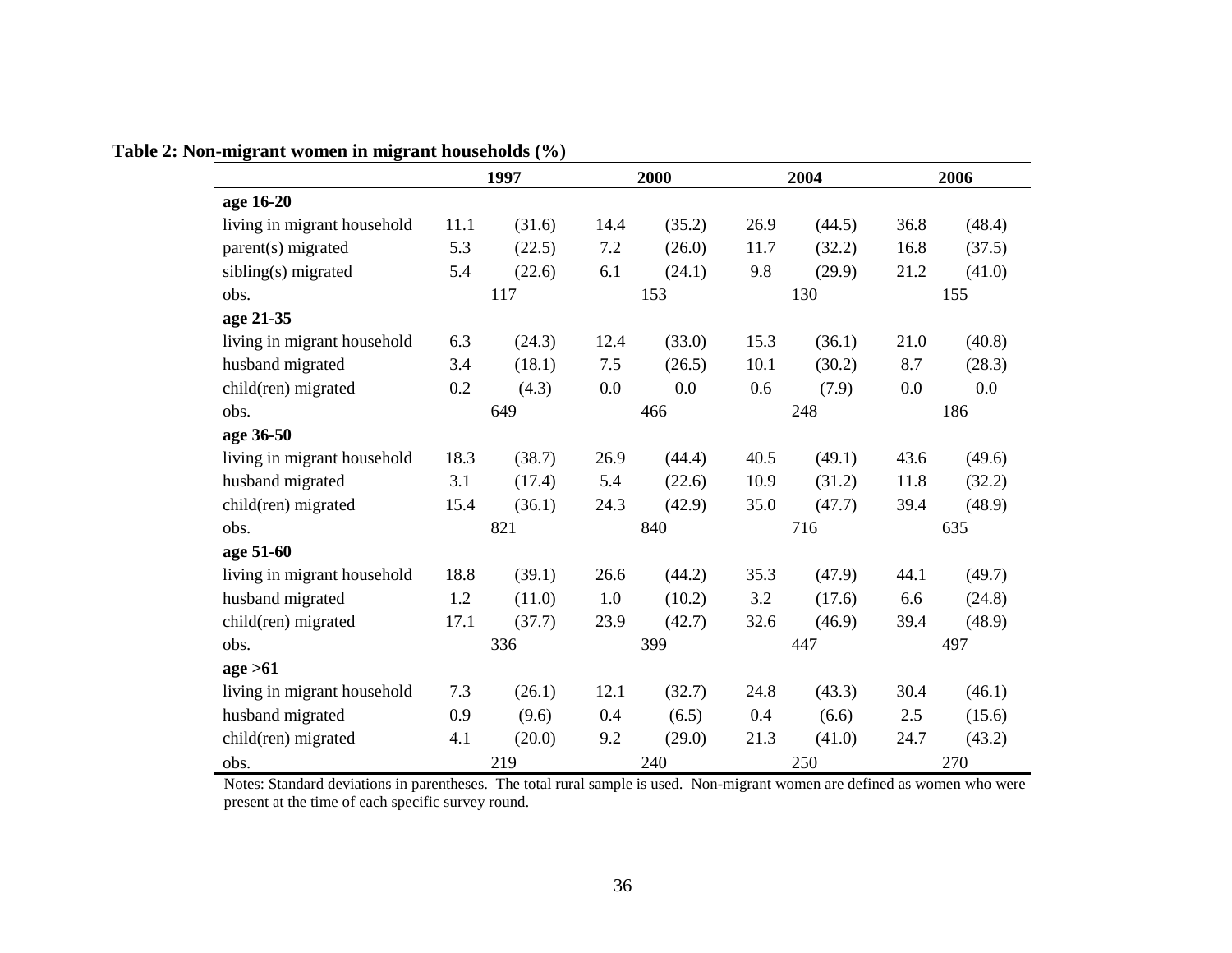**Table 2: Non-migrant women in migrant households (%)**

| | 1997 | | 2000 | | 2004 | | 2006 | |
|---|---|---|---|---|---|---|---|---|
| **age 16-20** | | | | | | | | |
| living in migrant household | 11.1 | (31.6) | 14.4 | (35.2) | 26.9 | (44.5) | 36.8 | (48.4) |
| parent(s) migrated | 5.3 | (22.5) | 7.2 | (26.0) | 11.7 | (32.2) | 16.8 | (37.5) |
| sibling(s) migrated | 5.4 | (22.6) | 6.1 | (24.1) | 9.8 | (29.9) | 21.2 | (41.0) |
| obs. | 117 | | 153 | | 130 | | 155 | |
| **age 21-35** | | | | | | | | |
| living in migrant household | 6.3 | (24.3) | 12.4 | (33.0) | 15.3 | (36.1) | 21.0 | (40.8) |
| husband migrated | 3.4 | (18.1) | 7.5 | (26.5) | 10.1 | (30.2) | 8.7 | (28.3) |
| child(ren) migrated | 0.2 | (4.3) | 0.0 | 0.0 | 0.6 | (7.9) | 0.0 | 0.0 |
| obs. | 649 | | 466 | | 248 | | 186 | |
| **age 36-50** | | | | | | | | |
| living in migrant household | 18.3 | (38.7) | 26.9 | (44.4) | 40.5 | (49.1) | 43.6 | (49.6) |
| husband migrated | 3.1 | (17.4) | 5.4 | (22.6) | 10.9 | (31.2) | 11.8 | (32.2) |
| child(ren) migrated | 15.4 | (36.1) | 24.3 | (42.9) | 35.0 | (47.7) | 39.4 | (48.9) |
| obs. | 821 | | 840 | | 716 | | 635 | |
| **age 51-60** | | | | | | | | |
| living in migrant household | 18.8 | (39.1) | 26.6 | (44.2) | 35.3 | (47.9) | 44.1 | (49.7) |
| husband migrated | 1.2 | (11.0) | 1.0 | (10.2) | 3.2 | (17.6) | 6.6 | (24.8) |
| child(ren) migrated | 17.1 | (37.7) | 23.9 | (42.7) | 32.6 | (46.9) | 39.4 | (48.9) |
| obs. | 336 | | 399 | | 447 | | 497 | |
| **age >61** | | | | | | | | |
| living in migrant household | 7.3 | (26.1) | 12.1 | (32.7) | 24.8 | (43.3) | 30.4 | (46.1) |
| husband migrated | 0.9 | (9.6) | 0.4 | (6.5) | 0.4 | (6.6) | 2.5 | (15.6) |
| child(ren) migrated | 4.1 | (20.0) | 9.2 | (29.0) | 21.3 | (41.0) | 24.7 | (43.2) |
| obs. | 219 | | 240 | | 250 | | 270 | |

Notes: Standard deviations in parentheses. The total rural sample is used. Non-migrant women are defined as women who were present at the time of each specific survey round.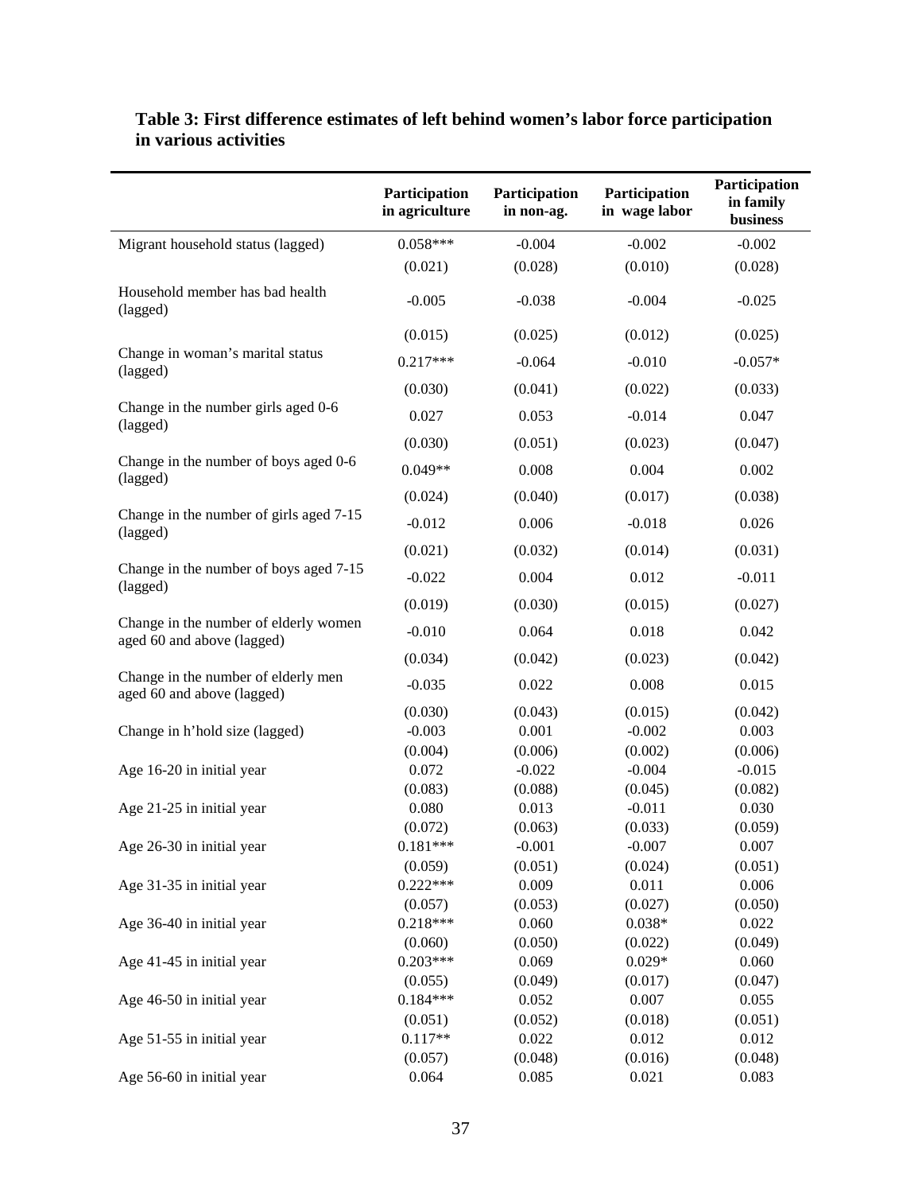**Table 3: First difference estimates of left behind women's labor force participation in various activities**

| | Participation in agriculture | Participation in non-ag. | Participation in wage labor | Participation in family business |
|---|---|---|---|---|
| Migrant household status (lagged) | 0.058*** | -0.004 | -0.002 | -0.002 |
| | (0.021) | (0.028) | (0.010) | (0.028) |
| Household member has bad health (lagged) | -0.005 | -0.038 | -0.004 | -0.025 |
| | (0.015) | (0.025) | (0.012) | (0.025) |
| Change in woman's marital status (lagged) | 0.217*** | -0.064 | -0.010 | -0.057* |
| | (0.030) | (0.041) | (0.022) | (0.033) |
| Change in the number girls aged 0-6 (lagged) | 0.027 | 0.053 | -0.014 | 0.047 |
| | (0.030) | (0.051) | (0.023) | (0.047) |
| Change in the number of boys aged 0-6 (lagged) | 0.049** | 0.008 | 0.004 | 0.002 |
| | (0.024) | (0.040) | (0.017) | (0.038) |
| Change in the number of girls aged 7-15 (lagged) | -0.012 | 0.006 | -0.018 | 0.026 |
| | (0.021) | (0.032) | (0.014) | (0.031) |
| Change in the number of boys aged 7-15 (lagged) | -0.022 | 0.004 | 0.012 | -0.011 |
| | (0.019) | (0.030) | (0.015) | (0.027) |
| Change in the number of elderly women aged 60 and above (lagged) | -0.010 | 0.064 | 0.018 | 0.042 |
| | (0.034) | (0.042) | (0.023) | (0.042) |
| Change in the number of elderly men aged 60 and above (lagged) | -0.035 | 0.022 | 0.008 | 0.015 |
| | (0.030) | (0.043) | (0.015) | (0.042) |
| Change in h'hold size (lagged) | -0.003 | 0.001 | -0.002 | 0.003 |
| | (0.004) | (0.006) | (0.002) | (0.006) |
| Age 16-20 in initial year | 0.072 | -0.022 | -0.004 | -0.015 |
| | (0.083) | (0.088) | (0.045) | (0.082) |
| Age 21-25 in initial year | 0.080 | 0.013 | -0.011 | 0.030 |
| | (0.072) | (0.063) | (0.033) | (0.059) |
| Age 26-30 in initial year | 0.181*** | -0.001 | -0.007 | 0.007 |
| | (0.059) | (0.051) | (0.024) | (0.051) |
| Age 31-35 in initial year | 0.222*** | 0.009 | 0.011 | 0.006 |
| | (0.057) | (0.053) | (0.027) | (0.050) |
| Age 36-40 in initial year | 0.218*** | 0.060 | 0.038* | 0.022 |
| | (0.060) | (0.050) | (0.022) | (0.049) |
| Age 41-45 in initial year | 0.203*** | 0.069 | 0.029* | 0.060 |
| | (0.055) | (0.049) | (0.017) | (0.047) |
| Age 46-50 in initial year | 0.184*** | 0.052 | 0.007 | 0.055 |
| | (0.051) | (0.052) | (0.018) | (0.051) |
| Age 51-55 in initial year | 0.117** | 0.022 | 0.012 | 0.012 |
| | (0.057) | (0.048) | (0.016) | (0.048) |
| Age 56-60 in initial year | 0.064 | 0.085 | 0.021 | 0.083 |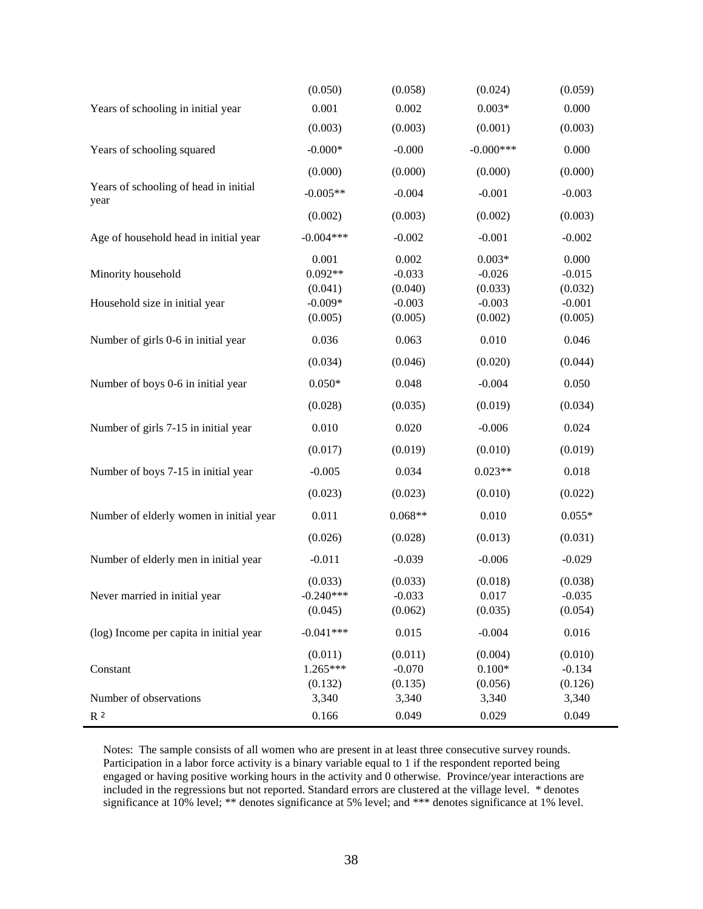| | | | | |
|---|---|---|---|---|
| | (0.050) | (0.058) | (0.024) | (0.059) |
| Years of schooling in initial year | 0.001 | 0.002 | 0.003* | 0.000 |
| | (0.003) | (0.003) | (0.001) | (0.003) |
| Years of schooling squared | -0.000* | -0.000 | -0.000*** | 0.000 |
| | (0.000) | (0.000) | (0.000) | (0.000) |
| Years of schooling of head in initial year | -0.005** | -0.004 | -0.001 | -0.003 |
| | (0.002) | (0.003) | (0.002) | (0.003) |
| Age of household head in initial year | -0.004*** | -0.002 | -0.001 | -0.002 |
| | 0.001 | 0.002 | 0.003* | 0.000 |
| Minority household | 0.092** | -0.033 | -0.026 | -0.015 |
| | (0.041) | (0.040) | (0.033) | (0.032) |
| Household size in initial year | -0.009* | -0.003 | -0.003 | -0.001 |
| | (0.005) | (0.005) | (0.002) | (0.005) |
| Number of girls 0-6 in initial year | 0.036 | 0.063 | 0.010 | 0.046 |
| | (0.034) | (0.046) | (0.020) | (0.044) |
| Number of boys 0-6 in initial year | 0.050* | 0.048 | -0.004 | 0.050 |
| | (0.028) | (0.035) | (0.019) | (0.034) |
| Number of girls 7-15 in initial year | 0.010 | 0.020 | -0.006 | 0.024 |
| | (0.017) | (0.019) | (0.010) | (0.019) |
| Number of boys 7-15 in initial year | -0.005 | 0.034 | 0.023** | 0.018 |
| | (0.023) | (0.023) | (0.010) | (0.022) |
| Number of elderly women in initial year | 0.011 | 0.068** | 0.010 | 0.055* |
| | (0.026) | (0.028) | (0.013) | (0.031) |
| Number of elderly men in initial year | -0.011 | -0.039 | -0.006 | -0.029 |
| | (0.033) | (0.033) | (0.018) | (0.038) |
| Never married in initial year | -0.240*** | -0.033 | 0.017 | -0.035 |
| | (0.045) | (0.062) | (0.035) | (0.054) |
| (log) Income per capita in initial year | -0.041*** | 0.015 | -0.004 | 0.016 |
| | (0.011) | (0.011) | (0.004) | (0.010) |
| Constant | 1.265*** | -0.070 | 0.100* | -0.134 |
| | (0.132) | (0.135) | (0.056) | (0.126) |
| Number of observations | 3,340 | 3,340 | 3,340 | 3,340 |
| $R^2$ | 0.166 | 0.049 | 0.029 | 0.049 |

Notes: The sample consists of all women who are present in at least three consecutive survey rounds. Participation in a labor force activity is a binary variable equal to 1 if the respondent reported being engaged or having positive working hours in the activity and 0 otherwise. Province/year interactions are included in the regressions but not reported. Standard errors are clustered at the village level. * denotes significance at 10% level; ** denotes significance at 5% level; and *** denotes significance at 1% level.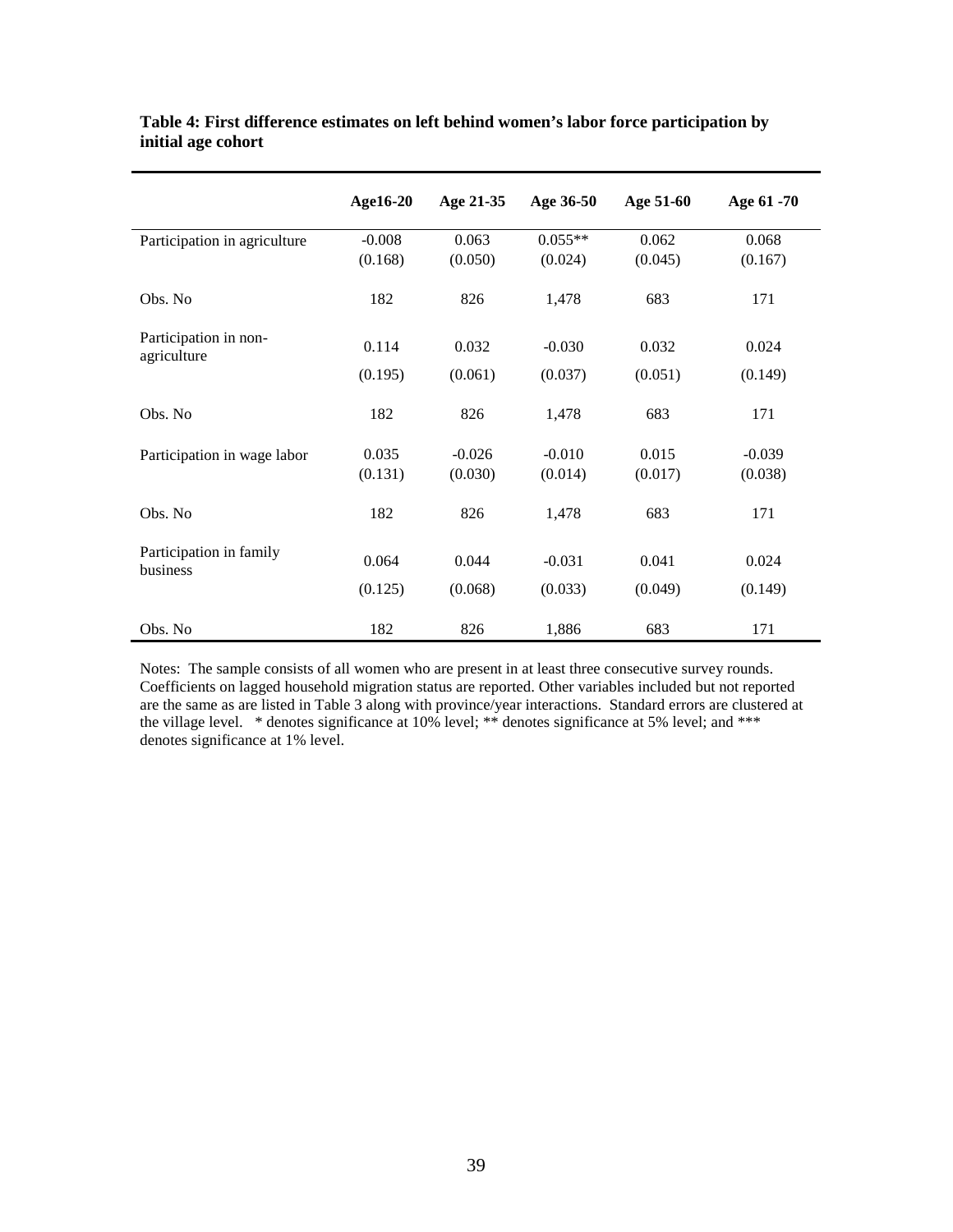**Table 4: First difference estimates on left behind women's labor force participation by initial age cohort**

| | Age16-20 | Age 21-35 | Age 36-50 | Age 51-60 | Age 61 -70 |
|---|---|---|---|---|---|
| Participation in agriculture | -0.008 | 0.063 | 0.055** | 0.062 | 0.068 |
| | (0.168) | (0.050) | (0.024) | (0.045) | (0.167) |
| Obs. No | 182 | 826 | 1,478 | 683 | 171 |
| Participation in non-agriculture | 0.114 | 0.032 | -0.030 | 0.032 | 0.024 |
| | (0.195) | (0.061) | (0.037) | (0.051) | (0.149) |
| Obs. No | 182 | 826 | 1,478 | 683 | 171 |
| Participation in wage labor | 0.035 | -0.026 | -0.010 | 0.015 | -0.039 |
| | (0.131) | (0.030) | (0.014) | (0.017) | (0.038) |
| Obs. No | 182 | 826 | 1,478 | 683 | 171 |
| Participation in family business | 0.064 | 0.044 | -0.031 | 0.041 | 0.024 |
| | (0.125) | (0.068) | (0.033) | (0.049) | (0.149) |
| Obs. No | 182 | 826 | 1,886 | 683 | 171 |

Notes: The sample consists of all women who are present in at least three consecutive survey rounds. Coefficients on lagged household migration status are reported. Other variables included but not reported are the same as are listed in Table 3 along with province/year interactions. Standard errors are clustered at the village level. * denotes significance at 10% level; ** denotes significance at 5% level; and *** denotes significance at 1% level.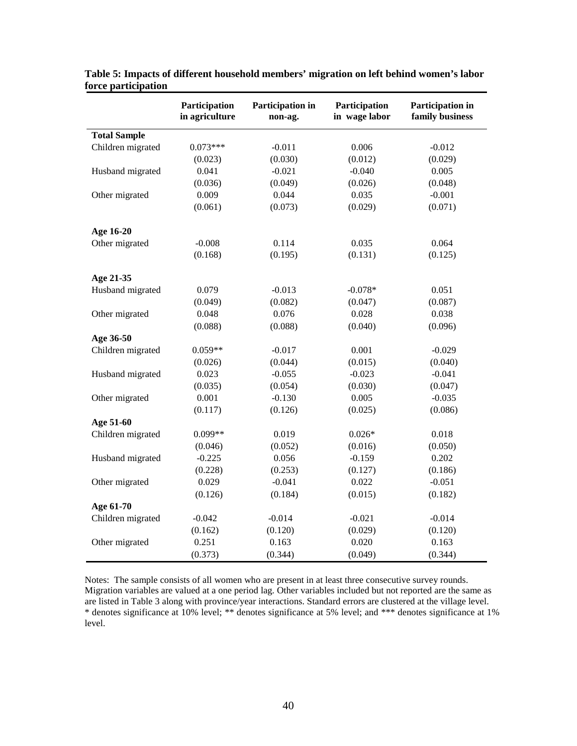**Table 5: Impacts of different household members' migration on left behind women's labor force participation**

| | Participation in agriculture | Participation in non-ag. | Participation in wage labor | Participation in family business |
|---|---|---|---|---|
| **Total Sample** | | | | |
| Children migrated | 0.073*** | -0.011 | 0.006 | -0.012 |
| | (0.023) | (0.030) | (0.012) | (0.029) |
| Husband migrated | 0.041 | -0.021 | -0.040 | 0.005 |
| | (0.036) | (0.049) | (0.026) | (0.048) |
| Other migrated | 0.009 | 0.044 | 0.035 | -0.001 |
| | (0.061) | (0.073) | (0.029) | (0.071) |
| **Age 16-20** | | | | |
| Other migrated | -0.008 | 0.114 | 0.035 | 0.064 |
| | (0.168) | (0.195) | (0.131) | (0.125) |
| **Age 21-35** | | | | |
| Husband migrated | 0.079 | -0.013 | -0.078* | 0.051 |
| | (0.049) | (0.082) | (0.047) | (0.087) |
| Other migrated | 0.048 | 0.076 | 0.028 | 0.038 |
| | (0.088) | (0.088) | (0.040) | (0.096) |
| **Age 36-50** | | | | |
| Children migrated | 0.059** | -0.017 | 0.001 | -0.029 |
| | (0.026) | (0.044) | (0.015) | (0.040) |
| Husband migrated | 0.023 | -0.055 | -0.023 | -0.041 |
| | (0.035) | (0.054) | (0.030) | (0.047) |
| Other migrated | 0.001 | -0.130 | 0.005 | -0.035 |
| | (0.117) | (0.126) | (0.025) | (0.086) |
| **Age 51-60** | | | | |
| Children migrated | 0.099** | 0.019 | 0.026* | 0.018 |
| | (0.046) | (0.052) | (0.016) | (0.050) |
| Husband migrated | -0.225 | 0.056 | -0.159 | 0.202 |
| | (0.228) | (0.253) | (0.127) | (0.186) |
| Other migrated | 0.029 | -0.041 | 0.022 | -0.051 |
| | (0.126) | (0.184) | (0.015) | (0.182) |
| **Age 61-70** | | | | |
| Children migrated | -0.042 | -0.014 | -0.021 | -0.014 |
| | (0.162) | (0.120) | (0.029) | (0.120) |
| Other migrated | 0.251 | 0.163 | 0.020 | 0.163 |
| | (0.373) | (0.344) | (0.049) | (0.344) |

Notes: The sample consists of all women who are present in at least three consecutive survey rounds. Migration variables are valued at a one period lag. Other variables included but not reported are the same as are listed in Table 3 along with province/year interactions. Standard errors are clustered at the village level. * denotes significance at 10% level; ** denotes significance at 5% level; and *** denotes significance at 1% level.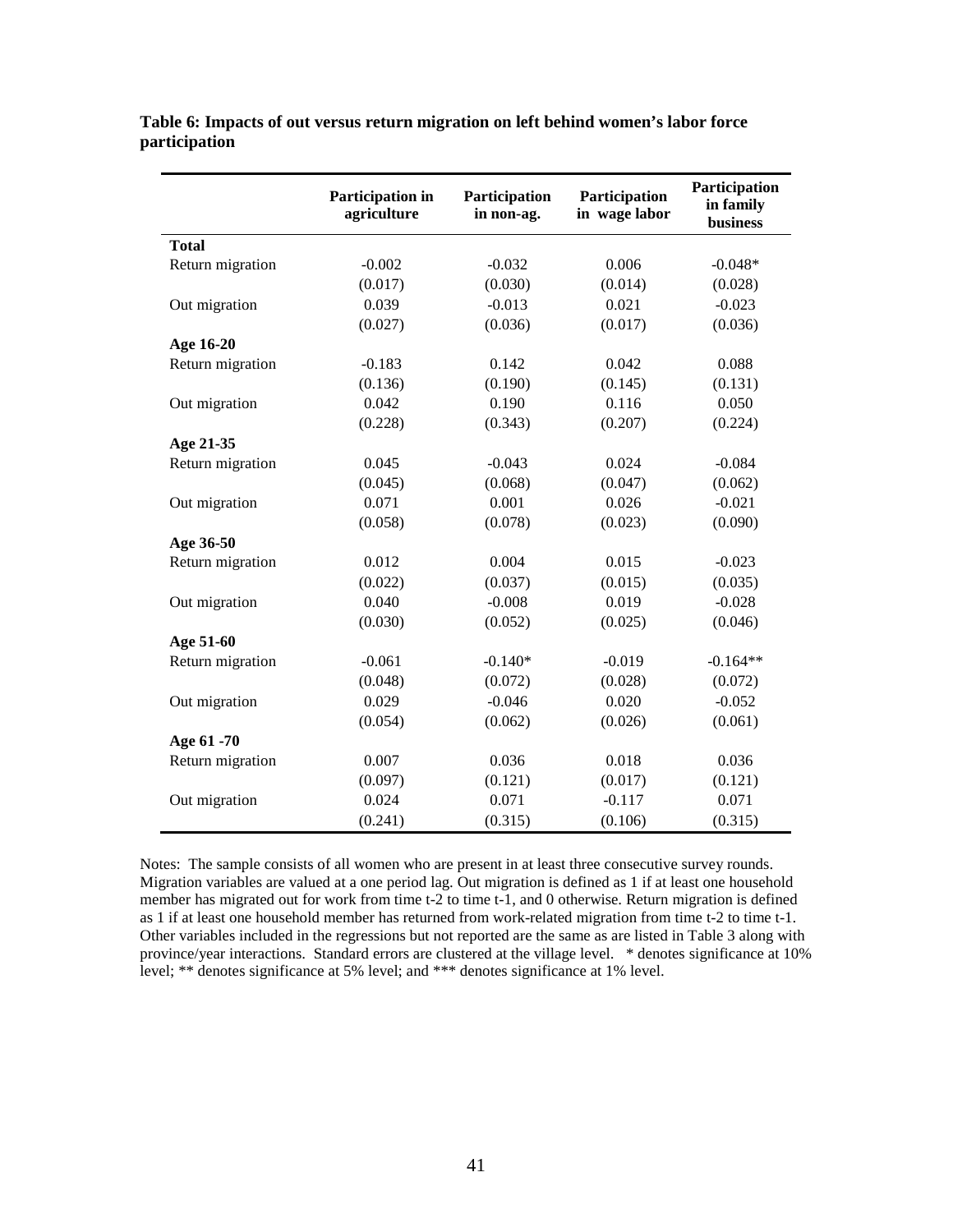**Table 6: Impacts of out versus return migration on left behind women's labor force participation**

| | Participation in agriculture | Participation in non-ag. | Participation in wage labor | Participation in family business |
|---|---|---|---|---|
| **Total** | | | | |
| Return migration | -0.002 | -0.032 | 0.006 | -0.048* |
| | (0.017) | (0.030) | (0.014) | (0.028) |
| Out migration | 0.039 | -0.013 | 0.021 | -0.023 |
| | (0.027) | (0.036) | (0.017) | (0.036) |
| **Age 16-20** | | | | |
| Return migration | -0.183 | 0.142 | 0.042 | 0.088 |
| | (0.136) | (0.190) | (0.145) | (0.131) |
| Out migration | 0.042 | 0.190 | 0.116 | 0.050 |
| | (0.228) | (0.343) | (0.207) | (0.224) |
| **Age 21-35** | | | | |
| Return migration | 0.045 | -0.043 | 0.024 | -0.084 |
| | (0.045) | (0.068) | (0.047) | (0.062) |
| Out migration | 0.071 | 0.001 | 0.026 | -0.021 |
| | (0.058) | (0.078) | (0.023) | (0.090) |
| **Age 36-50** | | | | |
| Return migration | 0.012 | 0.004 | 0.015 | -0.023 |
| | (0.022) | (0.037) | (0.015) | (0.035) |
| Out migration | 0.040 | -0.008 | 0.019 | -0.028 |
| | (0.030) | (0.052) | (0.025) | (0.046) |
| **Age 51-60** | | | | |
| Return migration | -0.061 | -0.140* | -0.019 | -0.164** |
| | (0.048) | (0.072) | (0.028) | (0.072) |
| Out migration | 0.029 | -0.046 | 0.020 | -0.052 |
| | (0.054) | (0.062) | (0.026) | (0.061) |
| **Age 61 -70** | | | | |
| Return migration | 0.007 | 0.036 | 0.018 | 0.036 |
| | (0.097) | (0.121) | (0.017) | (0.121) |
| Out migration | 0.024 | 0.071 | -0.117 | 0.071 |
| | (0.241) | (0.315) | (0.106) | (0.315) |

Notes: The sample consists of all women who are present in at least three consecutive survey rounds. Migration variables are valued at a one period lag. Out migration is defined as 1 if at least one household member has migrated out for work from time t-2 to time t-1, and 0 otherwise. Return migration is defined as 1 if at least one household member has returned from work-related migration from time t-2 to time t-1. Other variables included in the regressions but not reported are the same as are listed in Table 3 along with province/year interactions. Standard errors are clustered at the village level. * denotes significance at 10% level; ** denotes significance at 5% level; and *** denotes significance at 1% level.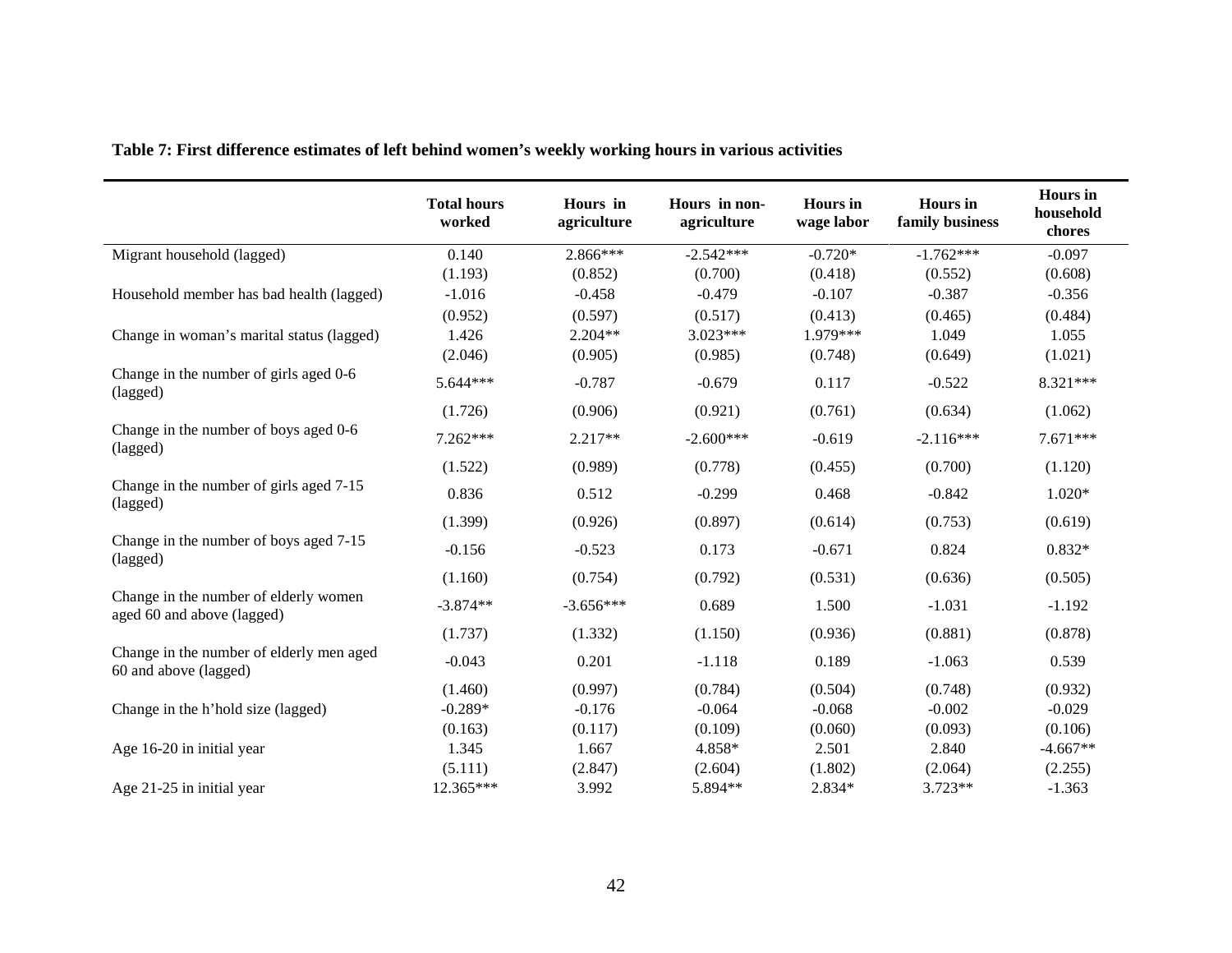**Table 7: First difference estimates of left behind women's weekly working hours in various activities**

| | Total hours worked | Hours in agriculture | Hours in non-agriculture | Hours in wage labor | Hours in family business | Hours in household chores |
|---|---|---|---|---|---|---|
| Migrant household (lagged) | 0.140 | 2.866*** | -2.542*** | -0.720* | -1.762*** | -0.097 |
| | (1.193) | (0.852) | (0.700) | (0.418) | (0.552) | (0.608) |
| Household member has bad health (lagged) | -1.016 | -0.458 | -0.479 | -0.107 | -0.387 | -0.356 |
| | (0.952) | (0.597) | (0.517) | (0.413) | (0.465) | (0.484) |
| Change in woman's marital status (lagged) | 1.426 | 2.204** | 3.023*** | 1.979*** | 1.049 | 1.055 |
| | (2.046) | (0.905) | (0.985) | (0.748) | (0.649) | (1.021) |
| Change in the number of girls aged 0-6 (lagged) | 5.644*** | -0.787 | -0.679 | 0.117 | -0.522 | 8.321*** |
| | (1.726) | (0.906) | (0.921) | (0.761) | (0.634) | (1.062) |
| Change in the number of boys aged 0-6 (lagged) | 7.262*** | 2.217** | -2.600*** | -0.619 | -2.116*** | 7.671*** |
| | (1.522) | (0.989) | (0.778) | (0.455) | (0.700) | (1.120) |
| Change in the number of girls aged 7-15 (lagged) | 0.836 | 0.512 | -0.299 | 0.468 | -0.842 | 1.020* |
| | (1.399) | (0.926) | (0.897) | (0.614) | (0.753) | (0.619) |
| Change in the number of boys aged 7-15 (lagged) | -0.156 | -0.523 | 0.173 | -0.671 | 0.824 | 0.832* |
| | (1.160) | (0.754) | (0.792) | (0.531) | (0.636) | (0.505) |
| Change in the number of elderly women aged 60 and above (lagged) | -3.874** | -3.656*** | 0.689 | 1.500 | -1.031 | -1.192 |
| | (1.737) | (1.332) | (1.150) | (0.936) | (0.881) | (0.878) |
| Change in the number of elderly men aged 60 and above (lagged) | -0.043 | 0.201 | -1.118 | 0.189 | -1.063 | 0.539 |
| | (1.460) | (0.997) | (0.784) | (0.504) | (0.748) | (0.932) |
| Change in the h'hold size (lagged) | -0.289* | -0.176 | -0.064 | -0.068 | -0.002 | -0.029 |
| | (0.163) | (0.117) | (0.109) | (0.060) | (0.093) | (0.106) |
| Age 16-20 in initial year | 1.345 | 1.667 | 4.858* | 2.501 | 2.840 | -4.667** |
| | (5.111) | (2.847) | (2.604) | (1.802) | (2.064) | (2.255) |
| Age 21-25 in initial year | 12.365*** | 3.992 | 5.894** | 2.834* | 3.723** | -1.363 |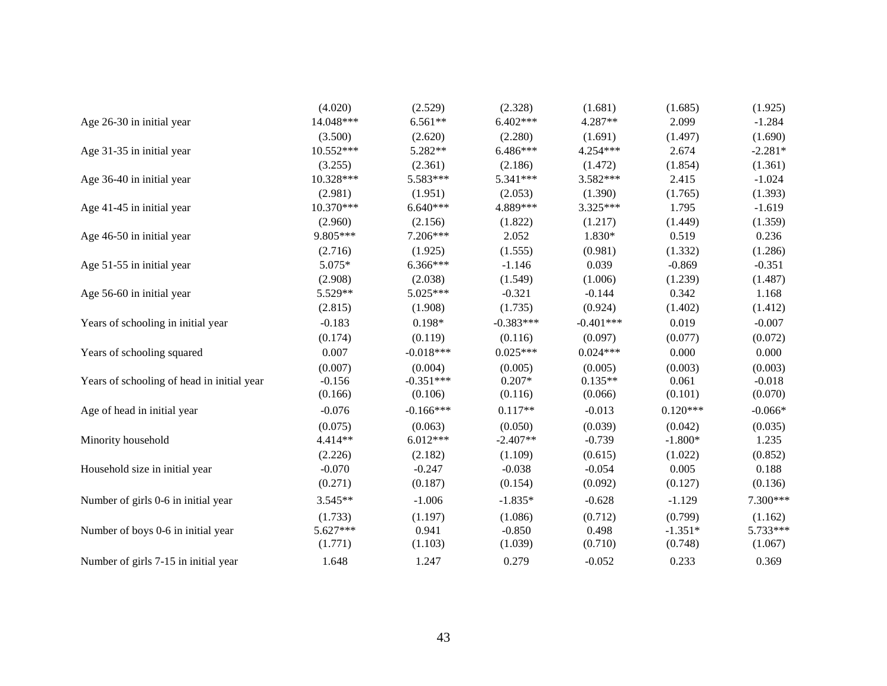| | | | | | | |
|---|---|---|---|---|---|---|
| | (4.020) | (2.529) | (2.328) | (1.681) | (1.685) | (1.925) |
| Age 26-30 in initial year | 14.048*** | 6.561** | 6.402*** | 4.287** | 2.099 | -1.284 |
| | (3.500) | (2.620) | (2.280) | (1.691) | (1.497) | (1.690) |
| Age 31-35 in initial year | 10.552*** | 5.282** | 6.486*** | 4.254*** | 2.674 | -2.281* |
| | (3.255) | (2.361) | (2.186) | (1.472) | (1.854) | (1.361) |
| Age 36-40 in initial year | 10.328*** | 5.583*** | 5.341*** | 3.582*** | 2.415 | -1.024 |
| | (2.981) | (1.951) | (2.053) | (1.390) | (1.765) | (1.393) |
| Age 41-45 in initial year | 10.370*** | 6.640*** | 4.889*** | 3.325*** | 1.795 | -1.619 |
| | (2.960) | (2.156) | (1.822) | (1.217) | (1.449) | (1.359) |
| Age 46-50 in initial year | 9.805*** | 7.206*** | 2.052 | 1.830* | 0.519 | 0.236 |
| | (2.716) | (1.925) | (1.555) | (0.981) | (1.332) | (1.286) |
| Age 51-55 in initial year | 5.075* | 6.366*** | -1.146 | 0.039 | -0.869 | -0.351 |
| | (2.908) | (2.038) | (1.549) | (1.006) | (1.239) | (1.487) |
| Age 56-60 in initial year | 5.529** | 5.025*** | -0.321 | -0.144 | 0.342 | 1.168 |
| | (2.815) | (1.908) | (1.735) | (0.924) | (1.402) | (1.412) |
| Years of schooling in initial year | -0.183 | 0.198* | -0.383*** | -0.401*** | 0.019 | -0.007 |
| | (0.174) | (0.119) | (0.116) | (0.097) | (0.077) | (0.072) |
| Years of schooling squared | 0.007 | -0.018*** | 0.025*** | 0.024*** | 0.000 | 0.000 |
| | (0.007) | (0.004) | (0.005) | (0.005) | (0.003) | (0.003) |
| Years of schooling of head in initial year | -0.156 | -0.351*** | 0.207* | 0.135** | 0.061 | -0.018 |
| | (0.166) | (0.106) | (0.116) | (0.066) | (0.101) | (0.070) |
| Age of head in initial year | -0.076 | -0.166*** | 0.117** | -0.013 | 0.120*** | -0.066* |
| | (0.075) | (0.063) | (0.050) | (0.039) | (0.042) | (0.035) |
| Minority household | 4.414** | 6.012*** | -2.407** | -0.739 | -1.800* | 1.235 |
| | (2.226) | (2.182) | (1.109) | (0.615) | (1.022) | (0.852) |
| Household size in initial year | -0.070 | -0.247 | -0.038 | -0.054 | 0.005 | 0.188 |
| | (0.271) | (0.187) | (0.154) | (0.092) | (0.127) | (0.136) |
| Number of girls 0-6 in initial year | 3.545** | -1.006 | -1.835* | -0.628 | -1.129 | 7.300*** |
| | (1.733) | (1.197) | (1.086) | (0.712) | (0.799) | (1.162) |
| Number of boys 0-6 in initial year | 5.627*** | 0.941 | -0.850 | 0.498 | -1.351* | 5.733*** |
| | (1.771) | (1.103) | (1.039) | (0.710) | (0.748) | (1.067) |
| Number of girls 7-15 in initial year | 1.648 | 1.247 | 0.279 | -0.052 | 0.233 | 0.369 |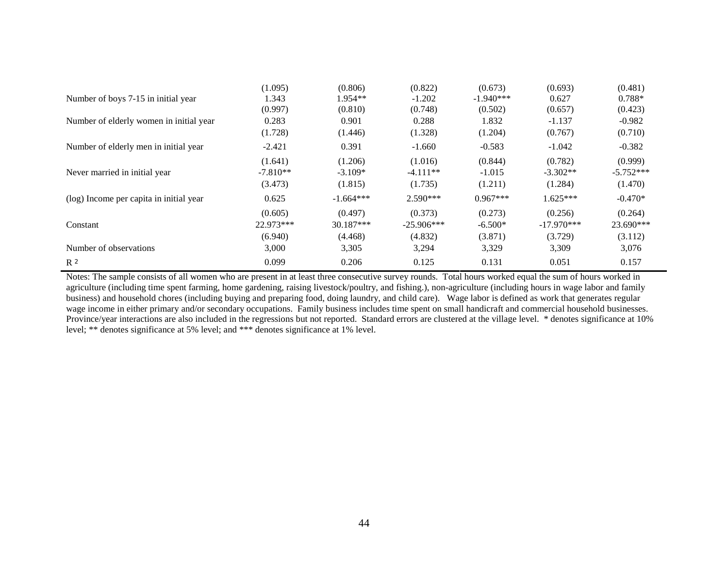| | | | | | | |
|---|---|---|---|---|---|---|
| | (1.095) | (0.806) | (0.822) | (0.673) | (0.693) | (0.481) |
| Number of boys 7-15 in initial year | 1.343 | 1.954** | -1.202 | -1.940*** | 0.627 | 0.788* |
| | (0.997) | (0.810) | (0.748) | (0.502) | (0.657) | (0.423) |
| Number of elderly women in initial year | 0.283 | 0.901 | 0.288 | 1.832 | -1.137 | -0.982 |
| | (1.728) | (1.446) | (1.328) | (1.204) | (0.767) | (0.710) |
| Number of elderly men in initial year | -2.421 | 0.391 | -1.660 | -0.583 | -1.042 | -0.382 |
| | (1.641) | (1.206) | (1.016) | (0.844) | (0.782) | (0.999) |
| Never married in initial year | -7.810** | -3.109* | -4.111** | -1.015 | -3.302** | -5.752*** |
| | (3.473) | (1.815) | (1.735) | (1.211) | (1.284) | (1.470) |
| (log) Income per capita in initial year | 0.625 | -1.664*** | 2.590*** | 0.967*** | 1.625*** | -0.470* |
| | (0.605) | (0.497) | (0.373) | (0.273) | (0.256) | (0.264) |
| Constant | 22.973*** | 30.187*** | -25.906*** | -6.500* | -17.970*** | 23.690*** |
| | (6.940) | (4.468) | (4.832) | (3.871) | (3.729) | (3.112) |
| Number of observations | 3,000 | 3,305 | 3,294 | 3,329 | 3,309 | 3,076 |
| $R^2$ | 0.099 | 0.206 | 0.125 | 0.131 | 0.051 | 0.157 |

Notes: The sample consists of all women who are present in at least three consecutive survey rounds. Total hours worked equal the sum of hours worked in agriculture (including time spent farming, home gardening, raising livestock/poultry, and fishing.), non-agriculture (including hours in wage labor and family business) and household chores (including buying and preparing food, doing laundry, and child care). Wage labor is defined as work that generates regular wage income in either primary and/or secondary occupations. Family business includes time spent on small handicraft and commercial household businesses. Province/year interactions are also included in the regressions but not reported. Standard errors are clustered at the village level. * denotes significance at 10% level; ** denotes significance at 5% level; and *** denotes significance at 1% level.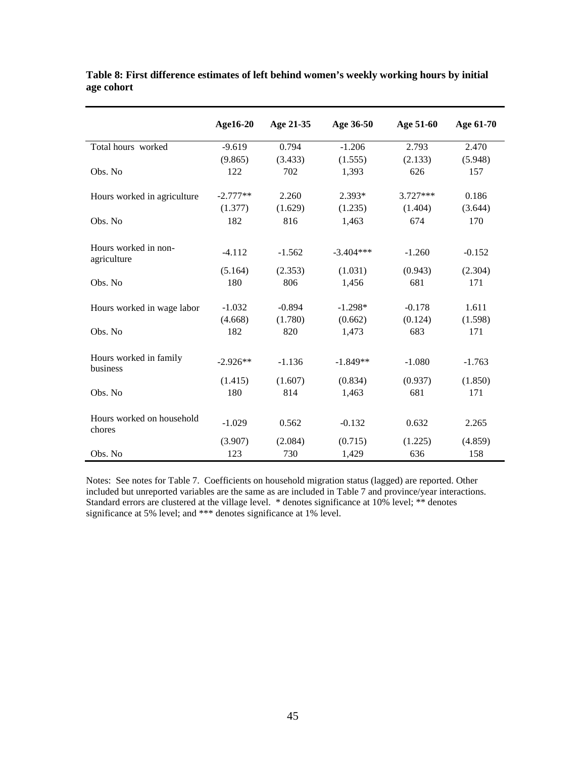**Table 8: First difference estimates of left behind women's weekly working hours by initial age cohort**

| | Age16-20 | Age 21-35 | Age 36-50 | Age 51-60 | Age 61-70 |
|---|---|---|---|---|---|
| Total hours worked | -9.619 | 0.794 | -1.206 | 2.793 | 2.470 |
| | (9.865) | (3.433) | (1.555) | (2.133) | (5.948) |
| Obs. No | 122 | 702 | 1,393 | 626 | 157 |
| Hours worked in agriculture | -2.777** | 2.260 | 2.393* | 3.727*** | 0.186 |
| | (1.377) | (1.629) | (1.235) | (1.404) | (3.644) |
| Obs. No | 182 | 816 | 1,463 | 674 | 170 |
| Hours worked in non-agriculture | -4.112 | -1.562 | -3.404*** | -1.260 | -0.152 |
| | (5.164) | (2.353) | (1.031) | (0.943) | (2.304) |
| Obs. No | 180 | 806 | 1,456 | 681 | 171 |
| Hours worked in wage labor | -1.032 | -0.894 | -1.298* | -0.178 | 1.611 |
| | (4.668) | (1.780) | (0.662) | (0.124) | (1.598) |
| Obs. No | 182 | 820 | 1,473 | 683 | 171 |
| Hours worked in family business | -2.926** | -1.136 | -1.849** | -1.080 | -1.763 |
| | (1.415) | (1.607) | (0.834) | (0.937) | (1.850) |
| Obs. No | 180 | 814 | 1,463 | 681 | 171 |
| Hours worked on household chores | -1.029 | 0.562 | -0.132 | 0.632 | 2.265 |
| | (3.907) | (2.084) | (0.715) | (1.225) | (4.859) |
| Obs. No | 123 | 730 | 1,429 | 636 | 158 |

Notes: See notes for Table 7. Coefficients on household migration status (lagged) are reported. Other included but unreported variables are the same as are included in Table 7 and province/year interactions. Standard errors are clustered at the village level. * denotes significance at 10% level; ** denotes significance at 5% level; and *** denotes significance at 1% level.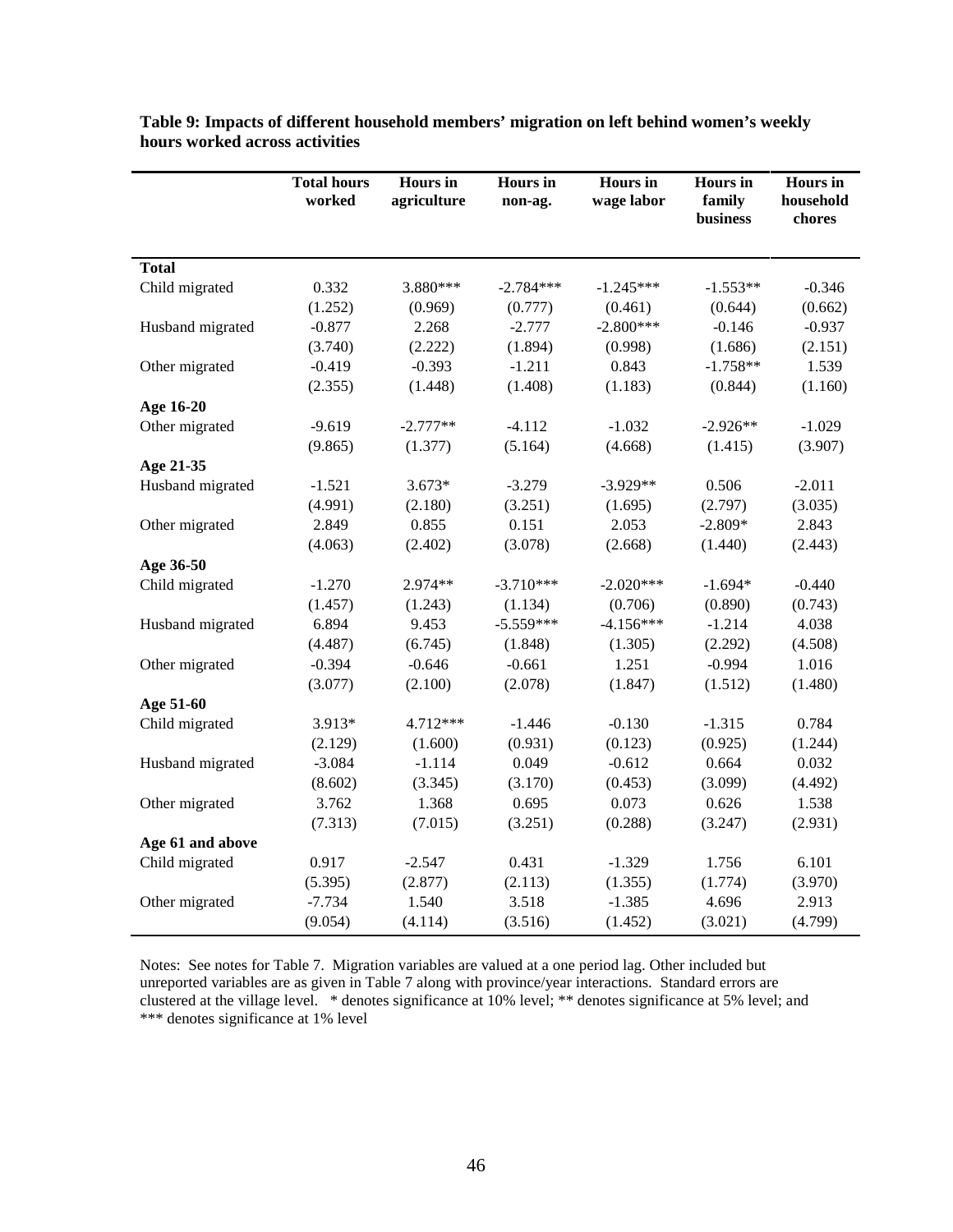**Table 9: Impacts of different household members' migration on left behind women's weekly hours worked across activities**

| | Total hours worked | Hours in agriculture | Hours in non-ag. | Hours in wage labor | Hours in family business | Hours in household chores |
|---|---|---|---|---|---|---|
| **Total** | | | | | | |
| Child migrated | 0.332 | 3.880*** | -2.784*** | -1.245*** | -1.553** | -0.346 |
| | (1.252) | (0.969) | (0.777) | (0.461) | (0.644) | (0.662) |
| Husband migrated | -0.877 | 2.268 | -2.777 | -2.800*** | -0.146 | -0.937 |
| | (3.740) | (2.222) | (1.894) | (0.998) | (1.686) | (2.151) |
| Other migrated | -0.419 | -0.393 | -1.211 | 0.843 | -1.758** | 1.539 |
| | (2.355) | (1.448) | (1.408) | (1.183) | (0.844) | (1.160) |
| **Age 16-20** | | | | | | |
| Other migrated | -9.619 | -2.777** | -4.112 | -1.032 | -2.926** | -1.029 |
| | (9.865) | (1.377) | (5.164) | (4.668) | (1.415) | (3.907) |
| **Age 21-35** | | | | | | |
| Husband migrated | -1.521 | 3.673* | -3.279 | -3.929** | 0.506 | -2.011 |
| | (4.991) | (2.180) | (3.251) | (1.695) | (2.797) | (3.035) |
| Other migrated | 2.849 | 0.855 | 0.151 | 2.053 | -2.809* | 2.843 |
| | (4.063) | (2.402) | (3.078) | (2.668) | (1.440) | (2.443) |
| **Age 36-50** | | | | | | |
| Child migrated | -1.270 | 2.974** | -3.710*** | -2.020*** | -1.694* | -0.440 |
| | (1.457) | (1.243) | (1.134) | (0.706) | (0.890) | (0.743) |
| Husband migrated | 6.894 | 9.453 | -5.559*** | -4.156*** | -1.214 | 4.038 |
| | (4.487) | (6.745) | (1.848) | (1.305) | (2.292) | (4.508) |
| Other migrated | -0.394 | -0.646 | -0.661 | 1.251 | -0.994 | 1.016 |
| | (3.077) | (2.100) | (2.078) | (1.847) | (1.512) | (1.480) |
| **Age 51-60** | | | | | | |
| Child migrated | 3.913* | 4.712*** | -1.446 | -0.130 | -1.315 | 0.784 |
| | (2.129) | (1.600) | (0.931) | (0.123) | (0.925) | (1.244) |
| Husband migrated | -3.084 | -1.114 | 0.049 | -0.612 | 0.664 | 0.032 |
| | (8.602) | (3.345) | (3.170) | (0.453) | (3.099) | (4.492) |
| Other migrated | 3.762 | 1.368 | 0.695 | 0.073 | 0.626 | 1.538 |
| | (7.313) | (7.015) | (3.251) | (0.288) | (3.247) | (2.931) |
| **Age 61 and above** | | | | | | |
| Child migrated | 0.917 | -2.547 | 0.431 | -1.329 | 1.756 | 6.101 |
| | (5.395) | (2.877) | (2.113) | (1.355) | (1.774) | (3.970) |
| Other migrated | -7.734 | 1.540 | 3.518 | -1.385 | 4.696 | 2.913 |
| | (9.054) | (4.114) | (3.516) | (1.452) | (3.021) | (4.799) |

Notes: See notes for Table 7. Migration variables are valued at a one period lag. Other included but unreported variables are as given in Table 7 along with province/year interactions. Standard errors are clustered at the village level. * denotes significance at 10% level; ** denotes significance at 5% level; and *** denotes significance at 1% level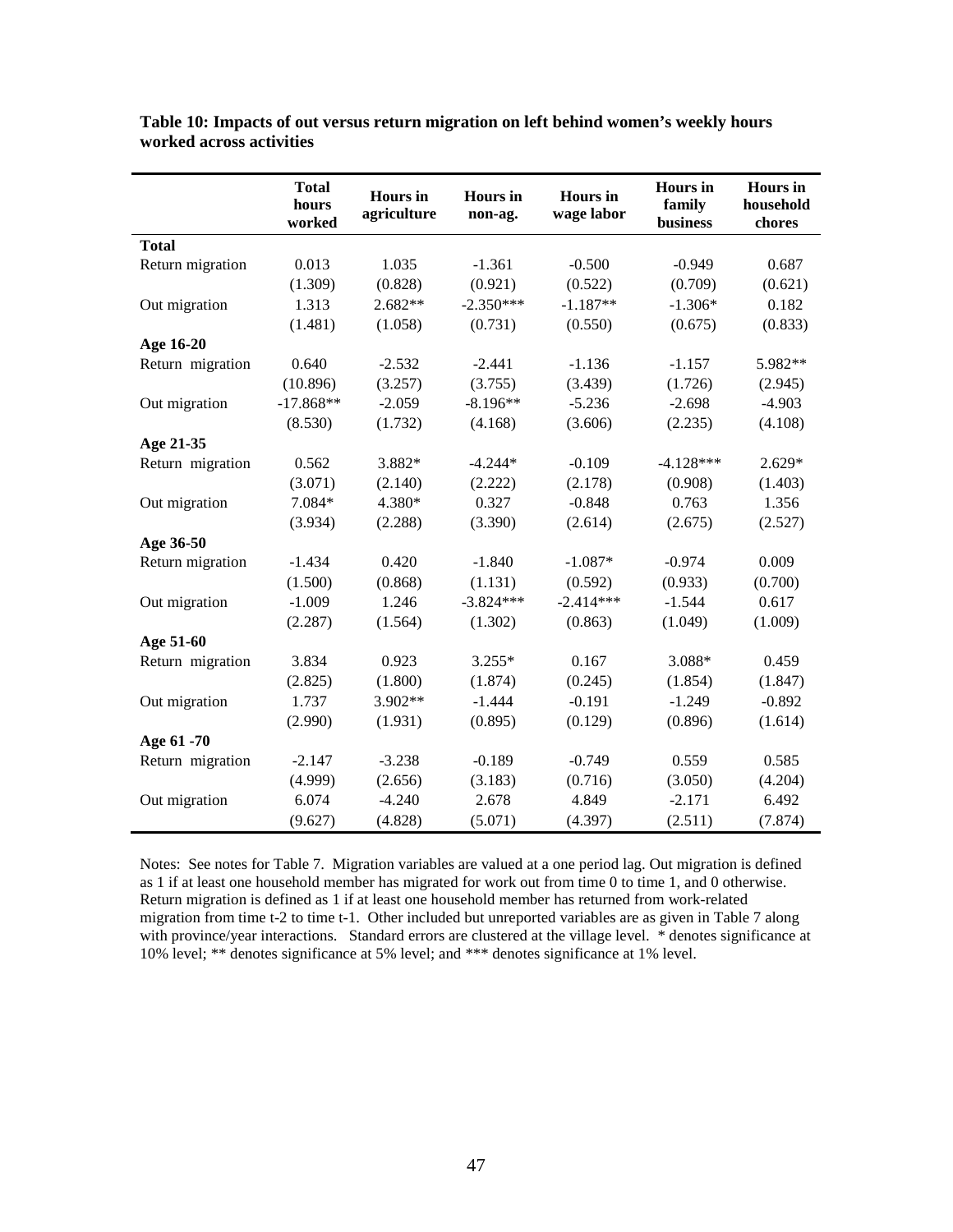**Table 10: Impacts of out versus return migration on left behind women's weekly hours worked across activities**

| | Total hours worked | Hours in agriculture | Hours in non-ag. | Hours in wage labor | Hours in family business | Hours in household chores |
|---|---|---|---|---|---|---|
| **Total** | | | | | | |
| Return migration | 0.013 | 1.035 | -1.361 | -0.500 | -0.949 | 0.687 |
| | (1.309) | (0.828) | (0.921) | (0.522) | (0.709) | (0.621) |
| Out migration | 1.313 | 2.682** | -2.350*** | -1.187** | -1.306* | 0.182 |
| | (1.481) | (1.058) | (0.731) | (0.550) | (0.675) | (0.833) |
| **Age 16-20** | | | | | | |
| Return migration | 0.640 | -2.532 | -2.441 | -1.136 | -1.157 | 5.982** |
| | (10.896) | (3.257) | (3.755) | (3.439) | (1.726) | (2.945) |
| Out migration | -17.868** | -2.059 | -8.196** | -5.236 | -2.698 | -4.903 |
| | (8.530) | (1.732) | (4.168) | (3.606) | (2.235) | (4.108) |
| **Age 21-35** | | | | | | |
| Return migration | 0.562 | 3.882* | -4.244* | -0.109 | -4.128*** | 2.629* |
| | (3.071) | (2.140) | (2.222) | (2.178) | (0.908) | (1.403) |
| Out migration | 7.084* | 4.380* | 0.327 | -0.848 | 0.763 | 1.356 |
| | (3.934) | (2.288) | (3.390) | (2.614) | (2.675) | (2.527) |
| **Age 36-50** | | | | | | |
| Return migration | -1.434 | 0.420 | -1.840 | -1.087* | -0.974 | 0.009 |
| | (1.500) | (0.868) | (1.131) | (0.592) | (0.933) | (0.700) |
| Out migration | -1.009 | 1.246 | -3.824*** | -2.414*** | -1.544 | 0.617 |
| | (2.287) | (1.564) | (1.302) | (0.863) | (1.049) | (1.009) |
| **Age 51-60** | | | | | | |
| Return migration | 3.834 | 0.923 | 3.255* | 0.167 | 3.088* | 0.459 |
| | (2.825) | (1.800) | (1.874) | (0.245) | (1.854) | (1.847) |
| Out migration | 1.737 | 3.902** | -1.444 | -0.191 | -1.249 | -0.892 |
| | (2.990) | (1.931) | (0.895) | (0.129) | (0.896) | (1.614) |
| **Age 61 -70** | | | | | | |
| Return migration | -2.147 | -3.238 | -0.189 | -0.749 | 0.559 | 0.585 |
| | (4.999) | (2.656) | (3.183) | (0.716) | (3.050) | (4.204) |
| Out migration | 6.074 | -4.240 | 2.678 | 4.849 | -2.171 | 6.492 |
| | (9.627) | (4.828) | (5.071) | (4.397) | (2.511) | (7.874) |

Notes: See notes for Table 7. Migration variables are valued at a one period lag. Out migration is defined as 1 if at least one household member has migrated for work out from time 0 to time 1, and 0 otherwise. Return migration is defined as 1 if at least one household member has returned from work-related migration from time t-2 to time t-1. Other included but unreported variables are as given in Table 7 along with province/year interactions. Standard errors are clustered at the village level. * denotes significance at 10% level; ** denotes significance at 5% level; and *** denotes significance at 1% level.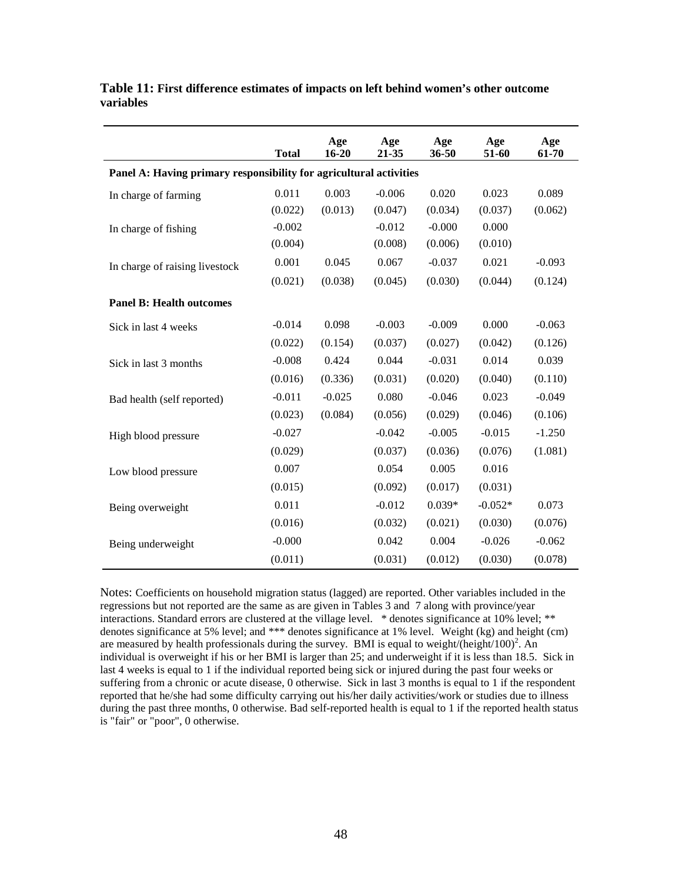**Table 11: First difference estimates of impacts on left behind women's other outcome variables**

| | Total | Age 16-20 | Age 21-35 | Age 36-50 | Age 51-60 | Age 61-70 |
|---|---|---|---|---|---|---|
| **Panel A: Having primary responsibility for agricultural activities** | | | | | | |
| In charge of farming | 0.011 | 0.003 | -0.006 | 0.020 | 0.023 | 0.089 |
| | (0.022) | (0.013) | (0.047) | (0.034) | (0.037) | (0.062) |
| In charge of fishing | -0.002 | | -0.012 | -0.000 | 0.000 | |
| | (0.004) | | (0.008) | (0.006) | (0.010) | |
| In charge of raising livestock | 0.001 | 0.045 | 0.067 | -0.037 | 0.021 | -0.093 |
| | (0.021) | (0.038) | (0.045) | (0.030) | (0.044) | (0.124) |
| **Panel B: Health outcomes** | | | | | | |
| Sick in last 4 weeks | -0.014 | 0.098 | -0.003 | -0.009 | 0.000 | -0.063 |
| | (0.022) | (0.154) | (0.037) | (0.027) | (0.042) | (0.126) |
| Sick in last 3 months | -0.008 | 0.424 | 0.044 | -0.031 | 0.014 | 0.039 |
| | (0.016) | (0.336) | (0.031) | (0.020) | (0.040) | (0.110) |
| Bad health (self reported) | -0.011 | -0.025 | 0.080 | -0.046 | 0.023 | -0.049 |
| | (0.023) | (0.084) | (0.056) | (0.029) | (0.046) | (0.106) |
| High blood pressure | -0.027 | | -0.042 | -0.005 | -0.015 | -1.250 |
| | (0.029) | | (0.037) | (0.036) | (0.076) | (1.081) |
| Low blood pressure | 0.007 | | 0.054 | 0.005 | 0.016 | |
| | (0.015) | | (0.092) | (0.017) | (0.031) | |
| Being overweight | 0.011 | | -0.012 | 0.039* | -0.052* | 0.073 |
| | (0.016) | | (0.032) | (0.021) | (0.030) | (0.076) |
| Being underweight | -0.000 | | 0.042 | 0.004 | -0.026 | -0.062 |
| | (0.011) | | (0.031) | (0.012) | (0.030) | (0.078) |

Notes: Coefficients on household migration status (lagged) are reported. Other variables included in the regressions but not reported are the same as are given in Tables 3 and 7 along with province/year interactions. Standard errors are clustered at the village level. * denotes significance at 10% level; ** denotes significance at 5% level; and *** denotes significance at 1% level. Weight (kg) and height (cm) are measured by health professionals during the survey. BMI is equal to weight/$(\text{height}/100)^2$. An individual is overweight if his or her BMI is larger than 25; and underweight if it is less than 18.5. Sick in last 4 weeks is equal to 1 if the individual reported being sick or injured during the past four weeks or suffering from a chronic or acute disease, 0 otherwise. Sick in last 3 months is equal to 1 if the respondent reported that he/she had some difficulty carrying out his/her daily activities/work or studies due to illness during the past three months, 0 otherwise. Bad self-reported health is equal to 1 if the reported health status is "fair" or "poor", 0 otherwise.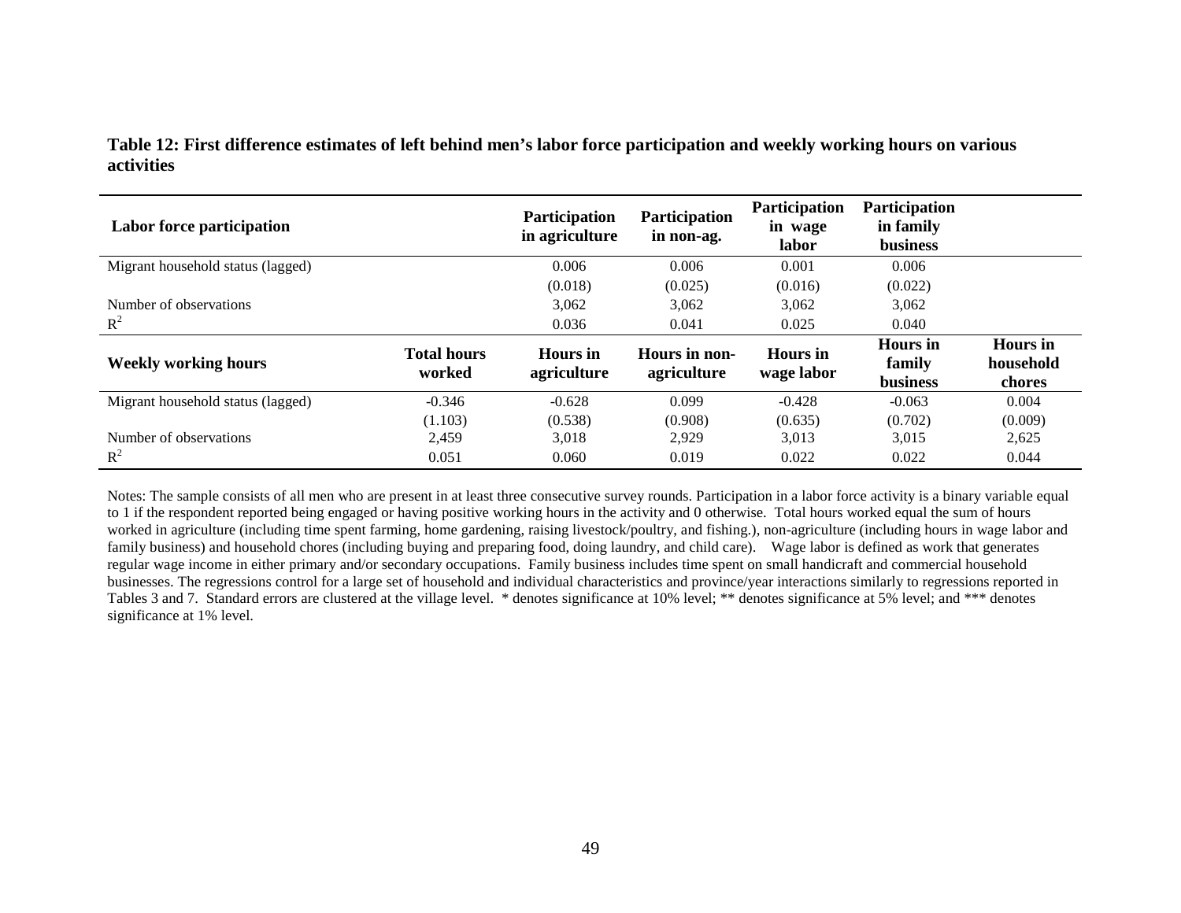**Table 12: First difference estimates of left behind men's labor force participation and weekly working hours on various activities**

| **Labor force participation** | | **Participation in agriculture** | **Participation in non-ag.** | **Participation in wage labor** | **Participation in family business** | |
|---|---|---|---|---|---|---|
| Migrant household status (lagged) | | 0.006 | 0.006 | 0.001 | 0.006 | |
| | | (0.018) | (0.025) | (0.016) | (0.022) | |
| Number of observations | | 3,062 | 3,062 | 3,062 | 3,062 | |
| $R^2$ | | 0.036 | 0.041 | 0.025 | 0.040 | |
| **Weekly working hours** | **Total hours worked** | **Hours in agriculture** | **Hours in non-agriculture** | **Hours in wage labor** | **Hours in family business** | **Hours in household chores** |
| Migrant household status (lagged) | -0.346 | -0.628 | 0.099 | -0.428 | -0.063 | 0.004 |
| | (1.103) | (0.538) | (0.908) | (0.635) | (0.702) | (0.009) |
| Number of observations | 2,459 | 3,018 | 2,929 | 3,013 | 3,015 | 2,625 |
| $R^2$ | 0.051 | 0.060 | 0.019 | 0.022 | 0.022 | 0.044 |

Notes: The sample consists of all men who are present in at least three consecutive survey rounds. Participation in a labor force activity is a binary variable equal to 1 if the respondent reported being engaged or having positive working hours in the activity and 0 otherwise. Total hours worked equal the sum of hours worked in agriculture (including time spent farming, home gardening, raising livestock/poultry, and fishing.), non-agriculture (including hours in wage labor and family business) and household chores (including buying and preparing food, doing laundry, and child care). Wage labor is defined as work that generates regular wage income in either primary and/or secondary occupations. Family business includes time spent on small handicraft and commercial household businesses. The regressions control for a large set of household and individual characteristics and province/year interactions similarly to regressions reported in Tables 3 and 7. Standard errors are clustered at the village level. * denotes significance at 10% level; ** denotes significance at 5% level; and *** denotes significance at 1% level.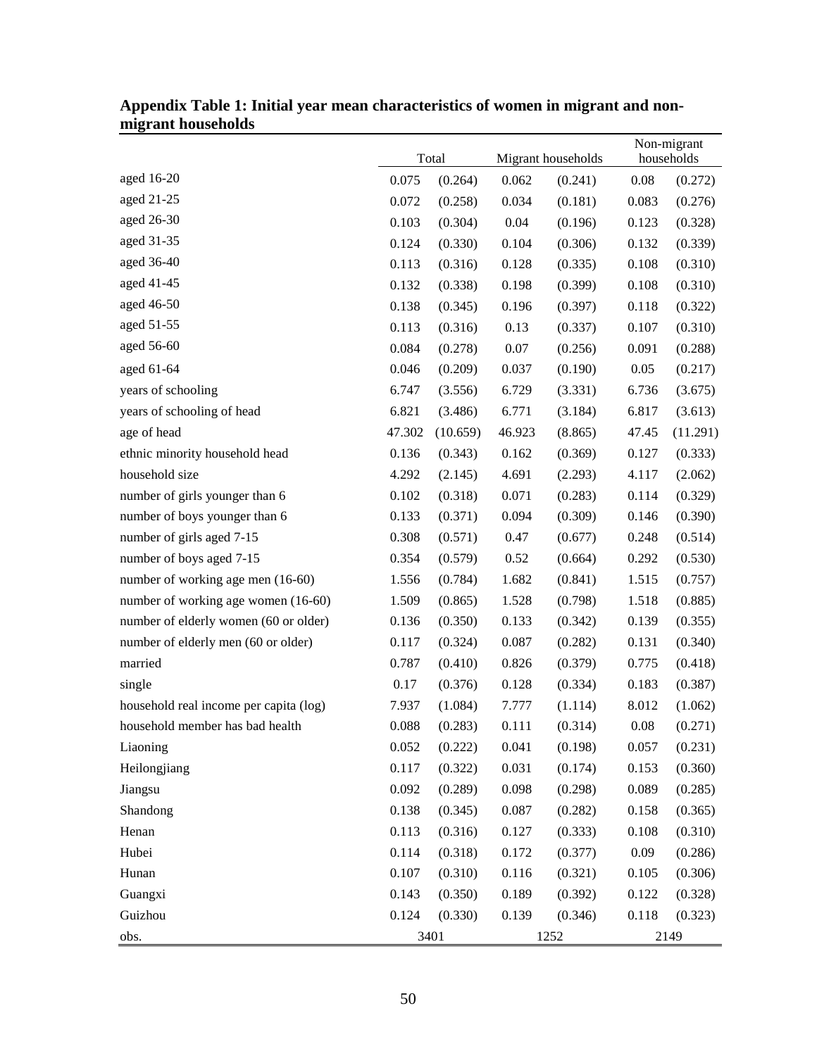**Appendix Table 1: Initial year mean characteristics of women in migrant and non-migrant households**

| | Total | | Migrant households | | Non-migrant households | |
|---|---|---|---|---|---|---|
| aged 16-20 | 0.075 | (0.264) | 0.062 | (0.241) | 0.08 | (0.272) |
| aged 21-25 | 0.072 | (0.258) | 0.034 | (0.181) | 0.083 | (0.276) |
| aged 26-30 | 0.103 | (0.304) | 0.04 | (0.196) | 0.123 | (0.328) |
| aged 31-35 | 0.124 | (0.330) | 0.104 | (0.306) | 0.132 | (0.339) |
| aged 36-40 | 0.113 | (0.316) | 0.128 | (0.335) | 0.108 | (0.310) |
| aged 41-45 | 0.132 | (0.338) | 0.198 | (0.399) | 0.108 | (0.310) |
| aged 46-50 | 0.138 | (0.345) | 0.196 | (0.397) | 0.118 | (0.322) |
| aged 51-55 | 0.113 | (0.316) | 0.13 | (0.337) | 0.107 | (0.310) |
| aged 56-60 | 0.084 | (0.278) | 0.07 | (0.256) | 0.091 | (0.288) |
| aged 61-64 | 0.046 | (0.209) | 0.037 | (0.190) | 0.05 | (0.217) |
| years of schooling | 6.747 | (3.556) | 6.729 | (3.331) | 6.736 | (3.675) |
| years of schooling of head | 6.821 | (3.486) | 6.771 | (3.184) | 6.817 | (3.613) |
| age of head | 47.302 | (10.659) | 46.923 | (8.865) | 47.45 | (11.291) |
| ethnic minority household head | 0.136 | (0.343) | 0.162 | (0.369) | 0.127 | (0.333) |
| household size | 4.292 | (2.145) | 4.691 | (2.293) | 4.117 | (2.062) |
| number of girls younger than 6 | 0.102 | (0.318) | 0.071 | (0.283) | 0.114 | (0.329) |
| number of boys younger than 6 | 0.133 | (0.371) | 0.094 | (0.309) | 0.146 | (0.390) |
| number of girls aged 7-15 | 0.308 | (0.571) | 0.47 | (0.677) | 0.248 | (0.514) |
| number of boys aged 7-15 | 0.354 | (0.579) | 0.52 | (0.664) | 0.292 | (0.530) |
| number of working age men (16-60) | 1.556 | (0.784) | 1.682 | (0.841) | 1.515 | (0.757) |
| number of working age women (16-60) | 1.509 | (0.865) | 1.528 | (0.798) | 1.518 | (0.885) |
| number of elderly women (60 or older) | 0.136 | (0.350) | 0.133 | (0.342) | 0.139 | (0.355) |
| number of elderly men (60 or older) | 0.117 | (0.324) | 0.087 | (0.282) | 0.131 | (0.340) |
| married | 0.787 | (0.410) | 0.826 | (0.379) | 0.775 | (0.418) |
| single | 0.17 | (0.376) | 0.128 | (0.334) | 0.183 | (0.387) |
| household real income per capita (log) | 7.937 | (1.084) | 7.777 | (1.114) | 8.012 | (1.062) |
| household member has bad health | 0.088 | (0.283) | 0.111 | (0.314) | 0.08 | (0.271) |
| Liaoning | 0.052 | (0.222) | 0.041 | (0.198) | 0.057 | (0.231) |
| Heilongjiang | 0.117 | (0.322) | 0.031 | (0.174) | 0.153 | (0.360) |
| Jiangsu | 0.092 | (0.289) | 0.098 | (0.298) | 0.089 | (0.285) |
| Shandong | 0.138 | (0.345) | 0.087 | (0.282) | 0.158 | (0.365) |
| Henan | 0.113 | (0.316) | 0.127 | (0.333) | 0.108 | (0.310) |
| Hubei | 0.114 | (0.318) | 0.172 | (0.377) | 0.09 | (0.286) |
| Hunan | 0.107 | (0.310) | 0.116 | (0.321) | 0.105 | (0.306) |
| Guangxi | 0.143 | (0.350) | 0.189 | (0.392) | 0.122 | (0.328) |
| Guizhou | 0.124 | (0.330) | 0.139 | (0.346) | 0.118 | (0.323) |
| obs. | 3401 | | 1252 | | 2149 | |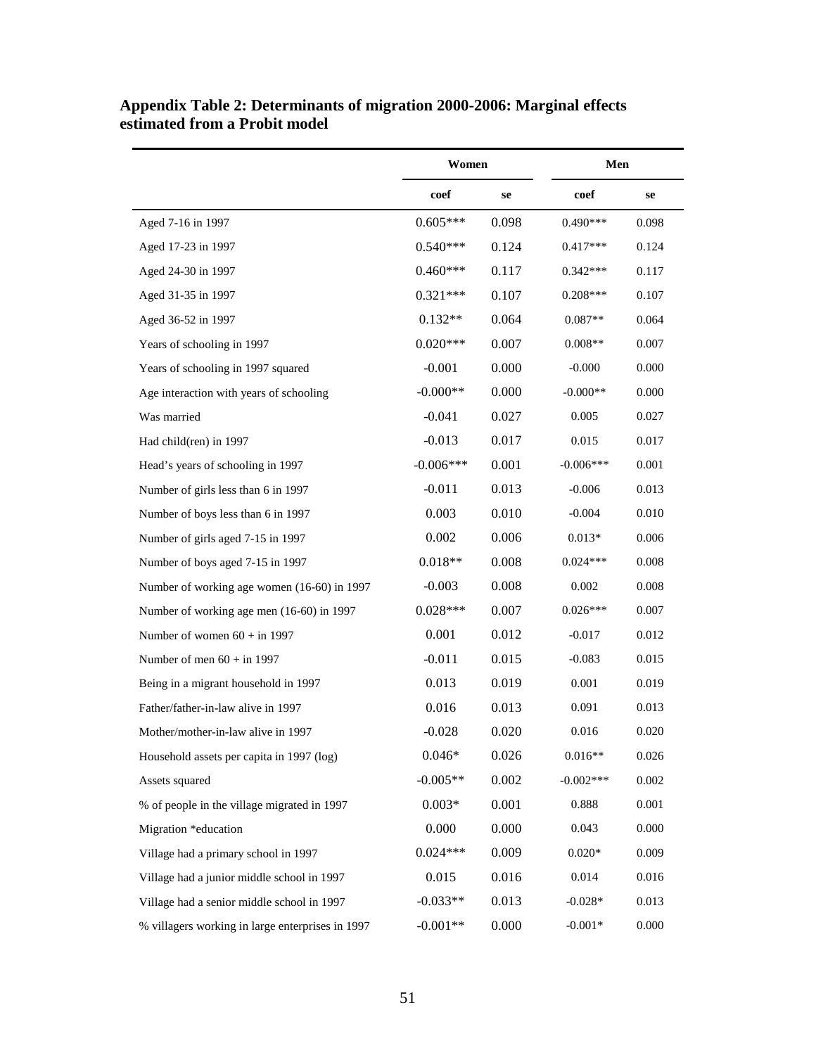**Appendix Table 2: Determinants of migration 2000-2006: Marginal effects estimated from a Probit model**

| | Women | | Men | |
|---|---|---|---|---|
| | coef | se | coef | se |
| Aged 7-16 in 1997 | 0.605*** | 0.098 | 0.490*** | 0.098 |
| Aged 17-23 in 1997 | 0.540*** | 0.124 | 0.417*** | 0.124 |
| Aged 24-30 in 1997 | 0.460*** | 0.117 | 0.342*** | 0.117 |
| Aged 31-35 in 1997 | 0.321*** | 0.107 | 0.208*** | 0.107 |
| Aged 36-52 in 1997 | 0.132** | 0.064 | 0.087** | 0.064 |
| Years of schooling in 1997 | 0.020*** | 0.007 | 0.008** | 0.007 |
| Years of schooling in 1997 squared | -0.001 | 0.000 | -0.000 | 0.000 |
| Age interaction with years of schooling | -0.000** | 0.000 | -0.000** | 0.000 |
| Was married | -0.041 | 0.027 | 0.005 | 0.027 |
| Had child(ren) in 1997 | -0.013 | 0.017 | 0.015 | 0.017 |
| Head's years of schooling in 1997 | -0.006*** | 0.001 | -0.006*** | 0.001 |
| Number of girls less than 6 in 1997 | -0.011 | 0.013 | -0.006 | 0.013 |
| Number of boys less than 6 in 1997 | 0.003 | 0.010 | -0.004 | 0.010 |
| Number of girls aged 7-15 in 1997 | 0.002 | 0.006 | 0.013* | 0.006 |
| Number of boys aged 7-15 in 1997 | 0.018** | 0.008 | 0.024*** | 0.008 |
| Number of working age women (16-60) in 1997 | -0.003 | 0.008 | 0.002 | 0.008 |
| Number of working age men (16-60) in 1997 | 0.028*** | 0.007 | 0.026*** | 0.007 |
| Number of women 60 + in 1997 | 0.001 | 0.012 | -0.017 | 0.012 |
| Number of men 60 + in 1997 | -0.011 | 0.015 | -0.083 | 0.015 |
| Being in a migrant household in 1997 | 0.013 | 0.019 | 0.001 | 0.019 |
| Father/father-in-law alive in 1997 | 0.016 | 0.013 | 0.091 | 0.013 |
| Mother/mother-in-law alive in 1997 | -0.028 | 0.020 | 0.016 | 0.020 |
| Household assets per capita in 1997 (log) | 0.046* | 0.026 | 0.016** | 0.026 |
| Assets squared | -0.005** | 0.002 | -0.002*** | 0.002 |
| % of people in the village migrated in 1997 | 0.003* | 0.001 | 0.888 | 0.001 |
| Migration *education | 0.000 | 0.000 | 0.043 | 0.000 |
| Village had a primary school in 1997 | 0.024*** | 0.009 | 0.020* | 0.009 |
| Village had a junior middle school in 1997 | 0.015 | 0.016 | 0.014 | 0.016 |
| Village had a senior middle school in 1997 | -0.033** | 0.013 | -0.028* | 0.013 |
| % villagers working in large enterprises in 1997 | -0.001** | 0.000 | -0.001* | 0.000 |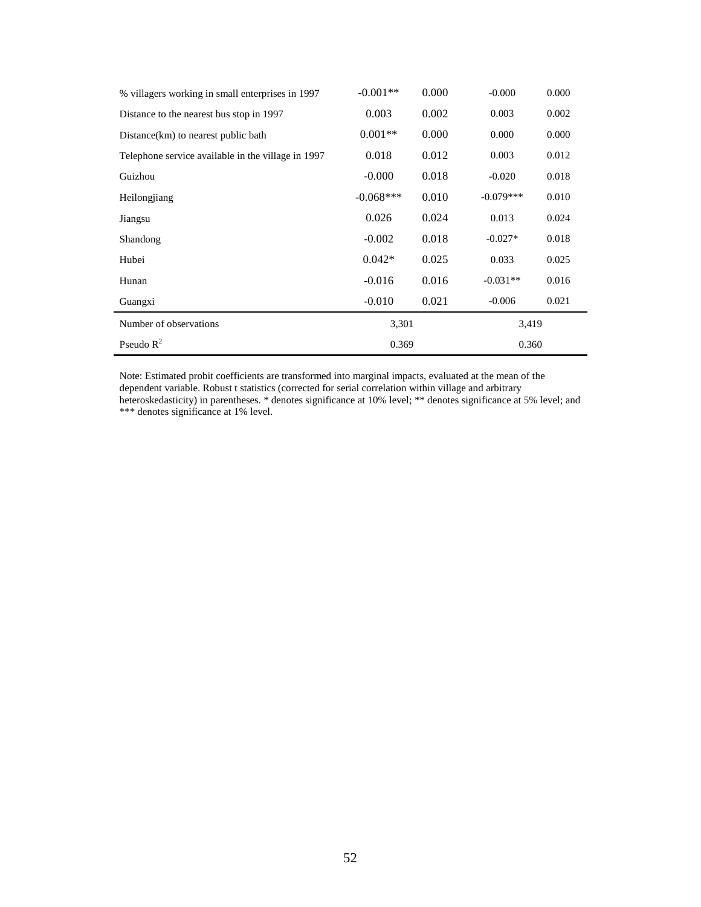| | | | | |
|---|---|---|---|---|
| % villagers working in small enterprises in 1997 | -0.001** | 0.000 | -0.000 | 0.000 |
| Distance to the nearest bus stop in 1997 | 0.003 | 0.002 | 0.003 | 0.002 |
| Distance(km) to nearest public bath | 0.001** | 0.000 | 0.000 | 0.000 |
| Telephone service available in the village in 1997 | 0.018 | 0.012 | 0.003 | 0.012 |
| Guizhou | -0.000 | 0.018 | -0.020 | 0.018 |
| Heilongjiang | -0.068*** | 0.010 | -0.079*** | 0.010 |
| Jiangsu | 0.026 | 0.024 | 0.013 | 0.024 |
| Shandong | -0.002 | 0.018 | -0.027* | 0.018 |
| Hubei | 0.042* | 0.025 | 0.033 | 0.025 |
| Hunan | -0.016 | 0.016 | -0.031** | 0.016 |
| Guangxi | -0.010 | 0.021 | -0.006 | 0.021 |
| Number of observations | 3,301 | | 3,419 | |
| Pseudo $R^2$ | 0.369 | | 0.360 | |

Note: Estimated probit coefficients are transformed into marginal impacts, evaluated at the mean of the dependent variable. Robust t statistics (corrected for serial correlation within village and arbitrary heteroskedasticity) in parentheses. * denotes significance at 10% level; ** denotes significance at 5% level; and *** denotes significance at 1% level.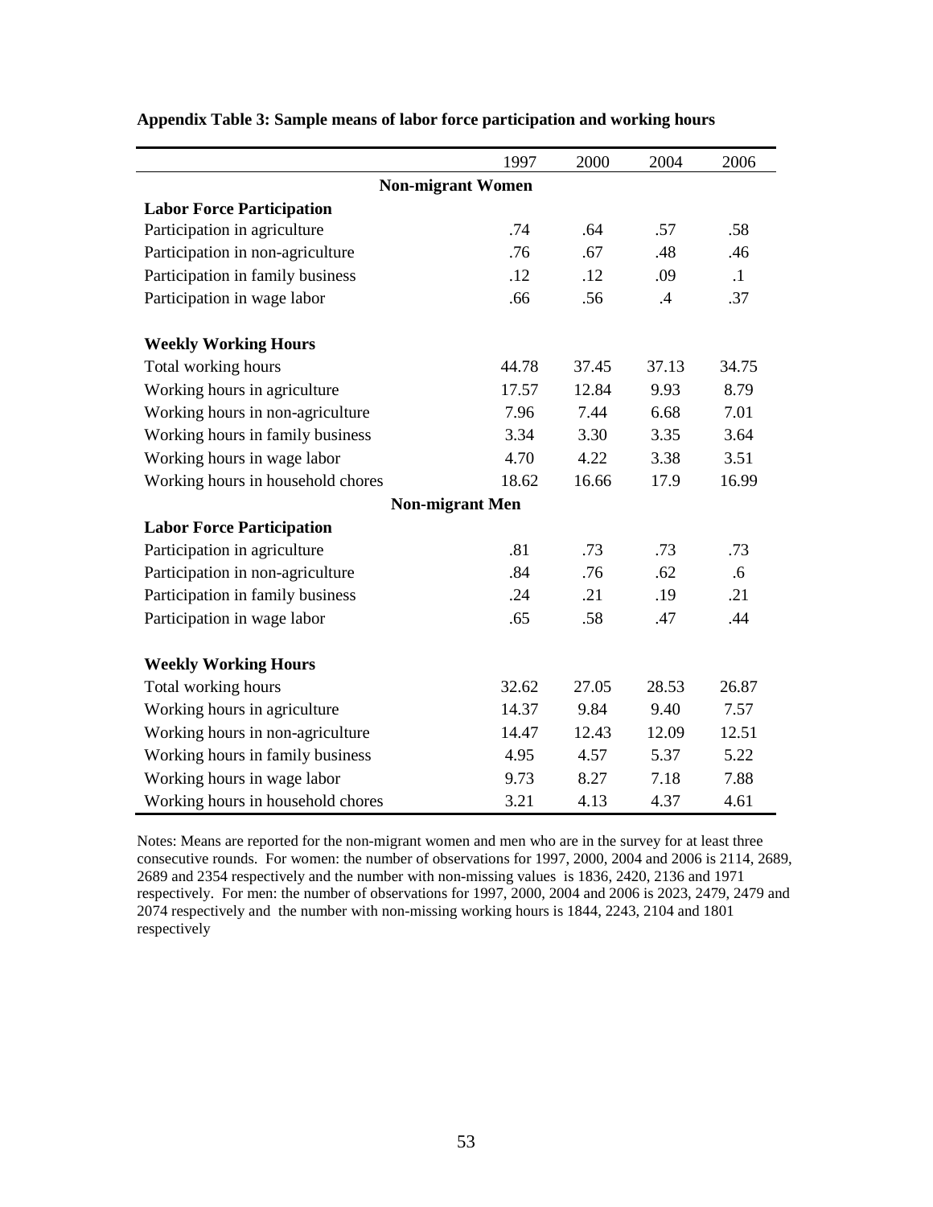**Appendix Table 3: Sample means of labor force participation and working hours**

| | 1997 | 2000 | 2004 | 2006 |
|---|---|---|---|---|
| **Non-migrant Women** | | | | |
| **Labor Force Participation** | | | | |
| Participation in agriculture | .74 | .64 | .57 | .58 |
| Participation in non-agriculture | .76 | .67 | .48 | .46 |
| Participation in family business | .12 | .12 | .09 | .1 |
| Participation in wage labor | .66 | .56 | .4 | .37 |
| **Weekly Working Hours** | | | | |
| Total working hours | 44.78 | 37.45 | 37.13 | 34.75 |
| Working hours in agriculture | 17.57 | 12.84 | 9.93 | 8.79 |
| Working hours in non-agriculture | 7.96 | 7.44 | 6.68 | 7.01 |
| Working hours in family business | 3.34 | 3.30 | 3.35 | 3.64 |
| Working hours in wage labor | 4.70 | 4.22 | 3.38 | 3.51 |
| Working hours in household chores | 18.62 | 16.66 | 17.9 | 16.99 |
| **Non-migrant Men** | | | | |
| **Labor Force Participation** | | | | |
| Participation in agriculture | .81 | .73 | .73 | .73 |
| Participation in non-agriculture | .84 | .76 | .62 | .6 |
| Participation in family business | .24 | .21 | .19 | .21 |
| Participation in wage labor | .65 | .58 | .47 | .44 |
| **Weekly Working Hours** | | | | |
| Total working hours | 32.62 | 27.05 | 28.53 | 26.87 |
| Working hours in agriculture | 14.37 | 9.84 | 9.40 | 7.57 |
| Working hours in non-agriculture | 14.47 | 12.43 | 12.09 | 12.51 |
| Working hours in family business | 4.95 | 4.57 | 5.37 | 5.22 |
| Working hours in wage labor | 9.73 | 8.27 | 7.18 | 7.88 |
| Working hours in household chores | 3.21 | 4.13 | 4.37 | 4.61 |

Notes: Means are reported for the non-migrant women and men who are in the survey for at least three consecutive rounds. For women: the number of observations for 1997, 2000, 2004 and 2006 is 2114, 2689, 2689 and 2354 respectively and the number with non-missing values is 1836, 2420, 2136 and 1971 respectively. For men: the number of observations for 1997, 2000, 2004 and 2006 is 2023, 2479, 2479 and 2074 respectively and the number with non-missing working hours is 1844, 2243, 2104 and 1801 respectively